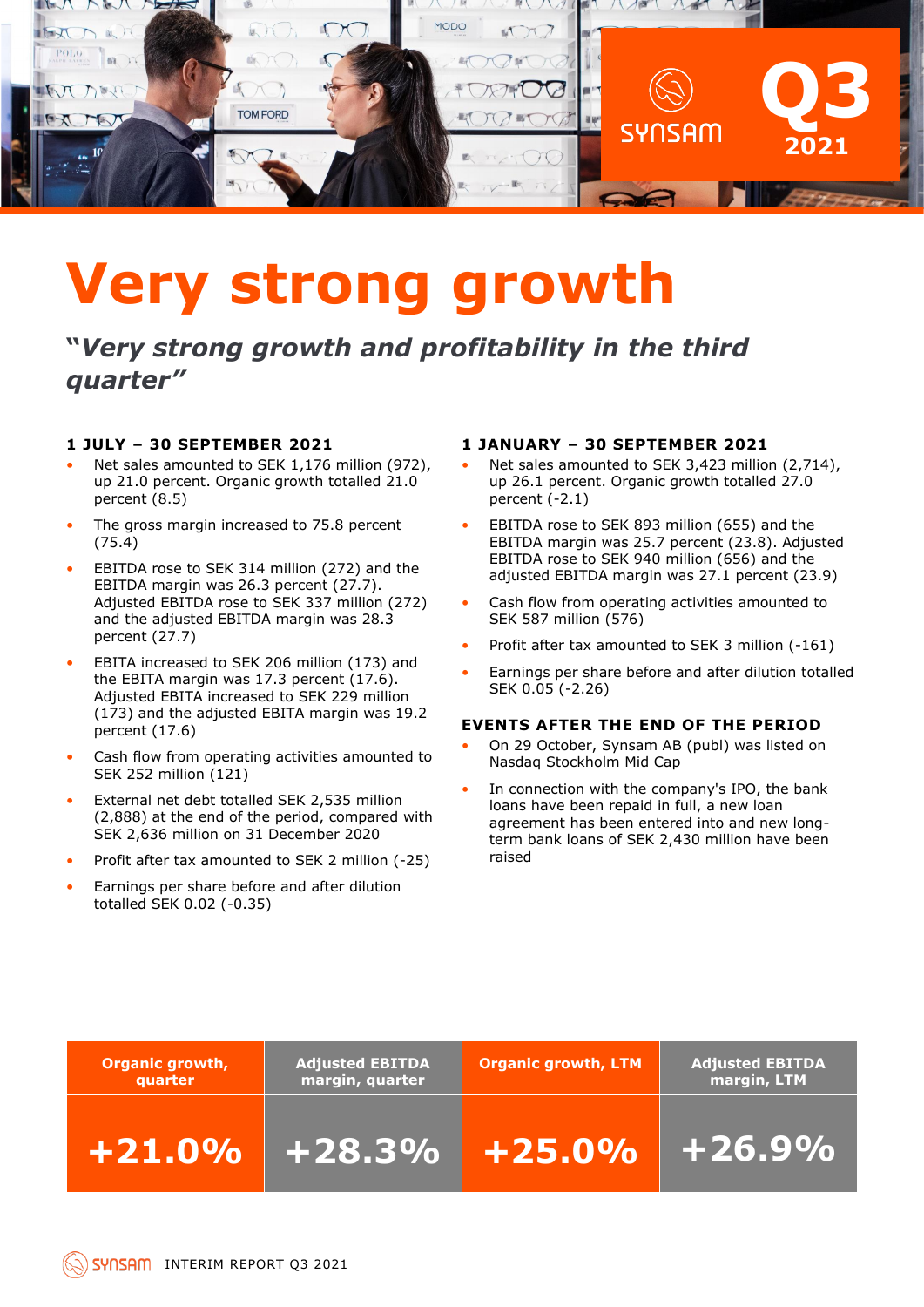# Very strong growth

## *"Very strong growth and profitability in the third quarter"*

### 1 JULY – 30 SEPTEMBER 2021

- Net sales amounted to SEK 1,176 million (972), up 21.0 percent. Organic growth totalled 21.0 percent (8.5)
- The gross margin increased to 75.8 percent (75.4)
- EBITDA rose to SEK 314 million (272) and the EBITDA margin was 26.3 percent (27.7). Adjusted EBITDA rose to SEK 337 million (272) and the adjusted EBITDA margin was 28.3 percent (27.7)
- EBITA increased to SEK 206 million (173) and the EBITA margin was 17.3 percent (17.6). Adjusted EBITA increased to SEK 229 million (173) and the adjusted EBITA margin was 19.2 percent (17.6)
- Cash flow from operating activities amounted to SEK 252 million (121)
- External net debt totalled SEK 2,535 million (2,888) at the end of the period, compared with SEK 2,636 million on 31 December 2020
- Profit after tax amounted to SEK 2 million (-25)
- Earnings per share before and after dilution totalled SEK 0.02 (-0.35)

### 1 JANUARY – 30 SEPTEMBER 2021

- Net sales amounted to SEK 3,423 million (2,714), up 26.1 percent. Organic growth totalled 27.0 percent (-2.1)
- EBITDA rose to SEK 893 million (655) and the EBITDA margin was 25.7 percent (23.8). Adjusted EBITDA rose to SEK 940 million (656) and the adjusted EBITDA margin was 27.1 percent (23.9)
- Cash flow from operating activities amounted to SEK 587 million (576)
- Profit after tax amounted to SEK 3 million (-161)
- Earnings per share before and after dilution totalled SEK 0.05 (-2.26)

### EVENTS AFTER THE END OF THE PERIOD

- On 29 October, Synsam AB (publ) was listed on Nasdaq Stockholm Mid Cap
- In connection with the company's IPO, the bank loans have been repaid in full, a new loan agreement has been entered into and new long-term bank loans of SEK 2,430 million have been raised

| Organic growth, quarter | Adjusted EBITDA margin, quarter | Organic growth, LTM | Adjusted EBITDA margin, LTM |
|---|---|---|---|
| +21.0% | +28.3% | +25.0% | +26.9% |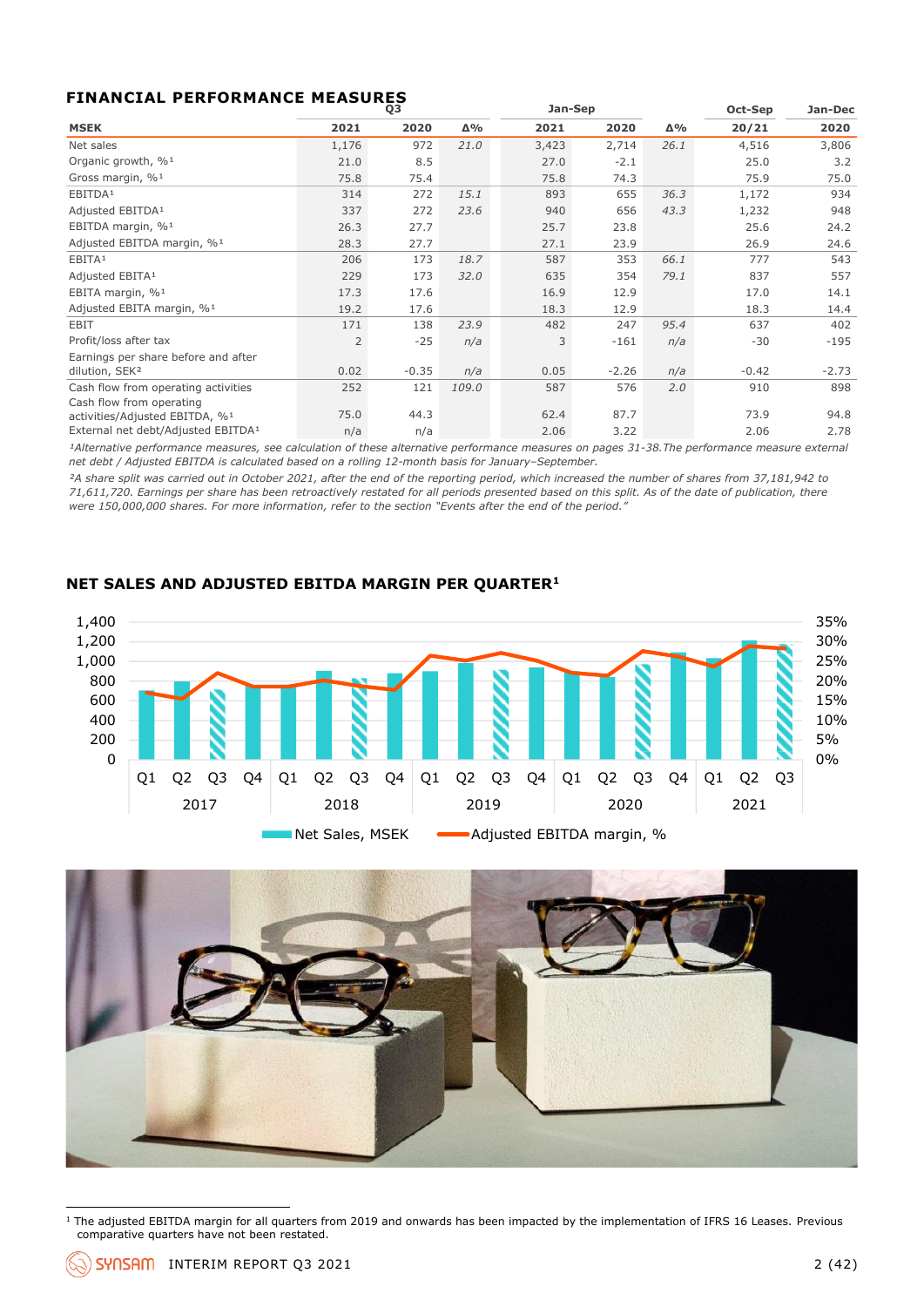## FINANCIAL PERFORMANCE MEASURES

| MSEK | Q3 2021 | Q3 2020 | Δ% | Jan-Sep 2021 | Jan-Sep 2020 | Δ% | Oct-Sep 20/21 | Jan-Dec 2020 |
|---|---|---|---|---|---|---|---|---|
| Net sales | 1,176 | 972 | *21.0* | 3,423 | 2,714 | *26.1* | 4,516 | 3,806 |
| Organic growth, %[1] | 21.0 | 8.5 | | 27.0 | -2.1 | | 25.0 | 3.2 |
| Gross margin, %[1] | 75.8 | 75.4 | | 75.8 | 74.3 | | 75.9 | 75.0 |
| EBITDA[1] | 314 | 272 | *15.1* | 893 | 655 | *36.3* | 1,172 | 934 |
| Adjusted EBITDA[1] | 337 | 272 | *23.6* | 940 | 656 | *43.3* | 1,232 | 948 |
| EBITDA margin, %[1] | 26.3 | 27.7 | | 25.7 | 23.8 | | 25.6 | 24.2 |
| Adjusted EBITDA margin, %[1] | 28.3 | 27.7 | | 27.1 | 23.9 | | 26.9 | 24.6 |
| EBITA[1] | 206 | 173 | *18.7* | 587 | 353 | *66.1* | 777 | 543 |
| Adjusted EBITA[1] | 229 | 173 | *32.0* | 635 | 354 | *79.1* | 837 | 557 |
| EBITA margin, %[1] | 17.3 | 17.6 | | 16.9 | 12.9 | | 17.0 | 14.1 |
| Adjusted EBITA margin, %[1] | 19.2 | 17.6 | | 18.3 | 12.9 | | 18.3 | 14.4 |
| EBIT | 171 | 138 | *23.9* | 482 | 247 | *95.4* | 637 | 402 |
| Profit/loss after tax | 2 | -25 | *n/a* | 3 | -161 | *n/a* | -30 | -195 |
| Earnings per share before and after dilution, SEK[2] | 0.02 | -0.35 | *n/a* | 0.05 | -2.26 | *n/a* | -0.42 | -2.73 |
| Cash flow from operating activities | 252 | 121 | *109.0* | 587 | 576 | *2.0* | 910 | 898 |
| Cash flow from operating activities/Adjusted EBITDA, %[1] | 75.0 | 44.3 | | 62.4 | 87.7 | | 73.9 | 94.8 |
| External net debt/Adjusted EBITDA[1] | n/a | n/a | | 2.06 | 3.22 | | 2.06 | 2.78 |

*[1]Alternative performance measures, see calculation of these alternative performance measures on pages 31-38.The performance measure external net debt / Adjusted EBITDA is calculated based on a rolling 12-month basis for January–September.*

*[2]A share split was carried out in October 2021, after the end of the reporting period, which increased the number of shares from 37,181,942 to 71,611,720. Earnings per share has been retroactively restated for all periods presented based on this split. As of the date of publication, there were 150,000,000 shares. For more information, refer to the section "Events after the end of the period."*

## NET SALES AND ADJUSTED EBITDA MARGIN PER QUARTER[1]

[1] The adjusted EBITDA margin for all quarters from 2019 and onwards has been impacted by the implementation of IFRS 16 Leases. Previous comparative quarters have not been restated.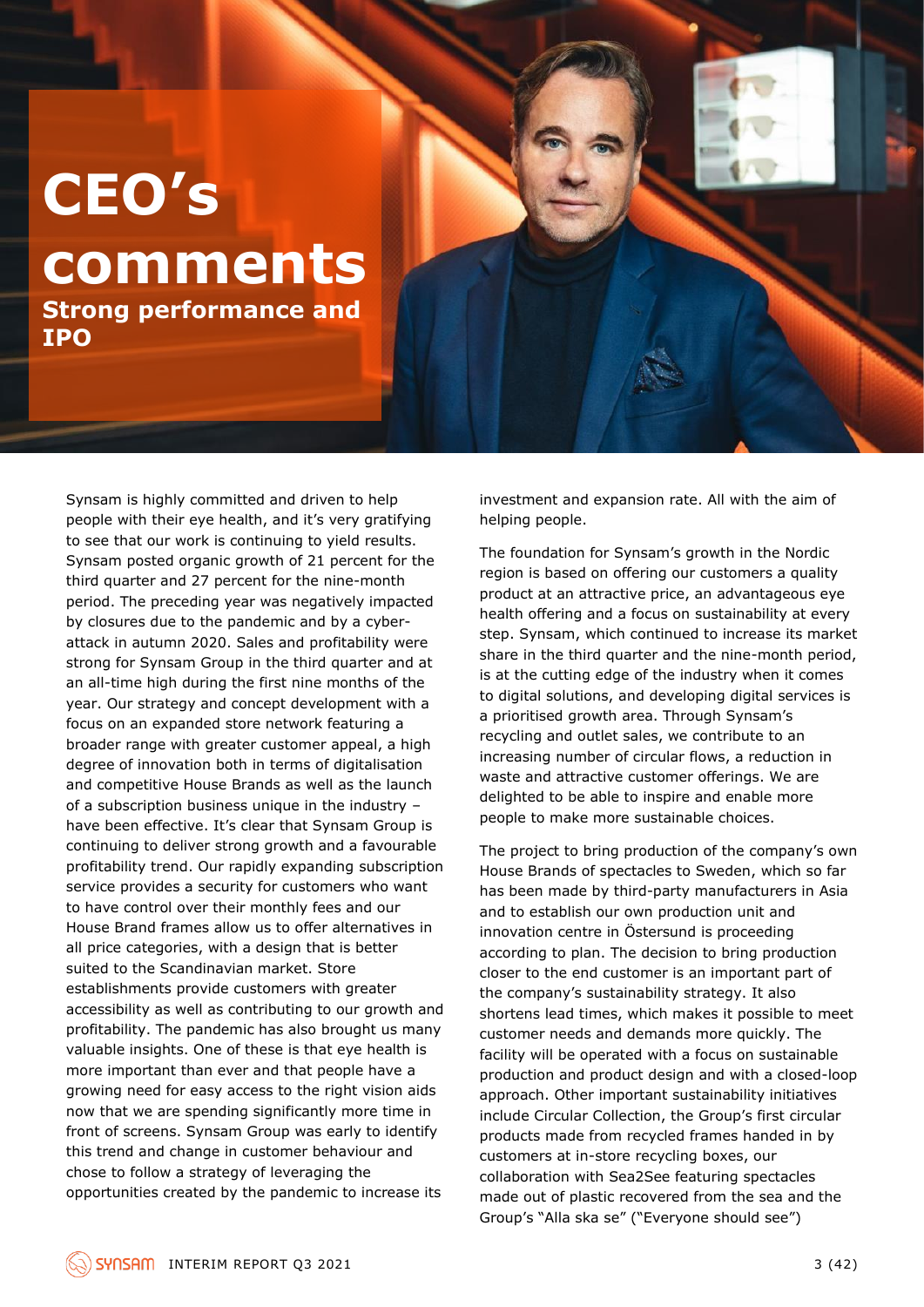# CEO's comments

## Strong performance and IPO

Synsam is highly committed and driven to help people with their eye health, and it's very gratifying to see that our work is continuing to yield results. Synsam posted organic growth of 21 percent for the third quarter and 27 percent for the nine-month period. The preceding year was negatively impacted by closures due to the pandemic and by a cyber-attack in autumn 2020. Sales and profitability were strong for Synsam Group in the third quarter and at an all-time high during the first nine months of the year. Our strategy and concept development with a focus on an expanded store network featuring a broader range with greater customer appeal, a high degree of innovation both in terms of digitalisation and competitive House Brands as well as the launch of a subscription business unique in the industry – have been effective. It's clear that Synsam Group is continuing to deliver strong growth and a favourable profitability trend. Our rapidly expanding subscription service provides a security for customers who want to have control over their monthly fees and our House Brand frames allow us to offer alternatives in all price categories, with a design that is better suited to the Scandinavian market. Store establishments provide customers with greater accessibility as well as contributing to our growth and profitability. The pandemic has also brought us many valuable insights. One of these is that eye health is more important than ever and that people have a growing need for easy access to the right vision aids now that we are spending significantly more time in front of screens. Synsam Group was early to identify this trend and change in customer behaviour and chose to follow a strategy of leveraging the opportunities created by the pandemic to increase its investment and expansion rate. All with the aim of helping people.

The foundation for Synsam's growth in the Nordic region is based on offering our customers a quality product at an attractive price, an advantageous eye health offering and a focus on sustainability at every step. Synsam, which continued to increase its market share in the third quarter and the nine-month period, is at the cutting edge of the industry when it comes to digital solutions, and developing digital services is a prioritised growth area. Through Synsam's recycling and outlet sales, we contribute to an increasing number of circular flows, a reduction in waste and attractive customer offerings. We are delighted to be able to inspire and enable more people to make more sustainable choices.

The project to bring production of the company's own House Brands of spectacles to Sweden, which so far has been made by third-party manufacturers in Asia and to establish our own production unit and innovation centre in Östersund is proceeding according to plan. The decision to bring production closer to the end customer is an important part of the company's sustainability strategy. It also shortens lead times, which makes it possible to meet customer needs and demands more quickly. The facility will be operated with a focus on sustainable production and product design and with a closed-loop approach. Other important sustainability initiatives include Circular Collection, the Group's first circular products made from recycled frames handed in by customers at in-store recycling boxes, our collaboration with Sea2See featuring spectacles made out of plastic recovered from the sea and the Group's "Alla ska se" ("Everyone should see")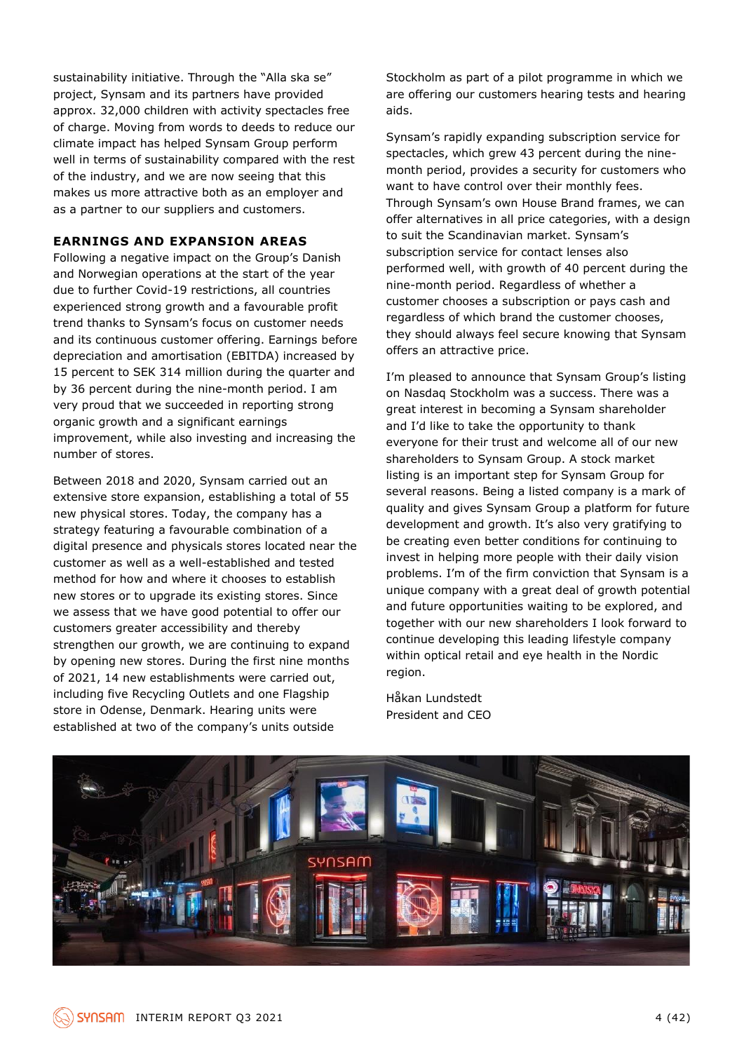sustainability initiative. Through the "Alla ska se" project, Synsam and its partners have provided approx. 32,000 children with activity spectacles free of charge. Moving from words to deeds to reduce our climate impact has helped Synsam Group perform well in terms of sustainability compared with the rest of the industry, and we are now seeing that this makes us more attractive both as an employer and as a partner to our suppliers and customers.

**EARNINGS AND EXPANSION AREAS**

Following a negative impact on the Group's Danish and Norwegian operations at the start of the year due to further Covid-19 restrictions, all countries experienced strong growth and a favourable profit trend thanks to Synsam's focus on customer needs and its continuous customer offering. Earnings before depreciation and amortisation (EBITDA) increased by 15 percent to SEK 314 million during the quarter and by 36 percent during the nine-month period. I am very proud that we succeeded in reporting strong organic growth and a significant earnings improvement, while also investing and increasing the number of stores.

Between 2018 and 2020, Synsam carried out an extensive store expansion, establishing a total of 55 new physical stores. Today, the company has a strategy featuring a favourable combination of a digital presence and physicals stores located near the customer as well as a well-established and tested method for how and where it chooses to establish new stores or to upgrade its existing stores. Since we assess that we have good potential to offer our customers greater accessibility and thereby strengthen our growth, we are continuing to expand by opening new stores. During the first nine months of 2021, 14 new establishments were carried out, including five Recycling Outlets and one Flagship store in Odense, Denmark. Hearing units were established at two of the company's units outside Stockholm as part of a pilot programme in which we are offering our customers hearing tests and hearing aids.

Synsam's rapidly expanding subscription service for spectacles, which grew 43 percent during the nine-month period, provides a security for customers who want to have control over their monthly fees. Through Synsam's own House Brand frames, we can offer alternatives in all price categories, with a design to suit the Scandinavian market. Synsam's subscription service for contact lenses also performed well, with growth of 40 percent during the nine-month period. Regardless of whether a customer chooses a subscription or pays cash and regardless of which brand the customer chooses, they should always feel secure knowing that Synsam offers an attractive price.

I'm pleased to announce that Synsam Group's listing on Nasdaq Stockholm was a success. There was a great interest in becoming a Synsam shareholder and I'd like to take the opportunity to thank everyone for their trust and welcome all of our new shareholders to Synsam Group. A stock market listing is an important step for Synsam Group for several reasons. Being a listed company is a mark of quality and gives Synsam Group a platform for future development and growth. It's also very gratifying to be creating even better conditions for continuing to invest in helping more people with their daily vision problems. I'm of the firm conviction that Synsam is a unique company with a great deal of growth potential and future opportunities waiting to be explored, and together with our new shareholders I look forward to continue developing this leading lifestyle company within optical retail and eye health in the Nordic region.

Håkan Lundstedt
President and CEO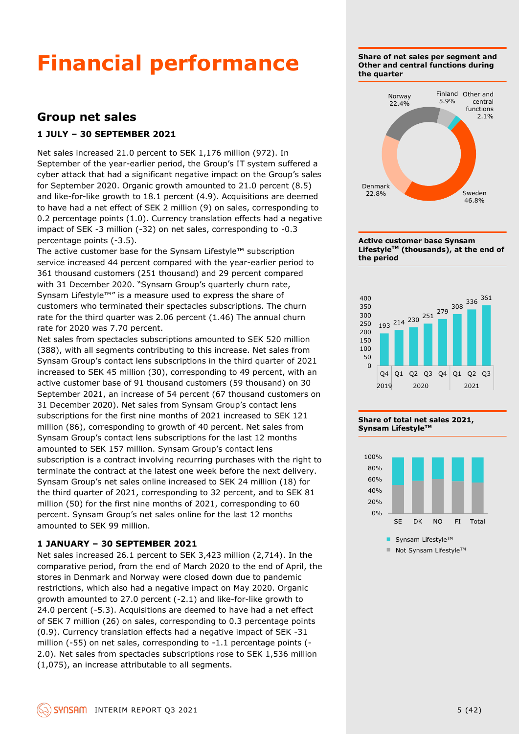# Financial performance

## Group net sales

### 1 JULY – 30 SEPTEMBER 2021

Net sales increased 21.0 percent to SEK 1,176 million (972). In September of the year-earlier period, the Group's IT system suffered a cyber attack that had a significant negative impact on the Group's sales for September 2020. Organic growth amounted to 21.0 percent (8.5) and like-for-like growth to 18.1 percent (4.9). Acquisitions are deemed to have had a net effect of SEK 2 million (9) on sales, corresponding to 0.2 percentage points (1.0). Currency translation effects had a negative impact of SEK -3 million (-32) on net sales, corresponding to -0.3 percentage points (-3.5).

The active customer base for the Synsam Lifestyle™ subscription service increased 44 percent compared with the year-earlier period to 361 thousand customers (251 thousand) and 29 percent compared with 31 December 2020. "Synsam Group's quarterly churn rate, Synsam Lifestyle™" is a measure used to express the share of customers who terminated their spectacles subscriptions. The churn rate for the third quarter was 2.06 percent (1.46) The annual churn rate for 2020 was 7.70 percent.

Net sales from spectacles subscriptions amounted to SEK 520 million (388), with all segments contributing to this increase. Net sales from Synsam Group's contact lens subscriptions in the third quarter of 2021 increased to SEK 45 million (30), corresponding to 49 percent, with an active customer base of 91 thousand customers (59 thousand) on 30 September 2021, an increase of 54 percent (67 thousand customers on 31 December 2020). Net sales from Synsam Group's contact lens subscriptions for the first nine months of 2021 increased to SEK 121 million (86), corresponding to growth of 40 percent. Net sales from Synsam Group's contact lens subscriptions for the last 12 months amounted to SEK 157 million. Synsam Group's contact lens subscription is a contract involving recurring purchases with the right to terminate the contract at the latest one week before the next delivery. Synsam Group's net sales online increased to SEK 24 million (18) for the third quarter of 2021, corresponding to 32 percent, and to SEK 81 million (50) for the first nine months of 2021, corresponding to 60 percent. Synsam Group's net sales online for the last 12 months amounted to SEK 99 million.

### 1 JANUARY – 30 SEPTEMBER 2021

Net sales increased 26.1 percent to SEK 3,423 million (2,714). In the comparative period, from the end of March 2020 to the end of April, the stores in Denmark and Norway were closed down due to pandemic restrictions, which also had a negative impact on May 2020. Organic growth amounted to 27.0 percent (-2.1) and like-for-like growth to 24.0 percent (-5.3). Acquisitions are deemed to have had a net effect of SEK 7 million (26) on sales, corresponding to 0.3 percentage points (0.9). Currency translation effects had a negative impact of SEK -31 million (-55) on net sales, corresponding to -1.1 percentage points (-2.0). Net sales from spectacles subscriptions rose to SEK 1,536 million (1,075), an increase attributable to all segments.

**Share of net sales per segment and Other and central functions during the quarter**

| Segment | Share |
|---|---|
| Sweden | 46.8% |
| Denmark | 22.8% |
| Norway | 22.4% |
| Finland | 5.9% |
| Other and central functions | 2.1% |

**Active customer base Synsam Lifestyle™ (thousands), at the end of the period**

| Year | Quarter | Customers (thousands) |
|---|---|---|
| 2019 | Q4 | 193 |
| 2020 | Q1 | 214 |
| 2020 | Q2 | 230 |
| 2020 | Q3 | 251 |
| 2020 | Q4 | 279 |
| 2021 | Q1 | 308 |
| 2021 | Q2 | 336 |
| 2021 | Q3 | 361 |

**Share of total net sales 2021, Synsam Lifestyle™**

(Bar chart: SE, DK, NO, FI, Total — Synsam Lifestyle™ / Not Synsam Lifestyle™)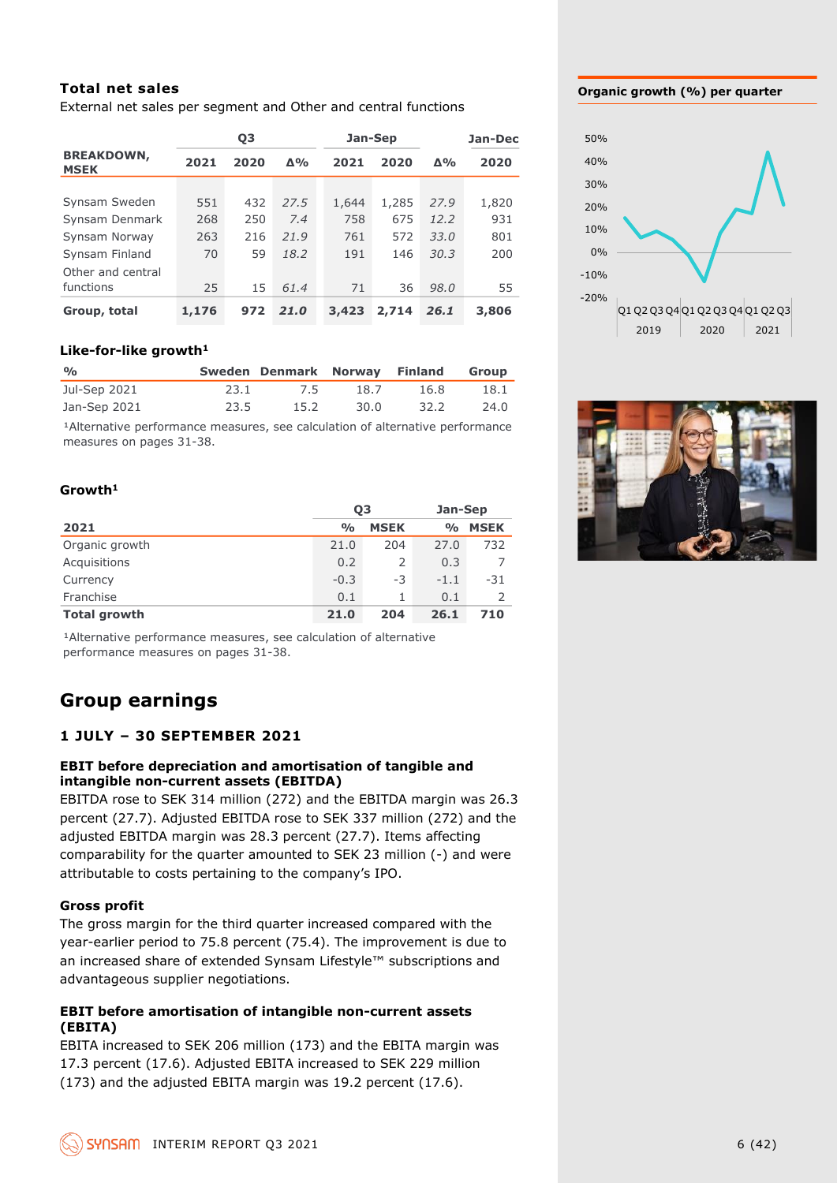## Total net sales

External net sales per segment and Other and central functions

| BREAKDOWN, MSEK | Q3 2021 | Q3 2020 | Q3 Δ% | Jan-Sep 2021 | Jan-Sep 2020 | Jan-Sep Δ% | Jan-Dec 2020 |
|---|---|---|---|---|---|---|---|
| Synsam Sweden | 551 | 432 | *27.5* | 1,644 | 1,285 | *27.9* | 1,820 |
| Synsam Denmark | 268 | 250 | *7.4* | 758 | 675 | *12.2* | 931 |
| Synsam Norway | 263 | 216 | *21.9* | 761 | 572 | *33.0* | 801 |
| Synsam Finland | 70 | 59 | *18.2* | 191 | 146 | *30.3* | 200 |
| Other and central functions | 25 | 15 | *61.4* | 71 | 36 | *98.0* | 55 |
| **Group, total** | **1,176** | **972** | ***21.0*** | **3,423** | **2,714** | ***26.1*** | **3,806** |

### Like-for-like growth[1]

| % | Sweden | Denmark | Norway | Finland | Group |
|---|---|---|---|---|---|
| Jul-Sep 2021 | 23.1 | 7.5 | 18.7 | 16.8 | 18.1 |
| Jan-Sep 2021 | 23.5 | 15.2 | 30.0 | 32.2 | 24.0 |

[1]Alternative performance measures, see calculation of alternative performance measures on pages 31-38.

### Growth[1]

| 2021 | Q3 % | Q3 MSEK | Jan-Sep % | Jan-Sep MSEK |
|---|---|---|---|---|
| Organic growth | 21.0 | 204 | 27.0 | 732 |
| Acquisitions | 0.2 | 2 | 0.3 | 7 |
| Currency | -0.3 | -3 | -1.1 | -31 |
| Franchise | 0.1 | 1 | 0.1 | 2 |
| **Total growth** | **21.0** | **204** | **26.1** | **710** |

[1]Alternative performance measures, see calculation of alternative performance measures on pages 31-38.

# Group earnings

## 1 JULY – 30 SEPTEMBER 2021

### EBIT before depreciation and amortisation of tangible and intangible non-current assets (EBITDA)

EBITDA rose to SEK 314 million (272) and the EBITDA margin was 26.3 percent (27.7). Adjusted EBITDA rose to SEK 337 million (272) and the adjusted EBITDA margin was 28.3 percent (27.7). Items affecting comparability for the quarter amounted to SEK 23 million (-) and were attributable to costs pertaining to the company's IPO.

### Gross profit

The gross margin for the third quarter increased compared with the year-earlier period to 75.8 percent (75.4). The improvement is due to an increased share of extended Synsam Lifestyle™ subscriptions and advantageous supplier negotiations.

### EBIT before amortisation of intangible non-current assets (EBITA)

EBITA increased to SEK 206 million (173) and the EBITA margin was 17.3 percent (17.6). Adjusted EBITA increased to SEK 229 million (173) and the adjusted EBITA margin was 19.2 percent (17.6).

**Organic growth (%) per quarter**

| Quarter | Q1 2019 | Q2 2019 | Q3 2019 | Q4 2019 | Q1 2020 | Q2 2020 | Q3 2020 | Q4 2020 | Q1 2021 | Q2 2021 | Q3 2021 |
|---|---|---|---|---|---|---|---|---|---|---|---|
| Organic growth (%) | ~15 | ~7 | ~10 | ~6 | ~-1 | ~-12 | ~9 | ~19 | ~17 | ~44 | ~21 |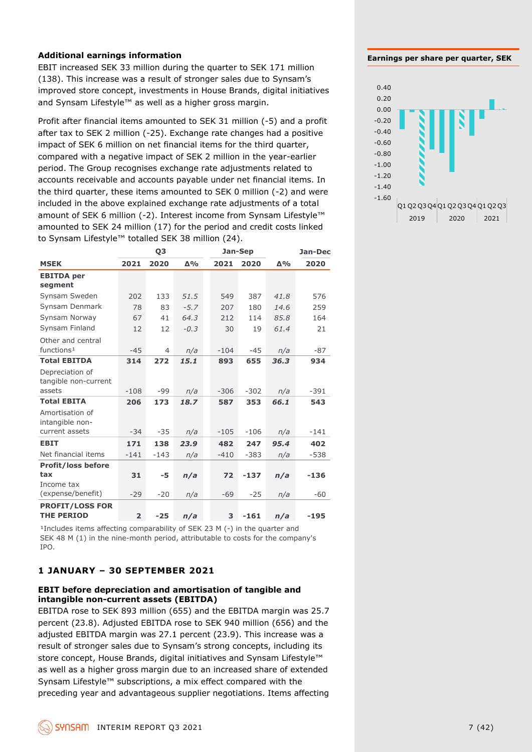### Additional earnings information

EBIT increased SEK 33 million during the quarter to SEK 171 million (138). This increase was a result of stronger sales due to Synsam's improved store concept, investments in House Brands, digital initiatives and Synsam Lifestyle™ as well as a higher gross margin.

Profit after financial items amounted to SEK 31 million (-5) and a profit after tax to SEK 2 million (-25). Exchange rate changes had a positive impact of SEK 6 million on net financial items for the third quarter, compared with a negative impact of SEK 2 million in the year-earlier period. The Group recognises exchange rate adjustments related to accounts receivable and accounts payable under net financial items. In the third quarter, these items amounted to SEK 0 million (-2) and were included in the above explained exchange rate adjustments of a total amount of SEK 6 million (-2). Interest income from Synsam Lifestyle™ amounted to SEK 24 million (17) for the period and credit costs linked to Synsam Lifestyle™ totalled SEK 38 million (24).

| | Q3 | | | Jan-Sep | | | Jan-Dec |
|---|---|---|---|---|---|---|---|
| **MSEK** | **2021** | **2020** | **Δ%** | **2021** | **2020** | **Δ%** | **2020** |
| **EBITDA per segment** | | | | | | | |
| Synsam Sweden | 202 | 133 | *51.5* | 549 | 387 | *41.8* | 576 |
| Synsam Denmark | 78 | 83 | *-5.7* | 207 | 180 | *14.6* | 259 |
| Synsam Norway | 67 | 41 | *64.3* | 212 | 114 | *85.8* | 164 |
| Synsam Finland | 12 | 12 | *-0.3* | 30 | 19 | *61.4* | 21 |
| Other and central functions[1] | -45 | 4 | *n/a* | -104 | -45 | *n/a* | -87 |
| **Total EBITDA** | **314** | **272** | ***15.1*** | **893** | **655** | ***36.3*** | **934** |
| Depreciation of tangible non-current assets | -108 | -99 | *n/a* | -306 | -302 | *n/a* | -391 |
| **Total EBITA** | **206** | **173** | ***18.7*** | **587** | **353** | ***66.1*** | **543** |
| Amortisation of intangible non-current assets | -34 | -35 | *n/a* | -105 | -106 | *n/a* | -141 |
| **EBIT** | **171** | **138** | ***23.9*** | **482** | **247** | ***95.4*** | **402** |
| Net financial items | -141 | -143 | *n/a* | -410 | -383 | *n/a* | -538 |
| **Profit/loss before tax** | **31** | **-5** | ***n/a*** | **72** | **-137** | ***n/a*** | **-136** |
| Income tax (expense/benefit) | -29 | -20 | *n/a* | -69 | -25 | *n/a* | -60 |
| **PROFIT/LOSS FOR THE PERIOD** | **2** | **-25** | ***n/a*** | **3** | **-161** | ***n/a*** | **-195** |

[1]Includes items affecting comparability of SEK 23 M (-) in the quarter and SEK 48 M (1) in the nine-month period, attributable to costs for the company's IPO.

## 1 JANUARY – 30 SEPTEMBER 2021

### EBIT before depreciation and amortisation of tangible and intangible non-current assets (EBITDA)

EBITDA rose to SEK 893 million (655) and the EBITDA margin was 25.7 percent (23.8). Adjusted EBITDA rose to SEK 940 million (656) and the adjusted EBITDA margin was 27.1 percent (23.9). This increase was a result of stronger sales due to Synsam's strong concepts, including its store concept, House Brands, digital initiatives and Synsam Lifestyle™ as well as a higher gross margin due to an increased share of extended Synsam Lifestyle™ subscriptions, a mix effect compared with the preceding year and advantageous supplier negotiations. Items affecting

**Earnings per share per quarter, SEK**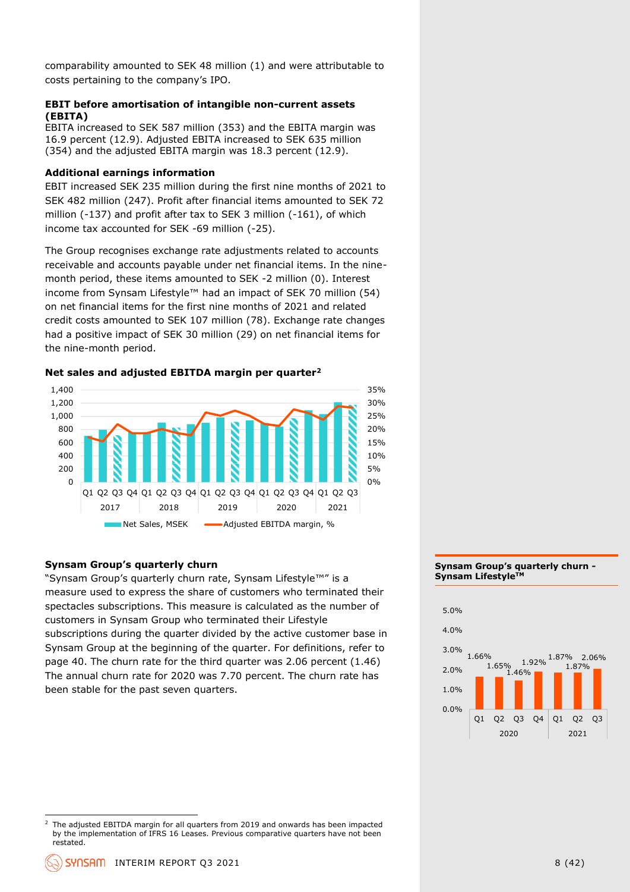comparability amounted to SEK 48 million (1) and were attributable to costs pertaining to the company's IPO.

**EBIT before amortisation of intangible non-current assets (EBITA)**
EBITA increased to SEK 587 million (353) and the EBITA margin was 16.9 percent (12.9). Adjusted EBITA increased to SEK 635 million (354) and the adjusted EBITA margin was 18.3 percent (12.9).

**Additional earnings information**
EBIT increased SEK 235 million during the first nine months of 2021 to SEK 482 million (247). Profit after financial items amounted to SEK 72 million (-137) and profit after tax to SEK 3 million (-161), of which income tax accounted for SEK -69 million (-25).

The Group recognises exchange rate adjustments related to accounts receivable and accounts payable under net financial items. In the nine-month period, these items amounted to SEK -2 million (0). Interest income from Synsam Lifestyle™ had an impact of SEK 70 million (54) on net financial items for the first nine months of 2021 and related credit costs amounted to SEK 107 million (78). Exchange rate changes had a positive impact of SEK 30 million (29) on net financial items for the nine-month period.

**Net sales and adjusted EBITDA margin per quarter**[2]

**Synsam Group's quarterly churn**
"Synsam Group's quarterly churn rate, Synsam Lifestyle™" is a measure used to express the share of customers who terminated their spectacles subscriptions. This measure is calculated as the number of customers in Synsam Group who terminated their Lifestyle subscriptions during the quarter divided by the active customer base in Synsam Group at the beginning of the quarter. For definitions, refer to page 40. The churn rate for the third quarter was 2.06 percent (1.46) The annual churn rate for 2020 was 7.70 percent. The churn rate has been stable for the past seven quarters.

**Synsam Group's quarterly churn - Synsam Lifestyle™**

| | 2020 Q1 | 2020 Q2 | 2020 Q3 | 2020 Q4 | 2021 Q1 | 2021 Q2 | 2021 Q3 |
|---|---|---|---|---|---|---|---|
| Churn | 1.66% | 1.65% | 1.46% | 1.92% | 1.87% | 1.87% | 2.06% |

[2] The adjusted EBITDA margin for all quarters from 2019 and onwards has been impacted by the implementation of IFRS 16 Leases. Previous comparative quarters have not been restated.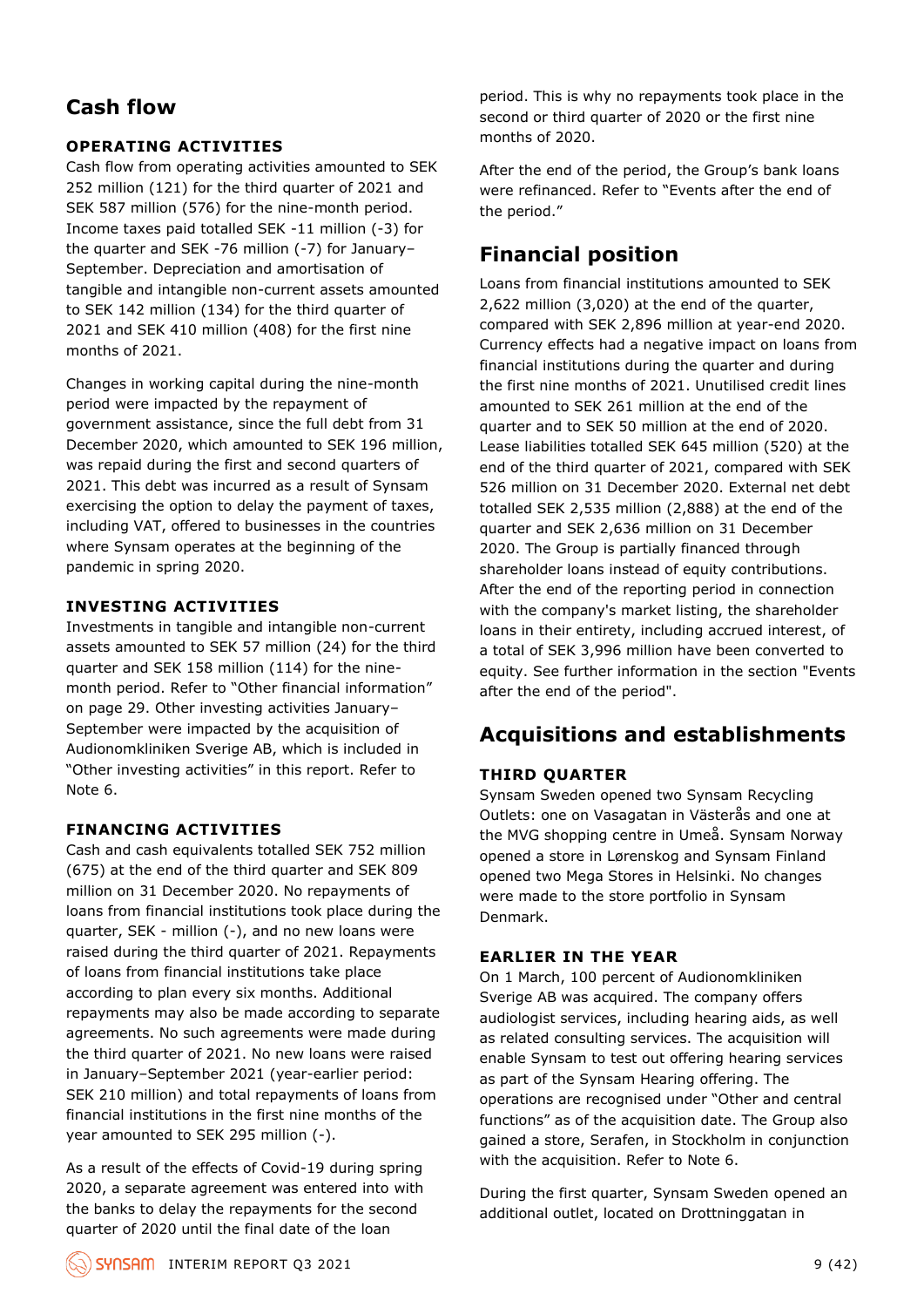## Cash flow

### OPERATING ACTIVITIES

Cash flow from operating activities amounted to SEK 252 million (121) for the third quarter of 2021 and SEK 587 million (576) for the nine-month period. Income taxes paid totalled SEK -11 million (-3) for the quarter and SEK -76 million (-7) for January–September. Depreciation and amortisation of tangible and intangible non-current assets amounted to SEK 142 million (134) for the third quarter of 2021 and SEK 410 million (408) for the first nine months of 2021.

Changes in working capital during the nine-month period were impacted by the repayment of government assistance, since the full debt from 31 December 2020, which amounted to SEK 196 million, was repaid during the first and second quarters of 2021. This debt was incurred as a result of Synsam exercising the option to delay the payment of taxes, including VAT, offered to businesses in the countries where Synsam operates at the beginning of the pandemic in spring 2020.

### INVESTING ACTIVITIES

Investments in tangible and intangible non-current assets amounted to SEK 57 million (24) for the third quarter and SEK 158 million (114) for the nine-month period. Refer to "Other financial information" on page 29. Other investing activities January–September were impacted by the acquisition of Audionomkliniken Sverige AB, which is included in "Other investing activities" in this report. Refer to Note 6.

### FINANCING ACTIVITIES

Cash and cash equivalents totalled SEK 752 million (675) at the end of the third quarter and SEK 809 million on 31 December 2020. No repayments of loans from financial institutions took place during the quarter, SEK - million (-), and no new loans were raised during the third quarter of 2021. Repayments of loans from financial institutions take place according to plan every six months. Additional repayments may also be made according to separate agreements. No such agreements were made during the third quarter of 2021. No new loans were raised in January–September 2021 (year-earlier period: SEK 210 million) and total repayments of loans from financial institutions in the first nine months of the year amounted to SEK 295 million (-).

As a result of the effects of Covid-19 during spring 2020, a separate agreement was entered into with the banks to delay the repayments for the second quarter of 2020 until the final date of the loan period. This is why no repayments took place in the second or third quarter of 2020 or the first nine months of 2020.

After the end of the period, the Group's bank loans were refinanced. Refer to "Events after the end of the period."

## Financial position

Loans from financial institutions amounted to SEK 2,622 million (3,020) at the end of the quarter, compared with SEK 2,896 million at year-end 2020. Currency effects had a negative impact on loans from financial institutions during the quarter and during the first nine months of 2021. Unutilised credit lines amounted to SEK 261 million at the end of the quarter and to SEK 50 million at the end of 2020. Lease liabilities totalled SEK 645 million (520) at the end of the third quarter of 2021, compared with SEK 526 million on 31 December 2020. External net debt totalled SEK 2,535 million (2,888) at the end of the quarter and SEK 2,636 million on 31 December 2020. The Group is partially financed through shareholder loans instead of equity contributions. After the end of the reporting period in connection with the company's market listing, the shareholder loans in their entirety, including accrued interest, of a total of SEK 3,996 million have been converted to equity. See further information in the section "Events after the end of the period".

## Acquisitions and establishments

### THIRD QUARTER

Synsam Sweden opened two Synsam Recycling Outlets: one on Vasagatan in Västerås and one at the MVG shopping centre in Umeå. Synsam Norway opened a store in Lørenskog and Synsam Finland opened two Mega Stores in Helsinki. No changes were made to the store portfolio in Synsam Denmark.

### EARLIER IN THE YEAR

On 1 March, 100 percent of Audionomkliniken Sverige AB was acquired. The company offers audiologist services, including hearing aids, as well as related consulting services. The acquisition will enable Synsam to test out offering hearing services as part of the Synsam Hearing offering. The operations are recognised under "Other and central functions" as of the acquisition date. The Group also gained a store, Serafen, in Stockholm in conjunction with the acquisition. Refer to Note 6.

During the first quarter, Synsam Sweden opened an additional outlet, located on Drottninggatan in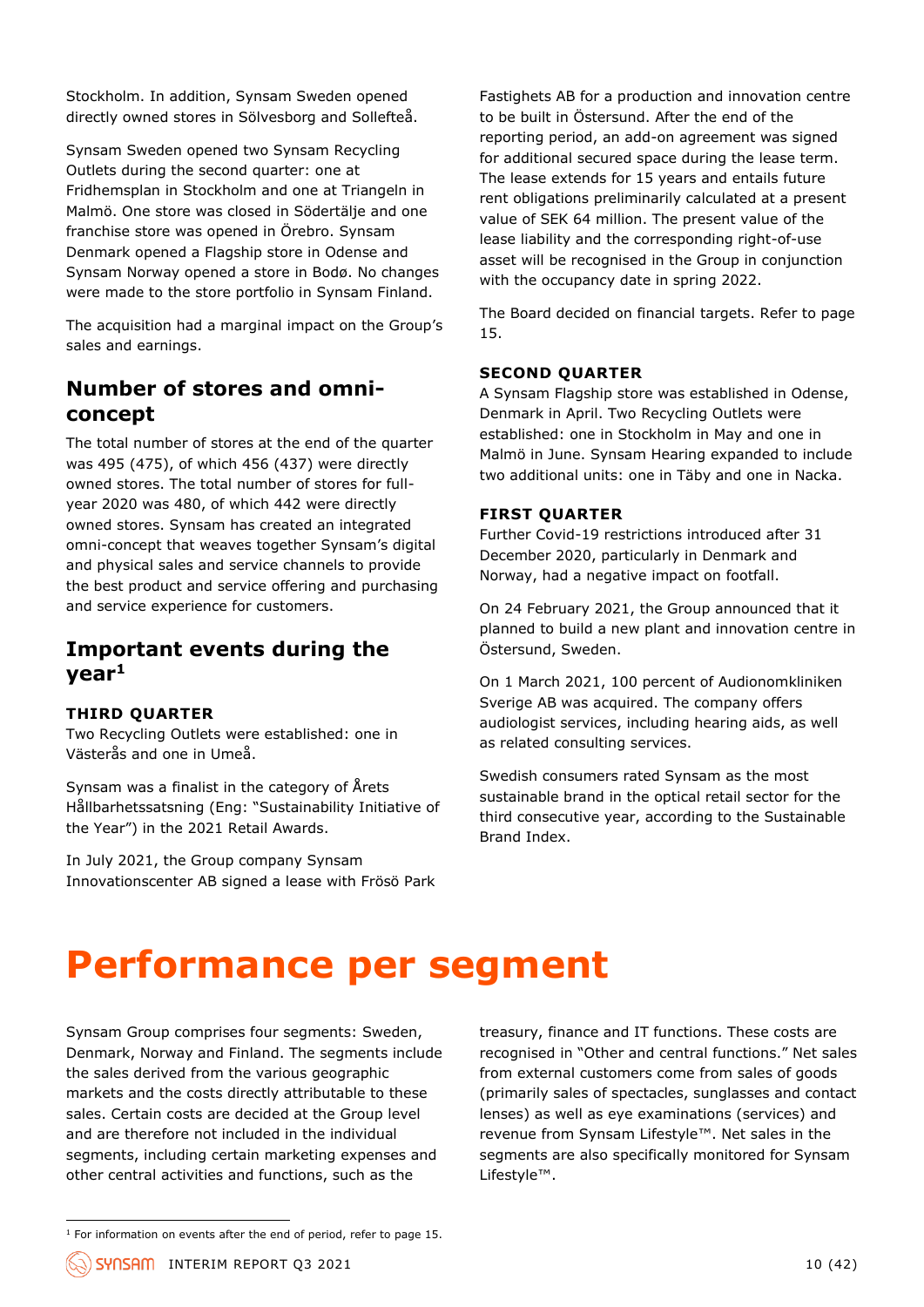Stockholm. In addition, Synsam Sweden opened directly owned stores in Sölvesborg and Sollefteå.

Synsam Sweden opened two Synsam Recycling Outlets during the second quarter: one at Fridhemsplan in Stockholm and one at Triangeln in Malmö. One store was closed in Södertälje and one franchise store was opened in Örebro. Synsam Denmark opened a Flagship store in Odense and Synsam Norway opened a store in Bodø. No changes were made to the store portfolio in Synsam Finland.

The acquisition had a marginal impact on the Group's sales and earnings.

## Number of stores and omni-concept

The total number of stores at the end of the quarter was 495 (475), of which 456 (437) were directly owned stores. The total number of stores for full-year 2020 was 480, of which 442 were directly owned stores. Synsam has created an integrated omni-concept that weaves together Synsam's digital and physical sales and service channels to provide the best product and service offering and purchasing and service experience for customers.

## Important events during the year[1]

### THIRD QUARTER

Two Recycling Outlets were established: one in Västerås and one in Umeå.

Synsam was a finalist in the category of Årets Hållbarhetssatsning (Eng: "Sustainability Initiative of the Year") in the 2021 Retail Awards.

In July 2021, the Group company Synsam Innovationscenter AB signed a lease with Frösö Park Fastighets AB for a production and innovation centre to be built in Östersund. After the end of the reporting period, an add-on agreement was signed for additional secured space during the lease term. The lease extends for 15 years and entails future rent obligations preliminarily calculated at a present value of SEK 64 million. The present value of the lease liability and the corresponding right-of-use asset will be recognised in the Group in conjunction with the occupancy date in spring 2022.

The Board decided on financial targets. Refer to page 15.

### SECOND QUARTER

A Synsam Flagship store was established in Odense, Denmark in April. Two Recycling Outlets were established: one in Stockholm in May and one in Malmö in June. Synsam Hearing expanded to include two additional units: one in Täby and one in Nacka.

### FIRST QUARTER

Further Covid-19 restrictions introduced after 31 December 2020, particularly in Denmark and Norway, had a negative impact on footfall.

On 24 February 2021, the Group announced that it planned to build a new plant and innovation centre in Östersund, Sweden.

On 1 March 2021, 100 percent of Audionomkliniken Sverige AB was acquired. The company offers audiologist services, including hearing aids, as well as related consulting services.

Swedish consumers rated Synsam as the most sustainable brand in the optical retail sector for the third consecutive year, according to the Sustainable Brand Index.

# Performance per segment

Synsam Group comprises four segments: Sweden, Denmark, Norway and Finland. The segments include the sales derived from the various geographic markets and the costs directly attributable to these sales. Certain costs are decided at the Group level and are therefore not included in the individual segments, including certain marketing expenses and other central activities and functions, such as the treasury, finance and IT functions. These costs are recognised in "Other and central functions." Net sales from external customers come from sales of goods (primarily sales of spectacles, sunglasses and contact lenses) as well as eye examinations (services) and revenue from Synsam Lifestyle™. Net sales in the segments are also specifically monitored for Synsam Lifestyle™.

---

[1] For information on events after the end of period, refer to page 15.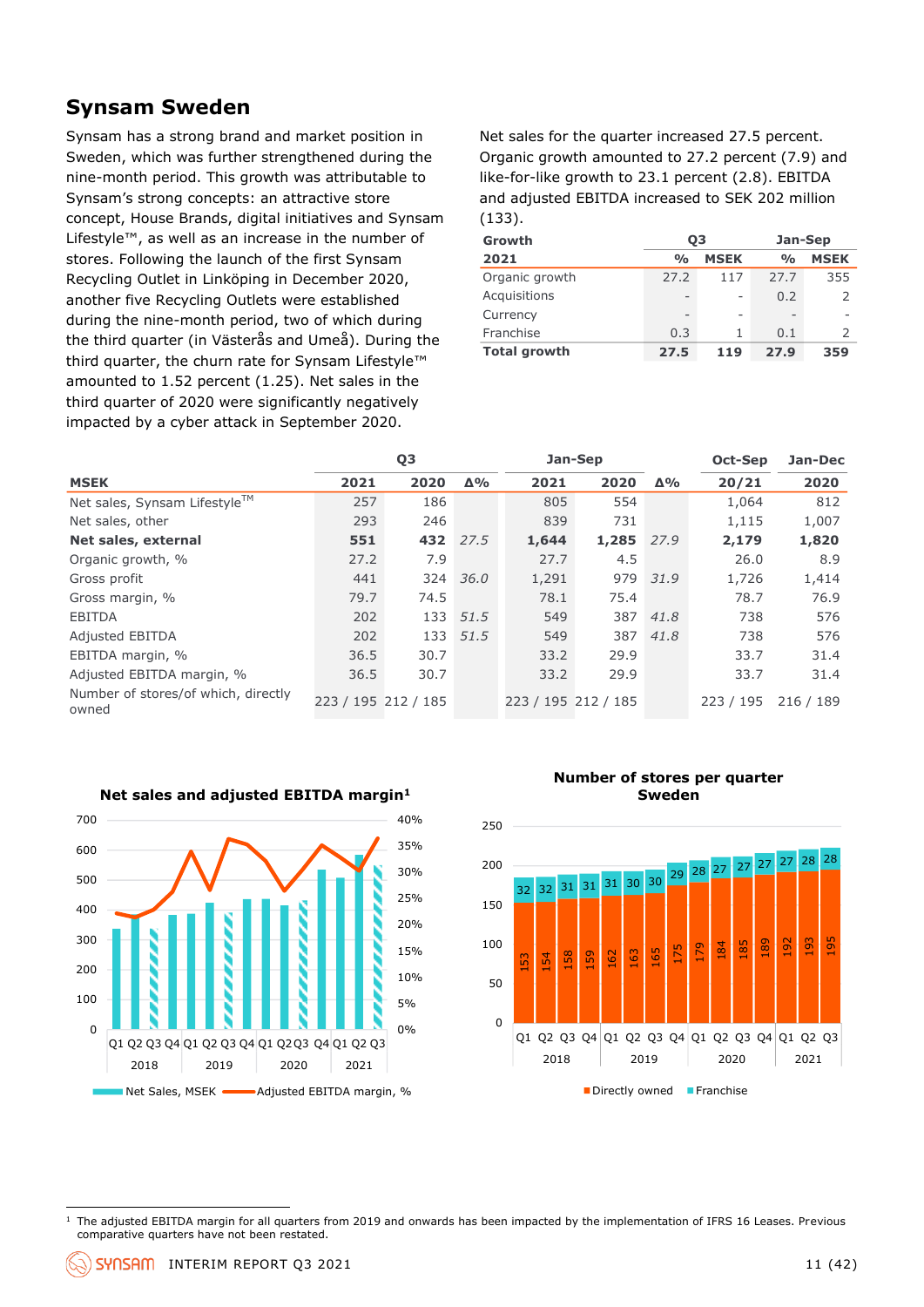## Synsam Sweden

Synsam has a strong brand and market position in Sweden, which was further strengthened during the nine-month period. This growth was attributable to Synsam's strong concepts: an attractive store concept, House Brands, digital initiatives and Synsam Lifestyle™, as well as an increase in the number of stores. Following the launch of the first Synsam Recycling Outlet in Linköping in December 2020, another five Recycling Outlets were established during the nine-month period, two of which during the third quarter (in Västerås and Umeå). During the third quarter, the churn rate for Synsam Lifestyle™ amounted to 1.52 percent (1.25). Net sales in the third quarter of 2020 were significantly negatively impacted by a cyber attack in September 2020.

Net sales for the quarter increased 27.5 percent. Organic growth amounted to 27.2 percent (7.9) and like-for-like growth to 23.1 percent (2.8). EBITDA and adjusted EBITDA increased to SEK 202 million (133).

| Growth | Q3 | | Jan-Sep | |
|---|---|---|---|---|
| **2021** | **%** | **MSEK** | **%** | **MSEK** |
| Organic growth | 27.2 | 117 | 27.7 | 355 |
| Acquisitions | - | - | 0.2 | 2 |
| Currency | - | - | - | - |
| Franchise | 0.3 | 1 | 0.1 | 2 |
| **Total growth** | **27.5** | **119** | **27.9** | **359** |

| | Q3 | | | Jan-Sep | | | Oct-Sep | Jan-Dec |
|---|---|---|---|---|---|---|---|---|
| **MSEK** | **2021** | **2020** | **Δ%** | **2021** | **2020** | **Δ%** | **20/21** | **2020** |
| Net sales, Synsam Lifestyle™ | 257 | 186 | | 805 | 554 | | 1,064 | 812 |
| Net sales, other | 293 | 246 | | 839 | 731 | | 1,115 | 1,007 |
| **Net sales, external** | **551** | **432** | *27.5* | **1,644** | **1,285** | *27.9* | **2,179** | **1,820** |
| Organic growth, % | 27.2 | 7.9 | | 27.7 | 4.5 | | 26.0 | 8.9 |
| Gross profit | 441 | 324 | *36.0* | 1,291 | 979 | *31.9* | 1,726 | 1,414 |
| Gross margin, % | 79.7 | 74.5 | | 78.1 | 75.4 | | 78.7 | 76.9 |
| EBITDA | 202 | 133 | *51.5* | 549 | 387 | *41.8* | 738 | 576 |
| Adjusted EBITDA | 202 | 133 | *51.5* | 549 | 387 | *41.8* | 738 | 576 |
| EBITDA margin, % | 36.5 | 30.7 | | 33.2 | 29.9 | | 33.7 | 31.4 |
| Adjusted EBITDA margin, % | 36.5 | 30.7 | | 33.2 | 29.9 | | 33.7 | 31.4 |
| Number of stores/of which, directly owned | 223 / 195 | 212 / 185 | | 223 / 195 | 212 / 185 | | 223 / 195 | 216 / 189 |

**Net sales and adjusted EBITDA margin[1]**

Net Sales, MSEK — Adjusted EBITDA margin, %

**Number of stores per quarter Sweden**

| | 2018 Q1 | Q2 | Q3 | Q4 | 2019 Q1 | Q2 | Q3 | Q4 | 2020 Q1 | Q2 | Q3 | Q4 | 2021 Q1 | Q2 | Q3 |
|---|---|---|---|---|---|---|---|---|---|---|---|---|---|---|---|
| Directly owned | 153 | 154 | 158 | 159 | 162 | 163 | 165 | 175 | 179 | 184 | 185 | 189 | 192 | 193 | 195 |
| Franchise | 32 | 32 | 31 | 31 | 31 | 30 | 30 | 29 | 28 | 27 | 27 | 27 | 27 | 28 | 28 |

[1] The adjusted EBITDA margin for all quarters from 2019 and onwards has been impacted by the implementation of IFRS 16 Leases. Previous comparative quarters have not been restated.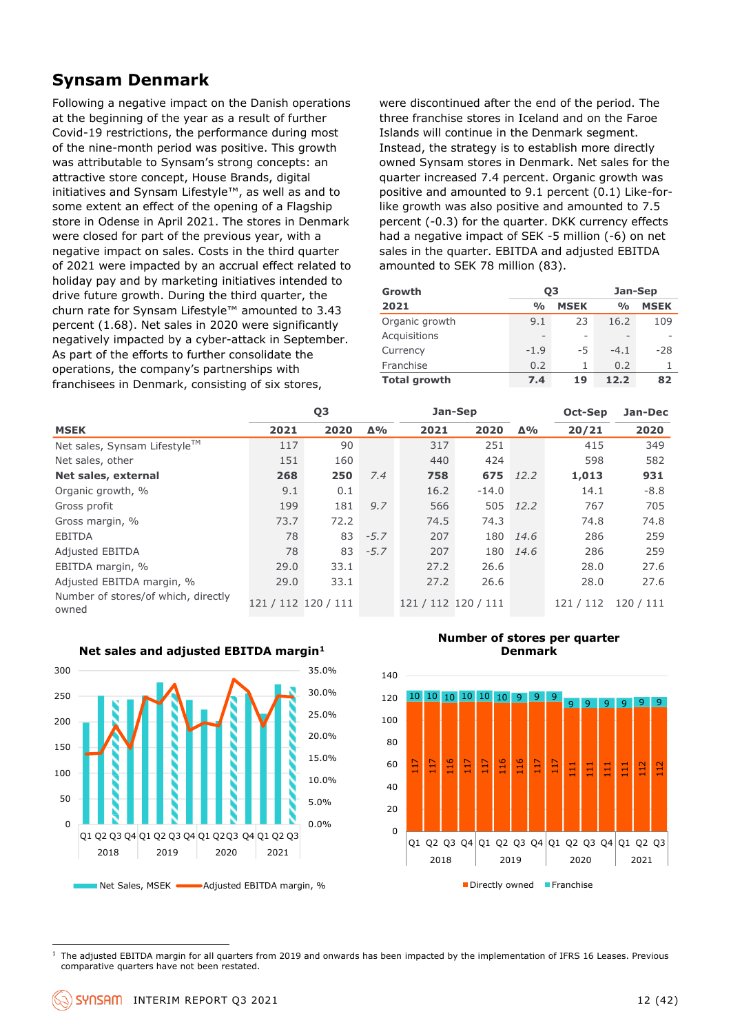## Synsam Denmark

Following a negative impact on the Danish operations at the beginning of the year as a result of further Covid-19 restrictions, the performance during most of the nine-month period was positive. This growth was attributable to Synsam's strong concepts: an attractive store concept, House Brands, digital initiatives and Synsam Lifestyle™, as well as and to some extent an effect of the opening of a Flagship store in Odense in April 2021. The stores in Denmark were closed for part of the previous year, with a negative impact on sales. Costs in the third quarter of 2021 were impacted by an accrual effect related to holiday pay and by marketing initiatives intended to drive future growth. During the third quarter, the churn rate for Synsam Lifestyle™ amounted to 3.43 percent (1.68). Net sales in 2020 were significantly negatively impacted by a cyber-attack in September. As part of the efforts to further consolidate the operations, the company's partnerships with franchisees in Denmark, consisting of six stores, were discontinued after the end of the period. The three franchise stores in Iceland and on the Faroe Islands will continue in the Denmark segment. Instead, the strategy is to establish more directly owned Synsam stores in Denmark. Net sales for the quarter increased 7.4 percent. Organic growth was positive and amounted to 9.1 percent (0.1) Like-for-like growth was also positive and amounted to 7.5 percent (-0.3) for the quarter. DKK currency effects had a negative impact of SEK -5 million (-6) on net sales in the quarter. EBITDA and adjusted EBITDA amounted to SEK 78 million (83).

| Growth | Q3 | | Jan-Sep | |
|---|---|---|---|---|
| **2021** | **%** | **MSEK** | **%** | **MSEK** |
| Organic growth | 9.1 | 23 | 16.2 | 109 |
| Acquisitions | - | - | - | - |
| Currency | -1.9 | -5 | -4.1 | -28 |
| Franchise | 0.2 | 1 | 0.2 | 1 |
| **Total growth** | **7.4** | **19** | **12.2** | **82** |

| | Q3 | | | Jan-Sep | | | Oct-Sep | Jan-Dec |
|---|---|---|---|---|---|---|---|---|
| **MSEK** | **2021** | **2020** | **Δ%** | **2021** | **2020** | **Δ%** | **20/21** | **2020** |
| Net sales, Synsam Lifestyle™ | 117 | 90 | | 317 | 251 | | 415 | 349 |
| Net sales, other | 151 | 160 | | 440 | 424 | | 598 | 582 |
| **Net sales, external** | **268** | **250** | *7.4* | **758** | **675** | *12.2* | **1,013** | **931** |
| Organic growth, % | 9.1 | 0.1 | | 16.2 | -14.0 | | 14.1 | -8.8 |
| Gross profit | 199 | 181 | *9.7* | 566 | 505 | *12.2* | 767 | 705 |
| Gross margin, % | 73.7 | 72.2 | | 74.5 | 74.3 | | 74.8 | 74.8 |
| EBITDA | 78 | 83 | *-5.7* | 207 | 180 | *14.6* | 286 | 259 |
| Adjusted EBITDA | 78 | 83 | *-5.7* | 207 | 180 | *14.6* | 286 | 259 |
| EBITDA margin, % | 29.0 | 33.1 | | 27.2 | 26.6 | | 28.0 | 27.6 |
| Adjusted EBITDA margin, % | 29.0 | 33.1 | | 27.2 | 26.6 | | 28.0 | 27.6 |
| Number of stores/of which, directly owned | 121 / 112 | 120 / 111 | | 121 / 112 | 120 / 111 | | 121 / 112 | 120 / 111 |

**Net sales and adjusted EBITDA margin[1]**

**Number of stores per quarter Denmark**

| | 2018 Q1 | Q2 | Q3 | Q4 | 2019 Q1 | Q2 | Q3 | Q4 | 2020 Q1 | Q2 | Q3 | Q4 | 2021 Q1 | Q2 | Q3 |
|---|---|---|---|---|---|---|---|---|---|---|---|---|---|---|---|
| Directly owned | 117 | 117 | 116 | 117 | 117 | 116 | 116 | 117 | 111 | 111 | 111 | 111 | 111 | 112 | 112 |
| Franchise | 10 | 10 | 10 | 10 | 10 | 10 | 9 | 9 | 9 | 9 | 9 | 9 | 9 | 9 | 9 |

[1] The adjusted EBITDA margin for all quarters from 2019 and onwards has been impacted by the implementation of IFRS 16 Leases. Previous comparative quarters have not been restated.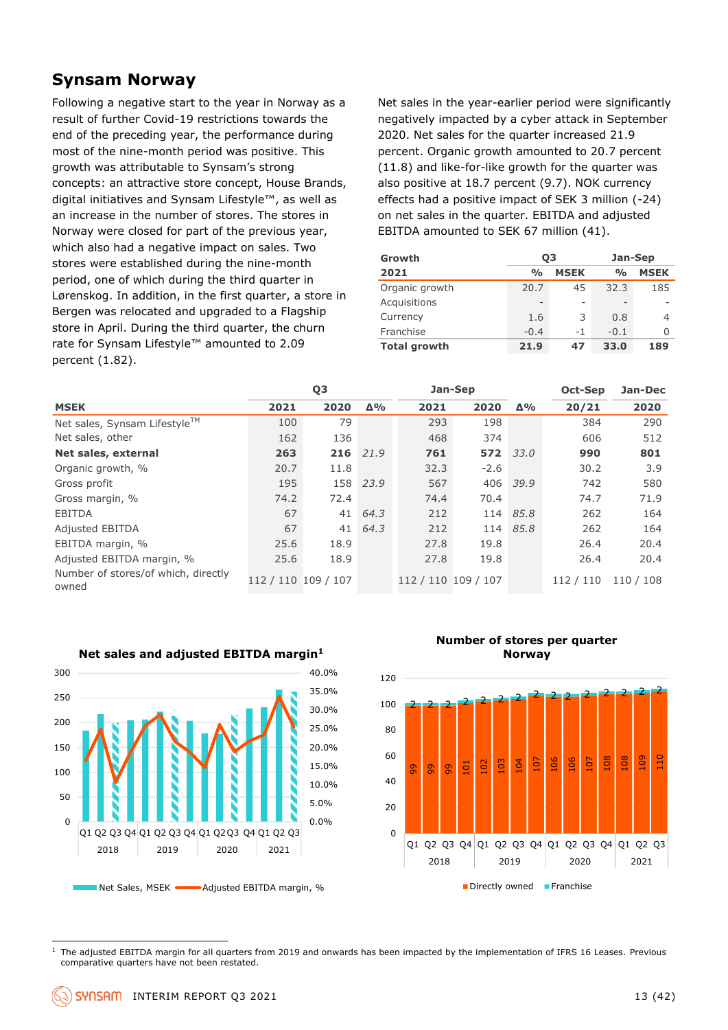## Synsam Norway

Following a negative start to the year in Norway as a result of further Covid-19 restrictions towards the end of the preceding year, the performance during most of the nine-month period was positive. This growth was attributable to Synsam's strong concepts: an attractive store concept, House Brands, digital initiatives and Synsam Lifestyle™, as well as an increase in the number of stores. The stores in Norway were closed for part of the previous year, which also had a negative impact on sales. Two stores were established during the nine-month period, one of which during the third quarter in Lørenskog. In addition, in the first quarter, a store in Bergen was relocated and upgraded to a Flagship store in April. During the third quarter, the churn rate for Synsam Lifestyle™ amounted to 2.09 percent (1.82).

Net sales in the year-earlier period were significantly negatively impacted by a cyber attack in September 2020. Net sales for the quarter increased 21.9 percent. Organic growth amounted to 20.7 percent (11.8) and like-for-like growth for the quarter was also positive at 18.7 percent (9.7). NOK currency effects had a positive impact of SEK 3 million (-24) on net sales in the quarter. EBITDA and adjusted EBITDA amounted to SEK 67 million (41).

| Growth | Q3 | | Jan-Sep | |
|---|---|---|---|---|
| **2021** | **%** | **MSEK** | **%** | **MSEK** |
| Organic growth | 20.7 | 45 | 32.3 | 185 |
| Acquisitions | - | - | - | - |
| Currency | 1.6 | 3 | 0.8 | 4 |
| Franchise | -0.4 | -1 | -0.1 | 0 |
| **Total growth** | **21.9** | **47** | **33.0** | **189** |

| | Q3 | | | Jan-Sep | | | Oct-Sep | Jan-Dec |
|---|---|---|---|---|---|---|---|---|
| **MSEK** | **2021** | **2020** | **Δ%** | **2021** | **2020** | **Δ%** | **20/21** | **2020** |
| Net sales, Synsam Lifestyle™ | 100 | 79 | | 293 | 198 | | 384 | 290 |
| Net sales, other | 162 | 136 | | 468 | 374 | | 606 | 512 |
| **Net sales, external** | **263** | **216** | *21.9* | **761** | **572** | *33.0* | **990** | **801** |
| Organic growth, % | 20.7 | 11.8 | | 32.3 | -2.6 | | 30.2 | 3.9 |
| Gross profit | 195 | 158 | *23.9* | 567 | 406 | *39.9* | 742 | 580 |
| Gross margin, % | 74.2 | 72.4 | | 74.4 | 70.4 | | 74.7 | 71.9 |
| EBITDA | 67 | 41 | *64.3* | 212 | 114 | *85.8* | 262 | 164 |
| Adjusted EBITDA | 67 | 41 | *64.3* | 212 | 114 | *85.8* | 262 | 164 |
| EBITDA margin, % | 25.6 | 18.9 | | 27.8 | 19.8 | | 26.4 | 20.4 |
| Adjusted EBITDA margin, % | 25.6 | 18.9 | | 27.8 | 19.8 | | 26.4 | 20.4 |
| Number of stores/of which, directly owned | 112 / 110 | 109 / 107 | | 112 / 110 | 109 / 107 | | 112 / 110 | 110 / 108 |

**Net sales and adjusted EBITDA margin[1]**

**Number of stores per quarter Norway**

| | 2018 Q1 | Q2 | Q3 | Q4 | 2019 Q1 | Q2 | Q3 | Q4 | 2020 Q1 | Q2 | Q3 | Q4 | 2021 Q1 | Q2 | Q3 |
|---|---|---|---|---|---|---|---|---|---|---|---|---|---|---|---|
| Directly owned | 99 | 99 | 99 | 101 | 102 | 103 | 104 | 107 | 106 | 106 | 107 | 108 | 108 | 109 | 110 |
| Franchise | 2 | 2 | 2 | 2 | 2 | 2 | 2 | 2 | 2 | 2 | 2 | 2 | 2 | 2 | 2 |

[1] The adjusted EBITDA margin for all quarters from 2019 and onwards has been impacted by the implementation of IFRS 16 Leases. Previous comparative quarters have not been restated.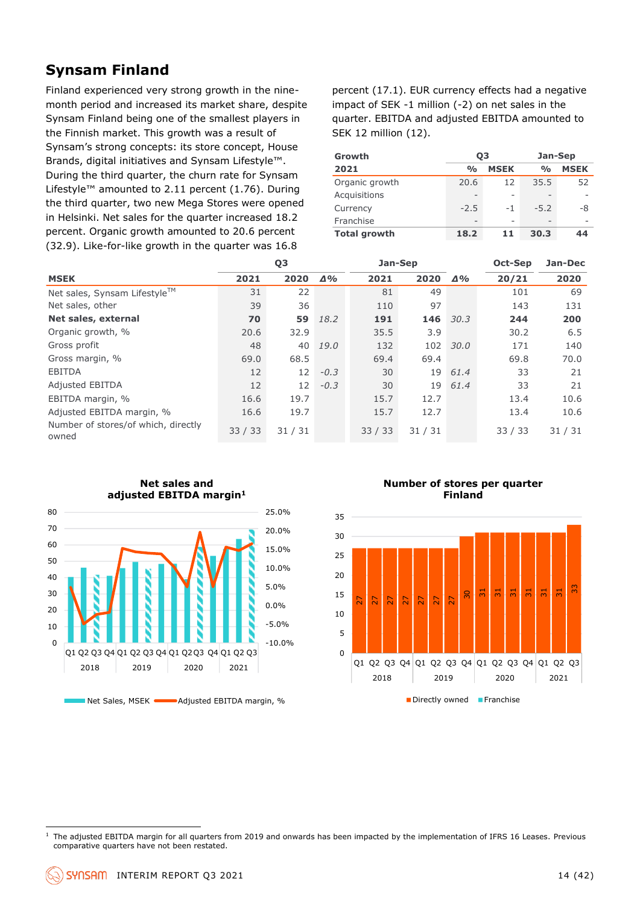## Synsam Finland

Finland experienced very strong growth in the nine-month period and increased its market share, despite Synsam Finland being one of the smallest players in the Finnish market. This growth was a result of Synsam's strong concepts: its store concept, House Brands, digital initiatives and Synsam Lifestyle™. During the third quarter, the churn rate for Synsam Lifestyle™ amounted to 2.11 percent (1.76). During the third quarter, two new Mega Stores were opened in Helsinki. Net sales for the quarter increased 18.2 percent. Organic growth amounted to 20.6 percent (32.9). Like-for-like growth in the quarter was 16.8 percent (17.1). EUR currency effects had a negative impact of SEK -1 million (-2) on net sales in the quarter. EBITDA and adjusted EBITDA amounted to SEK 12 million (12).

| Growth | Q3 | | Jan-Sep | |
|---|---|---|---|---|
| **2021** | **%** | **MSEK** | **%** | **MSEK** |
| Organic growth | 20.6 | 12 | 35.5 | 52 |
| Acquisitions | - | - | - | - |
| Currency | -2.5 | -1 | -5.2 | -8 |
| Franchise | - | - | - | - |
| **Total growth** | **18.2** | **11** | **30.3** | **44** |

| | Q3 | | | Jan-Sep | | | Oct-Sep | Jan-Dec |
|---|---|---|---|---|---|---|---|---|
| **MSEK** | **2021** | **2020** | **Δ%** | **2021** | **2020** | **Δ%** | **20/21** | **2020** |
| Net sales, Synsam Lifestyle™ | 31 | 22 | | 81 | 49 | | 101 | 69 |
| Net sales, other | 39 | 36 | | 110 | 97 | | 143 | 131 |
| **Net sales, external** | **70** | **59** | *18.2* | **191** | **146** | *30.3* | **244** | **200** |
| Organic growth, % | 20.6 | 32.9 | | 35.5 | 3.9 | | 30.2 | 6.5 |
| Gross profit | 48 | 40 | *19.0* | 132 | 102 | *30.0* | 171 | 140 |
| Gross margin, % | 69.0 | 68.5 | | 69.4 | 69.4 | | 69.8 | 70.0 |
| EBITDA | 12 | 12 | *-0.3* | 30 | 19 | *61.4* | 33 | 21 |
| Adjusted EBITDA | 12 | 12 | *-0.3* | 30 | 19 | *61.4* | 33 | 21 |
| EBITDA margin, % | 16.6 | 19.7 | | 15.7 | 12.7 | | 13.4 | 10.6 |
| Adjusted EBITDA margin, % | 16.6 | 19.7 | | 15.7 | 12.7 | | 13.4 | 10.6 |
| Number of stores/of which, directly owned | 33 / 33 | 31 / 31 | | 33 / 33 | 31 / 31 | | 33 / 33 | 31 / 31 |

**Net sales and adjusted EBITDA margin[1]**

Net Sales, MSEK — Adjusted EBITDA margin, %

**Number of stores per quarter Finland**

| | 2018 Q1 | Q2 | Q3 | Q4 | 2019 Q1 | Q2 | Q3 | Q4 | 2020 Q1 | Q2 | Q3 | Q4 | 2021 Q1 | Q2 | Q3 |
|---|---|---|---|---|---|---|---|---|---|---|---|---|---|---|---|
| Directly owned | 27 | 27 | 27 | 27 | 27 | 27 | 27 | 30 | 31 | 31 | 31 | 31 | 31 | 31 | 33 |

Directly owned — Franchise

[1] The adjusted EBITDA margin for all quarters from 2019 and onwards has been impacted by the implementation of IFRS 16 Leases. Previous comparative quarters have not been restated.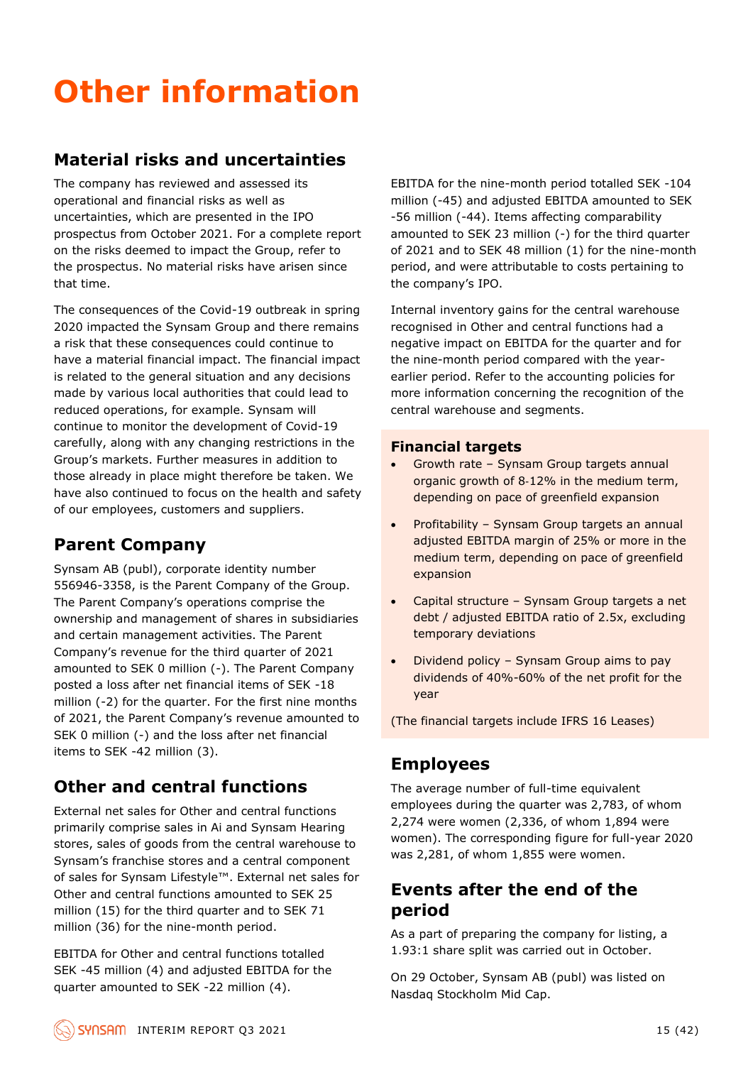# Other information

## Material risks and uncertainties

The company has reviewed and assessed its operational and financial risks as well as uncertainties, which are presented in the IPO prospectus from October 2021. For a complete report on the risks deemed to impact the Group, refer to the prospectus. No material risks have arisen since that time.

The consequences of the Covid-19 outbreak in spring 2020 impacted the Synsam Group and there remains a risk that these consequences could continue to have a material financial impact. The financial impact is related to the general situation and any decisions made by various local authorities that could lead to reduced operations, for example. Synsam will continue to monitor the development of Covid-19 carefully, along with any changing restrictions in the Group's markets. Further measures in addition to those already in place might therefore be taken. We have also continued to focus on the health and safety of our employees, customers and suppliers.

## Parent Company

Synsam AB (publ), corporate identity number 556946-3358, is the Parent Company of the Group. The Parent Company's operations comprise the ownership and management of shares in subsidiaries and certain management activities. The Parent Company's revenue for the third quarter of 2021 amounted to SEK 0 million (-). The Parent Company posted a loss after net financial items of SEK -18 million (-2) for the quarter. For the first nine months of 2021, the Parent Company's revenue amounted to SEK 0 million (-) and the loss after net financial items to SEK -42 million (3).

## Other and central functions

External net sales for Other and central functions primarily comprise sales in Ai and Synsam Hearing stores, sales of goods from the central warehouse to Synsam's franchise stores and a central component of sales for Synsam Lifestyle™. External net sales for Other and central functions amounted to SEK 25 million (15) for the third quarter and to SEK 71 million (36) for the nine-month period.

EBITDA for Other and central functions totalled SEK -45 million (4) and adjusted EBITDA for the quarter amounted to SEK -22 million (4).

EBITDA for the nine-month period totalled SEK -104 million (-45) and adjusted EBITDA amounted to SEK -56 million (-44). Items affecting comparability amounted to SEK 23 million (-) for the third quarter of 2021 and to SEK 48 million (1) for the nine-month period, and were attributable to costs pertaining to the company's IPO.

Internal inventory gains for the central warehouse recognised in Other and central functions had a negative impact on EBITDA for the quarter and for the nine-month period compared with the year-earlier period. Refer to the accounting policies for more information concerning the recognition of the central warehouse and segments.

### Financial targets

- Growth rate – Synsam Group targets annual organic growth of 8-12% in the medium term, depending on pace of greenfield expansion
- Profitability – Synsam Group targets an annual adjusted EBITDA margin of 25% or more in the medium term, depending on pace of greenfield expansion
- Capital structure – Synsam Group targets a net debt / adjusted EBITDA ratio of 2.5x, excluding temporary deviations
- Dividend policy – Synsam Group aims to pay dividends of 40%-60% of the net profit for the year

(The financial targets include IFRS 16 Leases)

## Employees

The average number of full-time equivalent employees during the quarter was 2,783, of whom 2,274 were women (2,336, of whom 1,894 were women). The corresponding figure for full-year 2020 was 2,281, of whom 1,855 were women.

## Events after the end of the period

As a part of preparing the company for listing, a 1.93:1 share split was carried out in October.

On 29 October, Synsam AB (publ) was listed on Nasdaq Stockholm Mid Cap.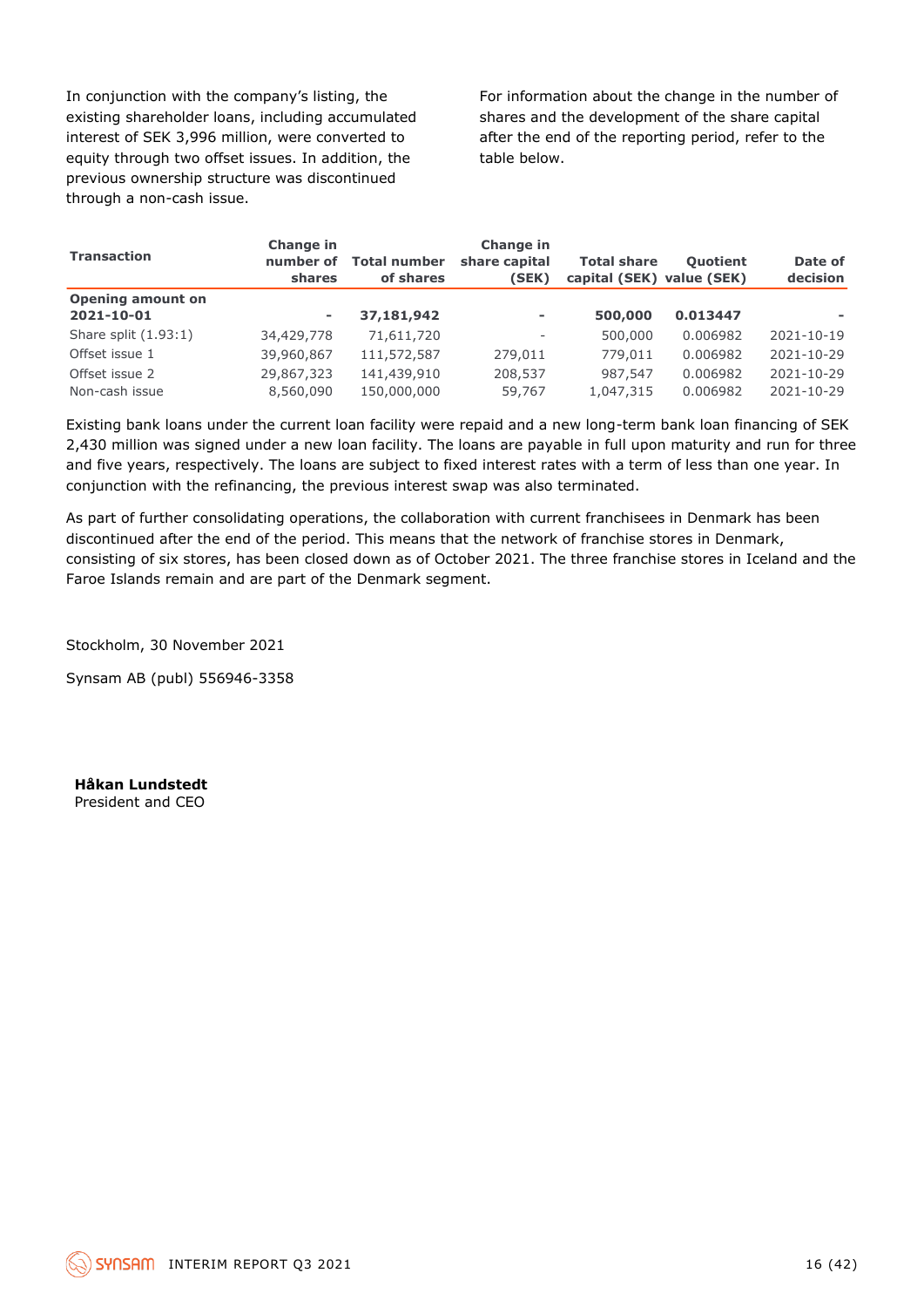In conjunction with the company's listing, the existing shareholder loans, including accumulated interest of SEK 3,996 million, were converted to equity through two offset issues. In addition, the previous ownership structure was discontinued through a non-cash issue.

For information about the change in the number of shares and the development of the share capital after the end of the reporting period, refer to the table below.

| Transaction | Change in number of shares | Total number of shares | Change in share capital (SEK) | Total share capital (SEK) | Quotient value (SEK) | Date of decision |
|---|---|---|---|---|---|---|
| **Opening amount on 2021-10-01** | **-** | **37,181,942** | **-** | **500,000** | **0.013447** | **-** |
| Share split (1.93:1) | 34,429,778 | 71,611,720 | - | 500,000 | 0.006982 | 2021-10-19 |
| Offset issue 1 | 39,960,867 | 111,572,587 | 279,011 | 779,011 | 0.006982 | 2021-10-29 |
| Offset issue 2 | 29,867,323 | 141,439,910 | 208,537 | 987,547 | 0.006982 | 2021-10-29 |
| Non-cash issue | 8,560,090 | 150,000,000 | 59,767 | 1,047,315 | 0.006982 | 2021-10-29 |

Existing bank loans under the current loan facility were repaid and a new long-term bank loan financing of SEK 2,430 million was signed under a new loan facility. The loans are payable in full upon maturity and run for three and five years, respectively. The loans are subject to fixed interest rates with a term of less than one year. In conjunction with the refinancing, the previous interest swap was also terminated.

As part of further consolidating operations, the collaboration with current franchisees in Denmark has been discontinued after the end of the period. This means that the network of franchise stores in Denmark, consisting of six stores, has been closed down as of October 2021. The three franchise stores in Iceland and the Faroe Islands remain and are part of the Denmark segment.

Stockholm, 30 November 2021

Synsam AB (publ) 556946-3358

**Håkan Lundstedt**
President and CEO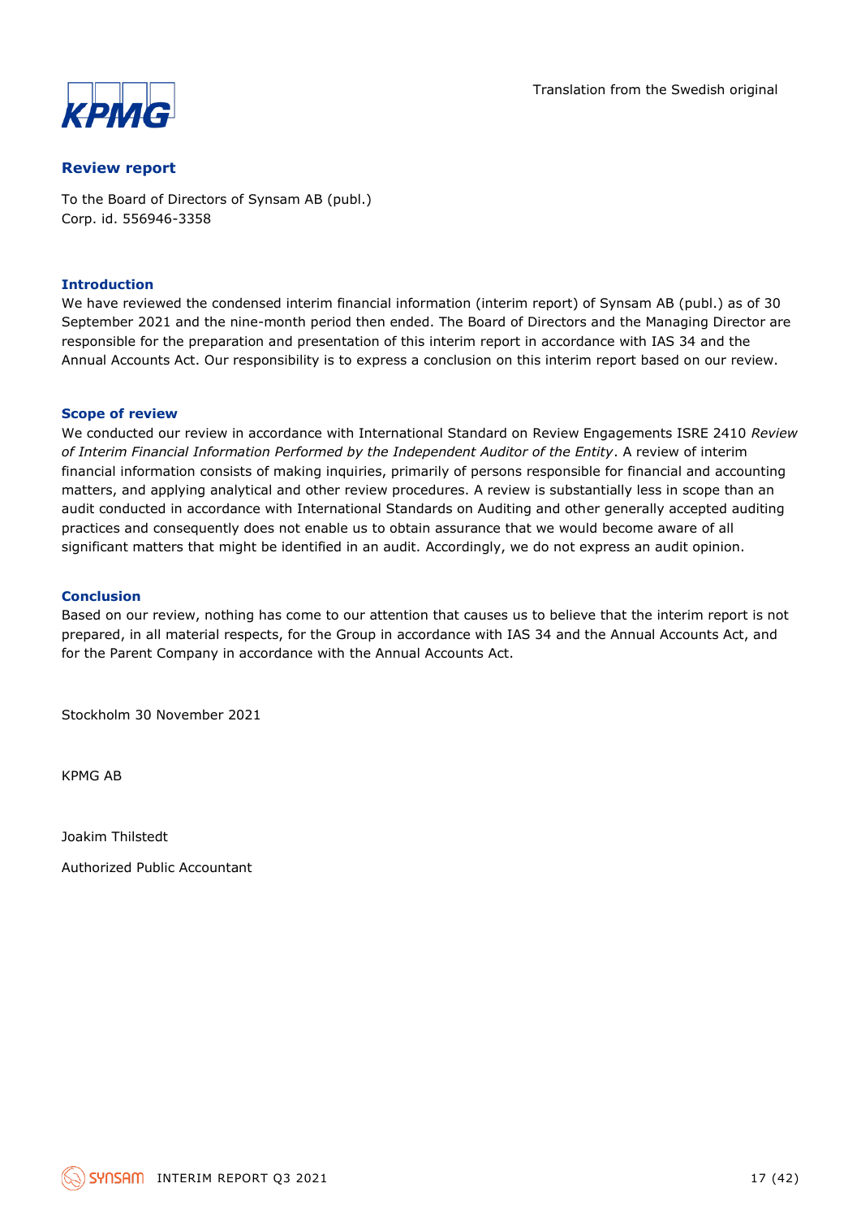Translation from the Swedish original

## Review report

To the Board of Directors of Synsam AB (publ.)
Corp. id. 556946-3358

### Introduction

We have reviewed the condensed interim financial information (interim report) of Synsam AB (publ.) as of 30 September 2021 and the nine-month period then ended. The Board of Directors and the Managing Director are responsible for the preparation and presentation of this interim report in accordance with IAS 34 and the Annual Accounts Act. Our responsibility is to express a conclusion on this interim report based on our review.

### Scope of review

We conducted our review in accordance with International Standard on Review Engagements ISRE 2410 *Review of Interim Financial Information Performed by the Independent Auditor of the Entity*. A review of interim financial information consists of making inquiries, primarily of persons responsible for financial and accounting matters, and applying analytical and other review procedures. A review is substantially less in scope than an audit conducted in accordance with International Standards on Auditing and other generally accepted auditing practices and consequently does not enable us to obtain assurance that we would become aware of all significant matters that might be identified in an audit. Accordingly, we do not express an audit opinion.

### Conclusion

Based on our review, nothing has come to our attention that causes us to believe that the interim report is not prepared, in all material respects, for the Group in accordance with IAS 34 and the Annual Accounts Act, and for the Parent Company in accordance with the Annual Accounts Act.

Stockholm 30 November 2021

KPMG AB

Joakim Thilstedt

Authorized Public Accountant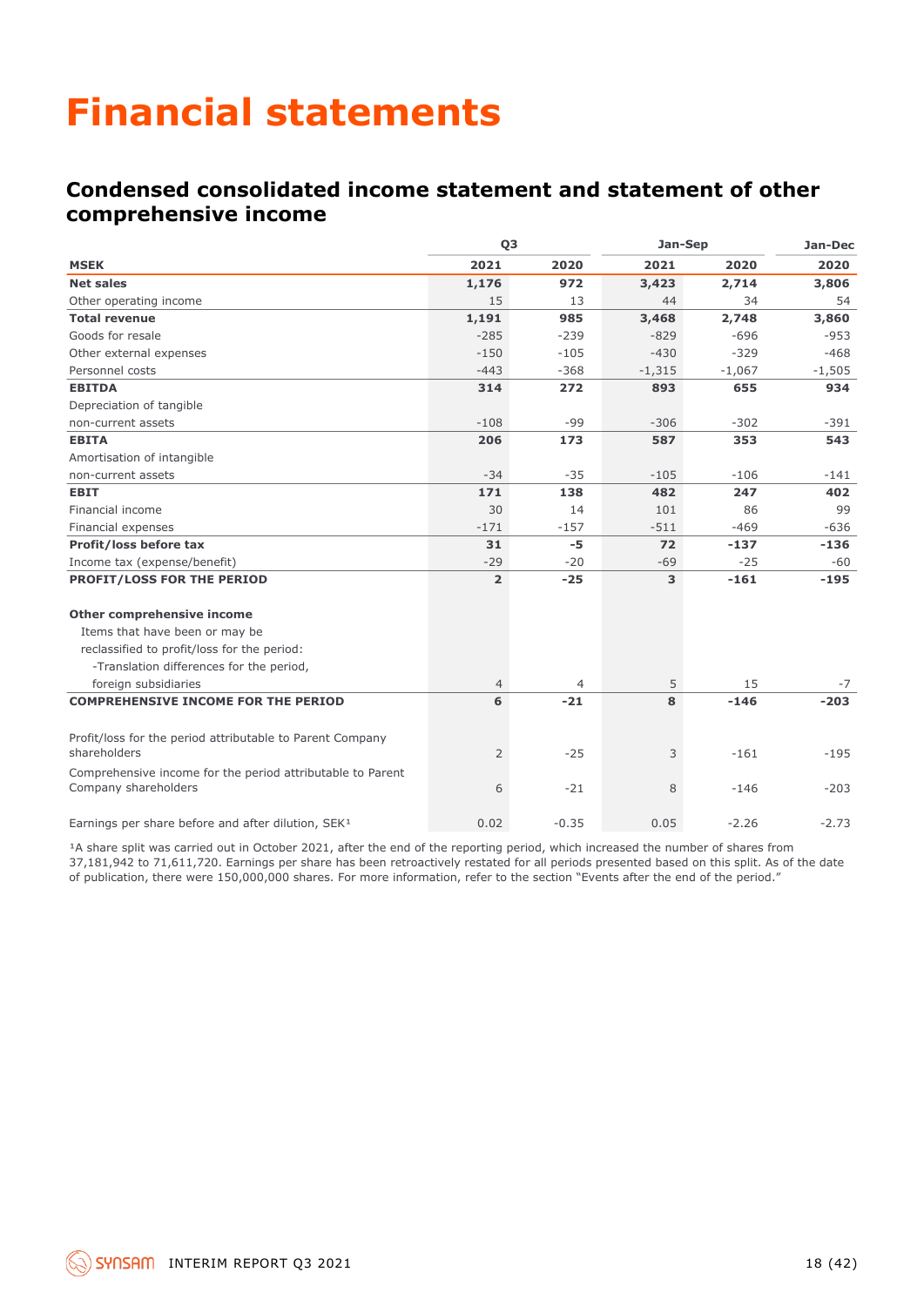# Financial statements

## Condensed consolidated income statement and statement of other comprehensive income

| MSEK | Q3 2021 | Q3 2020 | Jan-Sep 2021 | Jan-Sep 2020 | Jan-Dec 2020 |
|---|---|---|---|---|---|
| **Net sales** | **1,176** | **972** | **3,423** | **2,714** | **3,806** |
| Other operating income | 15 | 13 | 44 | 34 | 54 |
| **Total revenue** | **1,191** | **985** | **3,468** | **2,748** | **3,860** |
| Goods for resale | -285 | -239 | -829 | -696 | -953 |
| Other external expenses | -150 | -105 | -430 | -329 | -468 |
| Personnel costs | -443 | -368 | -1,315 | -1,067 | -1,505 |
| **EBITDA** | **314** | **272** | **893** | **655** | **934** |
| Depreciation of tangible non-current assets | -108 | -99 | -306 | -302 | -391 |
| **EBITA** | **206** | **173** | **587** | **353** | **543** |
| Amortisation of intangible non-current assets | -34 | -35 | -105 | -106 | -141 |
| **EBIT** | **171** | **138** | **482** | **247** | **402** |
| Financial income | 30 | 14 | 101 | 86 | 99 |
| Financial expenses | -171 | -157 | -511 | -469 | -636 |
| **Profit/loss before tax** | **31** | **-5** | **72** | **-137** | **-136** |
| Income tax (expense/benefit) | -29 | -20 | -69 | -25 | -60 |
| **PROFIT/LOSS FOR THE PERIOD** | **2** | **-25** | **3** | **-161** | **-195** |
| | | | | | |
| **Other comprehensive income** | | | | | |
| Items that have been or may be reclassified to profit/loss for the period: | | | | | |
| -Translation differences for the period, foreign subsidiaries | 4 | 4 | 5 | 15 | -7 |
| **COMPREHENSIVE INCOME FOR THE PERIOD** | **6** | **-21** | **8** | **-146** | **-203** |
| | | | | | |
| Profit/loss for the period attributable to Parent Company shareholders | 2 | -25 | 3 | -161 | -195 |
| Comprehensive income for the period attributable to Parent Company shareholders | 6 | -21 | 8 | -146 | -203 |
| | | | | | |
| Earnings per share before and after dilution, SEK[1] | 0.02 | -0.35 | 0.05 | -2.26 | -2.73 |

[1]A share split was carried out in October 2021, after the end of the reporting period, which increased the number of shares from 37,181,942 to 71,611,720. Earnings per share has been retroactively restated for all periods presented based on this split. As of the date of publication, there were 150,000,000 shares. For more information, refer to the section "Events after the end of the period."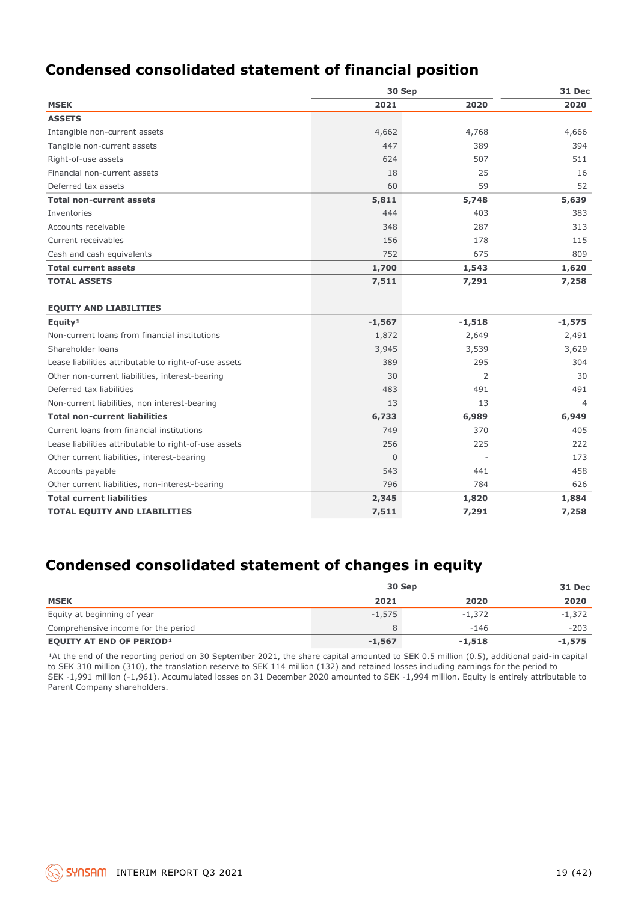## Condensed consolidated statement of financial position

| | 30 Sep | | 31 Dec |
|---|---|---|---|
| **MSEK** | **2021** | **2020** | **2020** |
| **ASSETS** | | | |
| Intangible non-current assets | 4,662 | 4,768 | 4,666 |
| Tangible non-current assets | 447 | 389 | 394 |
| Right-of-use assets | 624 | 507 | 511 |
| Financial non-current assets | 18 | 25 | 16 |
| Deferred tax assets | 60 | 59 | 52 |
| **Total non-current assets** | **5,811** | **5,748** | **5,639** |
| Inventories | 444 | 403 | 383 |
| Accounts receivable | 348 | 287 | 313 |
| Current receivables | 156 | 178 | 115 |
| Cash and cash equivalents | 752 | 675 | 809 |
| **Total current assets** | **1,700** | **1,543** | **1,620** |
| **TOTAL ASSETS** | **7,511** | **7,291** | **7,258** |
| | | | |
| **EQUITY AND LIABILITIES** | | | |
| **Equity[1]** | **-1,567** | **-1,518** | **-1,575** |
| Non-current loans from financial institutions | 1,872 | 2,649 | 2,491 |
| Shareholder loans | 3,945 | 3,539 | 3,629 |
| Lease liabilities attributable to right-of-use assets | 389 | 295 | 304 |
| Other non-current liabilities, interest-bearing | 30 | 2 | 30 |
| Deferred tax liabilities | 483 | 491 | 491 |
| Non-current liabilities, non interest-bearing | 13 | 13 | 4 |
| **Total non-current liabilities** | **6,733** | **6,989** | **6,949** |
| Current loans from financial institutions | 749 | 370 | 405 |
| Lease liabilities attributable to right-of-use assets | 256 | 225 | 222 |
| Other current liabilities, interest-bearing | 0 | - | 173 |
| Accounts payable | 543 | 441 | 458 |
| Other current liabilities, non-interest-bearing | 796 | 784 | 626 |
| **Total current liabilities** | **2,345** | **1,820** | **1,884** |
| **TOTAL EQUITY AND LIABILITIES** | **7,511** | **7,291** | **7,258** |

## Condensed consolidated statement of changes in equity

| | 30 Sep | | 31 Dec |
|---|---|---|---|
| **MSEK** | **2021** | **2020** | **2020** |
| Equity at beginning of year | -1,575 | -1,372 | -1,372 |
| Comprehensive income for the period | 8 | -146 | -203 |
| **EQUITY AT END OF PERIOD[1]** | **-1,567** | **-1,518** | **-1,575** |

[1]At the end of the reporting period on 30 September 2021, the share capital amounted to SEK 0.5 million (0.5), additional paid-in capital to SEK 310 million (310), the translation reserve to SEK 114 million (132) and retained losses including earnings for the period to SEK -1,991 million (-1,961). Accumulated losses on 31 December 2020 amounted to SEK -1,994 million. Equity is entirely attributable to Parent Company shareholders.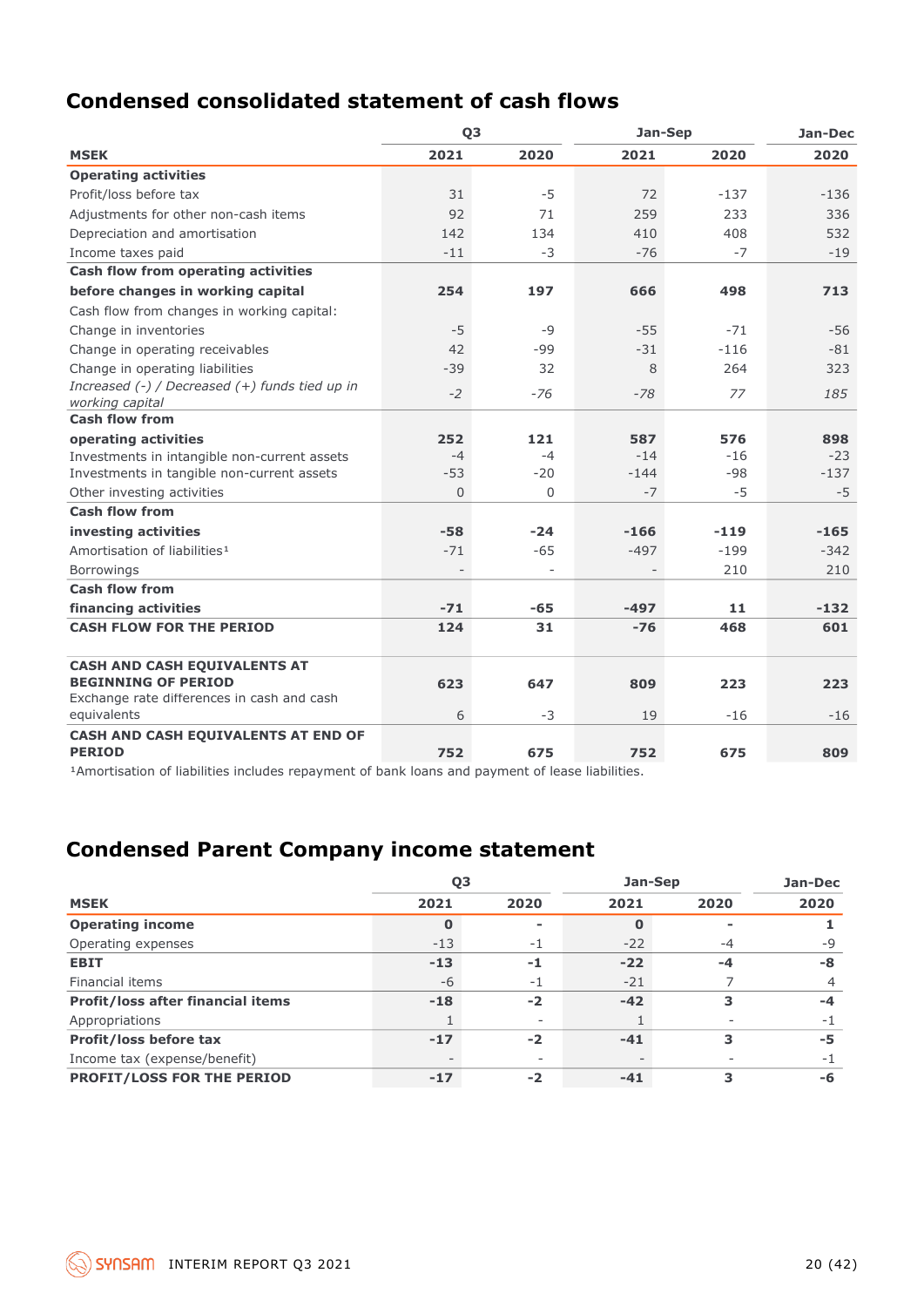## Condensed consolidated statement of cash flows

| | Q3 | | Jan-Sep | | Jan-Dec |
|---|---|---|---|---|---|
| **MSEK** | **2021** | **2020** | **2021** | **2020** | **2020** |
| **Operating activities** | | | | | |
| Profit/loss before tax | 31 | -5 | 72 | -137 | -136 |
| Adjustments for other non-cash items | 92 | 71 | 259 | 233 | 336 |
| Depreciation and amortisation | 142 | 134 | 410 | 408 | 532 |
| Income taxes paid | -11 | -3 | -76 | -7 | -19 |
| **Cash flow from operating activities before changes in working capital** | **254** | **197** | **666** | **498** | **713** |
| Cash flow from changes in working capital: | | | | | |
| Change in inventories | -5 | -9 | -55 | -71 | -56 |
| Change in operating receivables | 42 | -99 | -31 | -116 | -81 |
| Change in operating liabilities | -39 | 32 | 8 | 264 | 323 |
| *Increased (-) / Decreased (+) funds tied up in working capital* | *-2* | *-76* | *-78* | *77* | *185* |
| **Cash flow from operating activities** | **252** | **121** | **587** | **576** | **898** |
| Investments in intangible non-current assets | -4 | -4 | -14 | -16 | -23 |
| Investments in tangible non-current assets | -53 | -20 | -144 | -98 | -137 |
| Other investing activities | 0 | 0 | -7 | -5 | -5 |
| **Cash flow from investing activities** | **-58** | **-24** | **-166** | **-119** | **-165** |
| Amortisation of liabilities[1] | -71 | -65 | -497 | -199 | -342 |
| Borrowings | - | - | - | 210 | 210 |
| **Cash flow from financing activities** | **-71** | **-65** | **-497** | **11** | **-132** |
| **CASH FLOW FOR THE PERIOD** | **124** | **31** | **-76** | **468** | **601** |
| | | | | | |
| **CASH AND CASH EQUIVALENTS AT BEGINNING OF PERIOD** | **623** | **647** | **809** | **223** | **223** |
| Exchange rate differences in cash and cash equivalents | 6 | -3 | 19 | -16 | -16 |
| **CASH AND CASH EQUIVALENTS AT END OF PERIOD** | **752** | **675** | **752** | **675** | **809** |

[1]Amortisation of liabilities includes repayment of bank loans and payment of lease liabilities.

## Condensed Parent Company income statement

| | Q3 | | Jan-Sep | | Jan-Dec |
|---|---|---|---|---|---|
| **MSEK** | **2021** | **2020** | **2021** | **2020** | **2020** |
| **Operating income** | **0** | **-** | **0** | **-** | **1** |
| Operating expenses | -13 | -1 | -22 | -4 | -9 |
| **EBIT** | **-13** | **-1** | **-22** | **-4** | **-8** |
| Financial items | -6 | -1 | -21 | 7 | 4 |
| **Profit/loss after financial items** | **-18** | **-2** | **-42** | **3** | **-4** |
| Appropriations | 1 | - | 1 | - | -1 |
| **Profit/loss before tax** | **-17** | **-2** | **-41** | **3** | **-5** |
| Income tax (expense/benefit) | - | - | - | - | -1 |
| **PROFIT/LOSS FOR THE PERIOD** | **-17** | **-2** | **-41** | **3** | **-6** |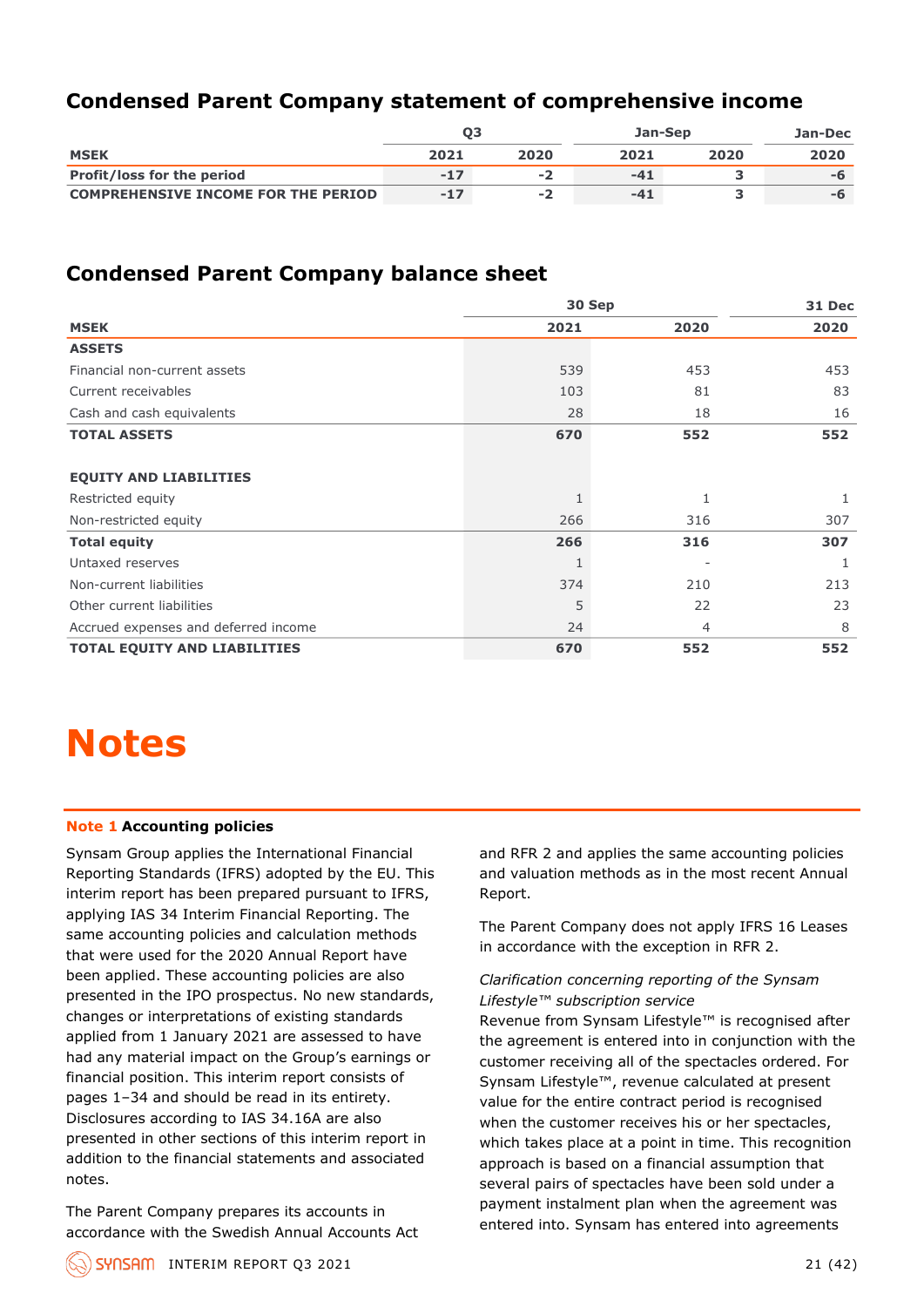## Condensed Parent Company statement of comprehensive income

| | Q3 | | Jan-Sep | | Jan-Dec |
|---|---|---|---|---|---|
| **MSEK** | **2021** | **2020** | **2021** | **2020** | **2020** |
| **Profit/loss for the period** | **-17** | **-2** | **-41** | **3** | **-6** |
| **COMPREHENSIVE INCOME FOR THE PERIOD** | **-17** | **-2** | **-41** | **3** | **-6** |

## Condensed Parent Company balance sheet

| | 30 Sep | | 31 Dec |
|---|---|---|---|
| **MSEK** | **2021** | **2020** | **2020** |
| **ASSETS** | | | |
| Financial non-current assets | 539 | 453 | 453 |
| Current receivables | 103 | 81 | 83 |
| Cash and cash equivalents | 28 | 18 | 16 |
| **TOTAL ASSETS** | **670** | **552** | **552** |
| | | | |
| **EQUITY AND LIABILITIES** | | | |
| Restricted equity | 1 | 1 | 1 |
| Non-restricted equity | 266 | 316 | 307 |
| **Total equity** | **266** | **316** | **307** |
| Untaxed reserves | 1 | - | 1 |
| Non-current liabilities | 374 | 210 | 213 |
| Other current liabilities | 5 | 22 | 23 |
| Accrued expenses and deferred income | 24 | 4 | 8 |
| **TOTAL EQUITY AND LIABILITIES** | **670** | **552** | **552** |

# Notes

### Note 1 Accounting policies

Synsam Group applies the International Financial Reporting Standards (IFRS) adopted by the EU. This interim report has been prepared pursuant to IFRS, applying IAS 34 Interim Financial Reporting. The same accounting policies and calculation methods that were used for the 2020 Annual Report have been applied. These accounting policies are also presented in the IPO prospectus. No new standards, changes or interpretations of existing standards applied from 1 January 2021 are assessed to have had any material impact on the Group's earnings or financial position. This interim report consists of pages 1–34 and should be read in its entirety. Disclosures according to IAS 34.16A are also presented in other sections of this interim report in addition to the financial statements and associated notes.

The Parent Company prepares its accounts in accordance with the Swedish Annual Accounts Act and RFR 2 and applies the same accounting policies and valuation methods as in the most recent Annual Report.

The Parent Company does not apply IFRS 16 Leases in accordance with the exception in RFR 2.

*Clarification concerning reporting of the Synsam Lifestyle™ subscription service*

Revenue from Synsam Lifestyle™ is recognised after the agreement is entered into in conjunction with the customer receiving all of the spectacles ordered. For Synsam Lifestyle™, revenue calculated at present value for the entire contract period is recognised when the customer receives his or her spectacles, which takes place at a point in time. This recognition approach is based on a financial assumption that several pairs of spectacles have been sold under a payment instalment plan when the agreement was entered into. Synsam has entered into agreements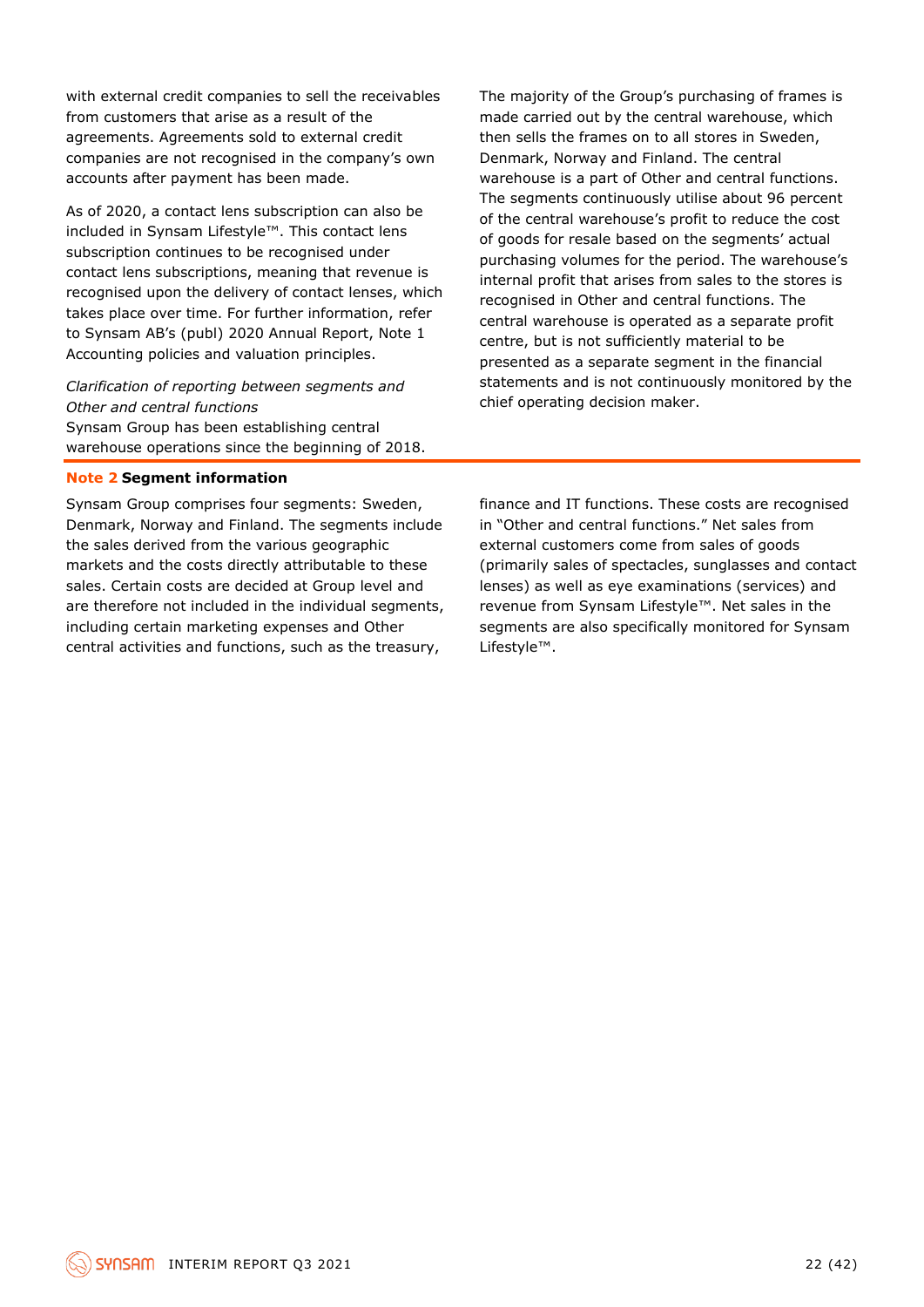with external credit companies to sell the receivables from customers that arise as a result of the agreements. Agreements sold to external credit companies are not recognised in the company's own accounts after payment has been made.

As of 2020, a contact lens subscription can also be included in Synsam Lifestyle™. This contact lens subscription continues to be recognised under contact lens subscriptions, meaning that revenue is recognised upon the delivery of contact lenses, which takes place over time. For further information, refer to Synsam AB's (publ) 2020 Annual Report, Note 1 Accounting policies and valuation principles.

*Clarification of reporting between segments and Other and central functions*
Synsam Group has been establishing central warehouse operations since the beginning of 2018. The majority of the Group's purchasing of frames is made carried out by the central warehouse, which then sells the frames on to all stores in Sweden, Denmark, Norway and Finland. The central warehouse is a part of Other and central functions. The segments continuously utilise about 96 percent of the central warehouse's profit to reduce the cost of goods for resale based on the segments' actual purchasing volumes for the period. The warehouse's internal profit that arises from sales to the stores is recognised in Other and central functions. The central warehouse is operated as a separate profit centre, but is not sufficiently material to be presented as a separate segment in the financial statements and is not continuously monitored by the chief operating decision maker.

## Note 2 Segment information

Synsam Group comprises four segments: Sweden, Denmark, Norway and Finland. The segments include the sales derived from the various geographic markets and the costs directly attributable to these sales. Certain costs are decided at Group level and are therefore not included in the individual segments, including certain marketing expenses and Other central activities and functions, such as the treasury, finance and IT functions. These costs are recognised in "Other and central functions." Net sales from external customers come from sales of goods (primarily sales of spectacles, sunglasses and contact lenses) as well as eye examinations (services) and revenue from Synsam Lifestyle™. Net sales in the segments are also specifically monitored for Synsam Lifestyle™.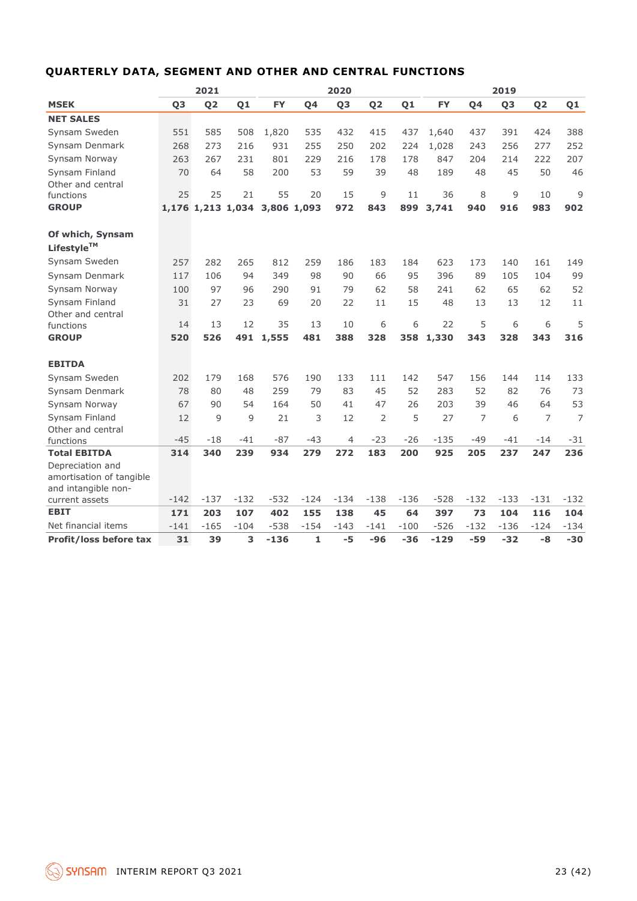## QUARTERLY DATA, SEGMENT AND OTHER AND CENTRAL FUNCTIONS

| | 2021 | | | 2020 | | | | | 2019 | | | | |
|---|---|---|---|---|---|---|---|---|---|---|---|---|---|
| **MSEK** | **Q3** | **Q2** | **Q1** | **FY** | **Q4** | **Q3** | **Q2** | **Q1** | **FY** | **Q4** | **Q3** | **Q2** | **Q1** |
| **NET SALES** | | | | | | | | | | | | | |
| Synsam Sweden | 551 | 585 | 508 | 1,820 | 535 | 432 | 415 | 437 | 1,640 | 437 | 391 | 424 | 388 |
| Synsam Denmark | 268 | 273 | 216 | 931 | 255 | 250 | 202 | 224 | 1,028 | 243 | 256 | 277 | 252 |
| Synsam Norway | 263 | 267 | 231 | 801 | 229 | 216 | 178 | 178 | 847 | 204 | 214 | 222 | 207 |
| Synsam Finland | 70 | 64 | 58 | 200 | 53 | 59 | 39 | 48 | 189 | 48 | 45 | 50 | 46 |
| Other and central functions | 25 | 25 | 21 | 55 | 20 | 15 | 9 | 11 | 36 | 8 | 9 | 10 | 9 |
| **GROUP** | **1,176** | **1,213** | **1,034** | **3,806** | **1,093** | **972** | **843** | **899** | **3,741** | **940** | **916** | **983** | **902** |
| | | | | | | | | | | | | | |
| **Of which, Synsam Lifestyle™** | | | | | | | | | | | | | |
| Synsam Sweden | 257 | 282 | 265 | 812 | 259 | 186 | 183 | 184 | 623 | 173 | 140 | 161 | 149 |
| Synsam Denmark | 117 | 106 | 94 | 349 | 98 | 90 | 66 | 95 | 396 | 89 | 105 | 104 | 99 |
| Synsam Norway | 100 | 97 | 96 | 290 | 91 | 79 | 62 | 58 | 241 | 62 | 65 | 62 | 52 |
| Synsam Finland | 31 | 27 | 23 | 69 | 20 | 22 | 11 | 15 | 48 | 13 | 13 | 12 | 11 |
| Other and central functions | 14 | 13 | 12 | 35 | 13 | 10 | 6 | 6 | 22 | 5 | 6 | 6 | 5 |
| **GROUP** | **520** | **526** | **491** | **1,555** | **481** | **388** | **328** | **358** | **1,330** | **343** | **328** | **343** | **316** |
| | | | | | | | | | | | | | |
| **EBITDA** | | | | | | | | | | | | | |
| Synsam Sweden | 202 | 179 | 168 | 576 | 190 | 133 | 111 | 142 | 547 | 156 | 144 | 114 | 133 |
| Synsam Denmark | 78 | 80 | 48 | 259 | 79 | 83 | 45 | 52 | 283 | 52 | 82 | 76 | 73 |
| Synsam Norway | 67 | 90 | 54 | 164 | 50 | 41 | 47 | 26 | 203 | 39 | 46 | 64 | 53 |
| Synsam Finland | 12 | 9 | 9 | 21 | 3 | 12 | 2 | 5 | 27 | 7 | 6 | 7 | 7 |
| Other and central functions | -45 | -18 | -41 | -87 | -43 | 4 | -23 | -26 | -135 | -49 | -41 | -14 | -31 |
| **Total EBITDA** | **314** | **340** | **239** | **934** | **279** | **272** | **183** | **200** | **925** | **205** | **237** | **247** | **236** |
| Depreciation and amortisation of tangible and intangible non-current assets | -142 | -137 | -132 | -532 | -124 | -134 | -138 | -136 | -528 | -132 | -133 | -131 | -132 |
| **EBIT** | **171** | **203** | **107** | **402** | **155** | **138** | **45** | **64** | **397** | **73** | **104** | **116** | **104** |
| Net financial items | -141 | -165 | -104 | -538 | -154 | -143 | -141 | -100 | -526 | -132 | -136 | -124 | -134 |
| **Profit/loss before tax** | **31** | **39** | **3** | **-136** | **1** | **-5** | **-96** | **-36** | **-129** | **-59** | **-32** | **-8** | **-30** |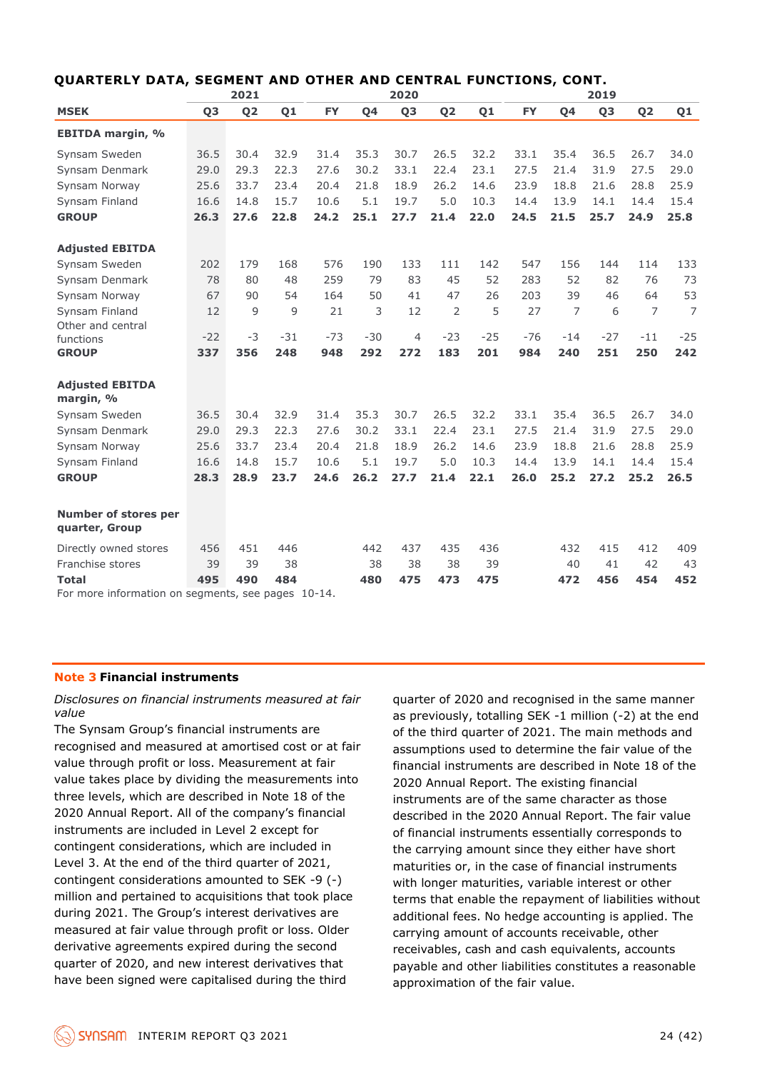## QUARTERLY DATA, SEGMENT AND OTHER AND CENTRAL FUNCTIONS, CONT.

| | 2021 | | | 2020 | | | | | 2019 | | | | |
|---|---|---|---|---|---|---|---|---|---|---|---|---|---|
| **MSEK** | **Q3** | **Q2** | **Q1** | **FY** | **Q4** | **Q3** | **Q2** | **Q1** | **FY** | **Q4** | **Q3** | **Q2** | **Q1** |
| **EBITDA margin, %** | | | | | | | | | | | | | |
| Synsam Sweden | 36.5 | 30.4 | 32.9 | 31.4 | 35.3 | 30.7 | 26.5 | 32.2 | 33.1 | 35.4 | 36.5 | 26.7 | 34.0 |
| Synsam Denmark | 29.0 | 29.3 | 22.3 | 27.6 | 30.2 | 33.1 | 22.4 | 23.1 | 27.5 | 21.4 | 31.9 | 27.5 | 29.0 |
| Synsam Norway | 25.6 | 33.7 | 23.4 | 20.4 | 21.8 | 18.9 | 26.2 | 14.6 | 23.9 | 18.8 | 21.6 | 28.8 | 25.9 |
| Synsam Finland | 16.6 | 14.8 | 15.7 | 10.6 | 5.1 | 19.7 | 5.0 | 10.3 | 14.4 | 13.9 | 14.1 | 14.4 | 15.4 |
| **GROUP** | **26.3** | **27.6** | **22.8** | **24.2** | **25.1** | **27.7** | **21.4** | **22.0** | **24.5** | **21.5** | **25.7** | **24.9** | **25.8** |
| **Adjusted EBITDA** | | | | | | | | | | | | | |
| Synsam Sweden | 202 | 179 | 168 | 576 | 190 | 133 | 111 | 142 | 547 | 156 | 144 | 114 | 133 |
| Synsam Denmark | 78 | 80 | 48 | 259 | 79 | 83 | 45 | 52 | 283 | 52 | 82 | 76 | 73 |
| Synsam Norway | 67 | 90 | 54 | 164 | 50 | 41 | 47 | 26 | 203 | 39 | 46 | 64 | 53 |
| Synsam Finland | 12 | 9 | 9 | 21 | 3 | 12 | 2 | 5 | 27 | 7 | 6 | 7 | 7 |
| Other and central functions | -22 | -3 | -31 | -73 | -30 | 4 | -23 | -25 | -76 | -14 | -27 | -11 | -25 |
| **GROUP** | **337** | **356** | **248** | **948** | **292** | **272** | **183** | **201** | **984** | **240** | **251** | **250** | **242** |
| **Adjusted EBITDA margin, %** | | | | | | | | | | | | | |
| Synsam Sweden | 36.5 | 30.4 | 32.9 | 31.4 | 35.3 | 30.7 | 26.5 | 32.2 | 33.1 | 35.4 | 36.5 | 26.7 | 34.0 |
| Synsam Denmark | 29.0 | 29.3 | 22.3 | 27.6 | 30.2 | 33.1 | 22.4 | 23.1 | 27.5 | 21.4 | 31.9 | 27.5 | 29.0 |
| Synsam Norway | 25.6 | 33.7 | 23.4 | 20.4 | 21.8 | 18.9 | 26.2 | 14.6 | 23.9 | 18.8 | 21.6 | 28.8 | 25.9 |
| Synsam Finland | 16.6 | 14.8 | 15.7 | 10.6 | 5.1 | 19.7 | 5.0 | 10.3 | 14.4 | 13.9 | 14.1 | 14.4 | 15.4 |
| **GROUP** | **28.3** | **28.9** | **23.7** | **24.6** | **26.2** | **27.7** | **21.4** | **22.1** | **26.0** | **25.2** | **27.2** | **25.2** | **26.5** |
| **Number of stores per quarter, Group** | | | | | | | | | | | | | |
| Directly owned stores | 456 | 451 | 446 | | 442 | 437 | 435 | 436 | | 432 | 415 | 412 | 409 |
| Franchise stores | 39 | 39 | 38 | | 38 | 38 | 38 | 39 | | 40 | 41 | 42 | 43 |
| **Total** | **495** | **490** | **484** | | **480** | **475** | **473** | **475** | | **472** | **456** | **454** | **452** |

For more information on segments, see pages 10-14.

## Note 3 Financial instruments

*Disclosures on financial instruments measured at fair value*

The Synsam Group's financial instruments are recognised and measured at amortised cost or at fair value through profit or loss. Measurement at fair value takes place by dividing the measurements into three levels, which are described in Note 18 of the 2020 Annual Report. All of the company's financial instruments are included in Level 2 except for contingent considerations, which are included in Level 3. At the end of the third quarter of 2021, contingent considerations amounted to SEK -9 (-) million and pertained to acquisitions that took place during 2021. The Group's interest derivatives are measured at fair value through profit or loss. Older derivative agreements expired during the second quarter of 2020, and new interest derivatives that have been signed were capitalised during the third quarter of 2020 and recognised in the same manner as previously, totalling SEK -1 million (-2) at the end of the third quarter of 2021. The main methods and assumptions used to determine the fair value of the financial instruments are described in Note 18 of the 2020 Annual Report. The existing financial instruments are of the same character as those described in the 2020 Annual Report. The fair value of financial instruments essentially corresponds to the carrying amount since they either have short maturities or, in the case of financial instruments with longer maturities, variable interest or other terms that enable the repayment of liabilities without additional fees. No hedge accounting is applied. The carrying amount of accounts receivable, other receivables, cash and cash equivalents, accounts payable and other liabilities constitutes a reasonable approximation of the fair value.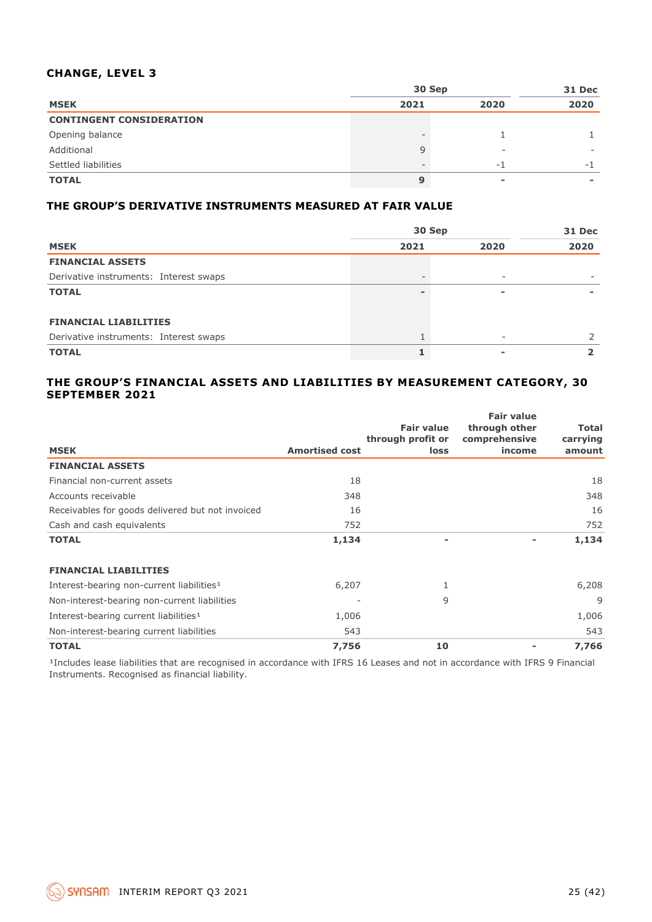## CHANGE, LEVEL 3

| MSEK | 30 Sep 2021 | 30 Sep 2020 | 31 Dec 2020 |
|---|---|---|---|
| **CONTINGENT CONSIDERATION** | | | |
| Opening balance | - | 1 | 1 |
| Additional | 9 | - | - |
| Settled liabilities | - | -1 | -1 |
| **TOTAL** | **9** | **-** | **-** |

## THE GROUP'S DERIVATIVE INSTRUMENTS MEASURED AT FAIR VALUE

| MSEK | 30 Sep 2021 | 30 Sep 2020 | 31 Dec 2020 |
|---|---|---|---|
| **FINANCIAL ASSETS** | | | |
| Derivative instruments: Interest swaps | - | - | - |
| **TOTAL** | **-** | **-** | **-** |
| | | | |
| **FINANCIAL LIABILITIES** | | | |
| Derivative instruments: Interest swaps | 1 | - | 2 |
| **TOTAL** | **1** | **-** | **2** |

## THE GROUP'S FINANCIAL ASSETS AND LIABILITIES BY MEASUREMENT CATEGORY, 30 SEPTEMBER 2021

| MSEK | Amortised cost | Fair value through profit or loss | Fair value through other comprehensive income | Total carrying amount |
|---|---|---|---|---|
| **FINANCIAL ASSETS** | | | | |
| Financial non-current assets | 18 | | | 18 |
| Accounts receivable | 348 | | | 348 |
| Receivables for goods delivered but not invoiced | 16 | | | 16 |
| Cash and cash equivalents | 752 | | | 752 |
| **TOTAL** | **1,134** | **-** | **-** | **1,134** |
| | | | | |
| **FINANCIAL LIABILITIES** | | | | |
| Interest-bearing non-current liabilities[1] | 6,207 | 1 | | 6,208 |
| Non-interest-bearing non-current liabilities | - | 9 | | 9 |
| Interest-bearing current liabilities[1] | 1,006 | | | 1,006 |
| Non-interest-bearing current liabilities | 543 | | | 543 |
| **TOTAL** | **7,756** | **10** | **-** | **7,766** |

[1]Includes lease liabilities that are recognised in accordance with IFRS 16 Leases and not in accordance with IFRS 9 Financial Instruments. Recognised as financial liability.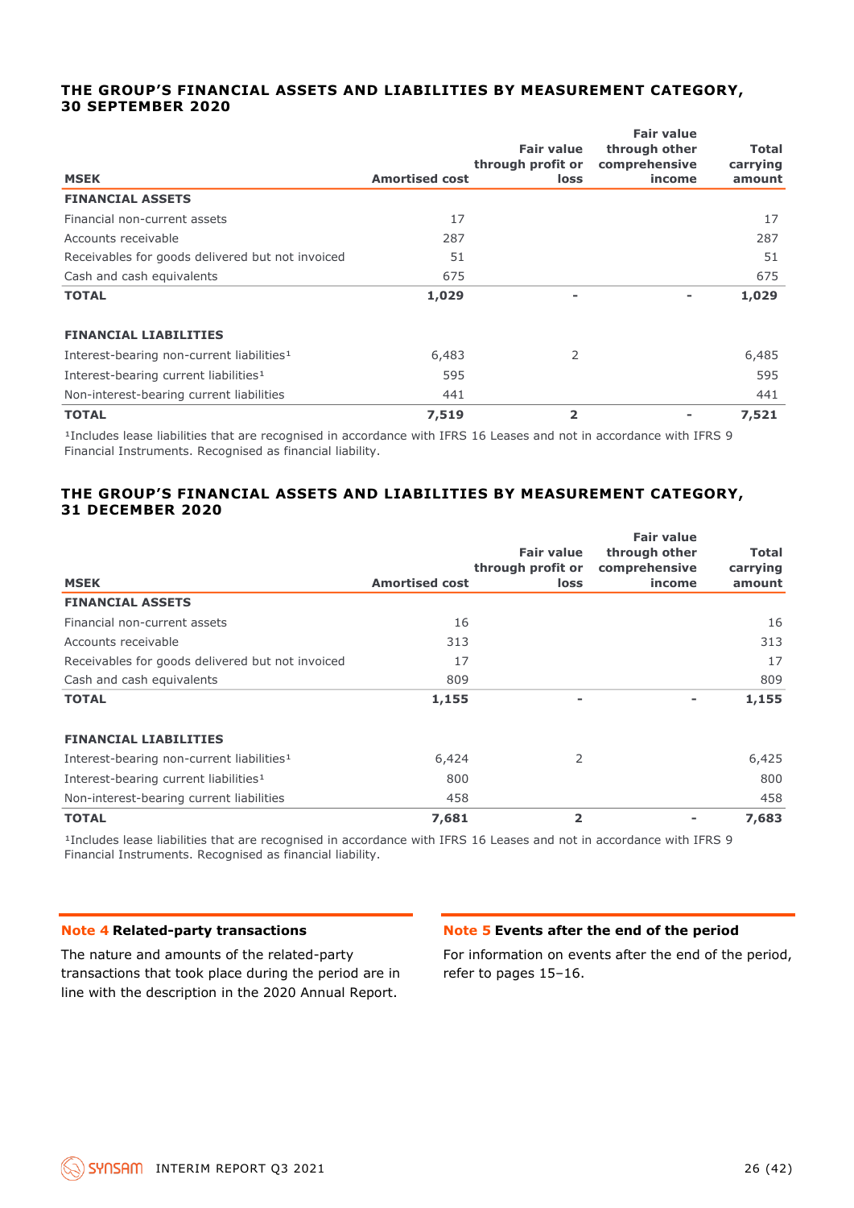### THE GROUP'S FINANCIAL ASSETS AND LIABILITIES BY MEASUREMENT CATEGORY, 30 SEPTEMBER 2020

| MSEK | Amortised cost | Fair value through profit or loss | Fair value through other comprehensive income | Total carrying amount |
|---|---|---|---|---|
| **FINANCIAL ASSETS** | | | | |
| Financial non-current assets | 17 | | | 17 |
| Accounts receivable | 287 | | | 287 |
| Receivables for goods delivered but not invoiced | 51 | | | 51 |
| Cash and cash equivalents | 675 | | | 675 |
| **TOTAL** | **1,029** | **-** | **-** | **1,029** |
| | | | | |
| **FINANCIAL LIABILITIES** | | | | |
| Interest-bearing non-current liabilities[1] | 6,483 | 2 | | 6,485 |
| Interest-bearing current liabilities[1] | 595 | | | 595 |
| Non-interest-bearing current liabilities | 441 | | | 441 |
| **TOTAL** | **7,519** | **2** | **-** | **7,521** |

[1]Includes lease liabilities that are recognised in accordance with IFRS 16 Leases and not in accordance with IFRS 9 Financial Instruments. Recognised as financial liability.

### THE GROUP'S FINANCIAL ASSETS AND LIABILITIES BY MEASUREMENT CATEGORY, 31 DECEMBER 2020

| MSEK | Amortised cost | Fair value through profit or loss | Fair value through other comprehensive income | Total carrying amount |
|---|---|---|---|---|
| **FINANCIAL ASSETS** | | | | |
| Financial non-current assets | 16 | | | 16 |
| Accounts receivable | 313 | | | 313 |
| Receivables for goods delivered but not invoiced | 17 | | | 17 |
| Cash and cash equivalents | 809 | | | 809 |
| **TOTAL** | **1,155** | **-** | **-** | **1,155** |
| | | | | |
| **FINANCIAL LIABILITIES** | | | | |
| Interest-bearing non-current liabilities[1] | 6,424 | 2 | | 6,425 |
| Interest-bearing current liabilities[1] | 800 | | | 800 |
| Non-interest-bearing current liabilities | 458 | | | 458 |
| **TOTAL** | **7,681** | **2** | **-** | **7,683** |

[1]Includes lease liabilities that are recognised in accordance with IFRS 16 Leases and not in accordance with IFRS 9 Financial Instruments. Recognised as financial liability.

### Note 4 Related-party transactions

The nature and amounts of the related-party transactions that took place during the period are in line with the description in the 2020 Annual Report.

### Note 5 Events after the end of the period

For information on events after the end of the period, refer to pages 15–16.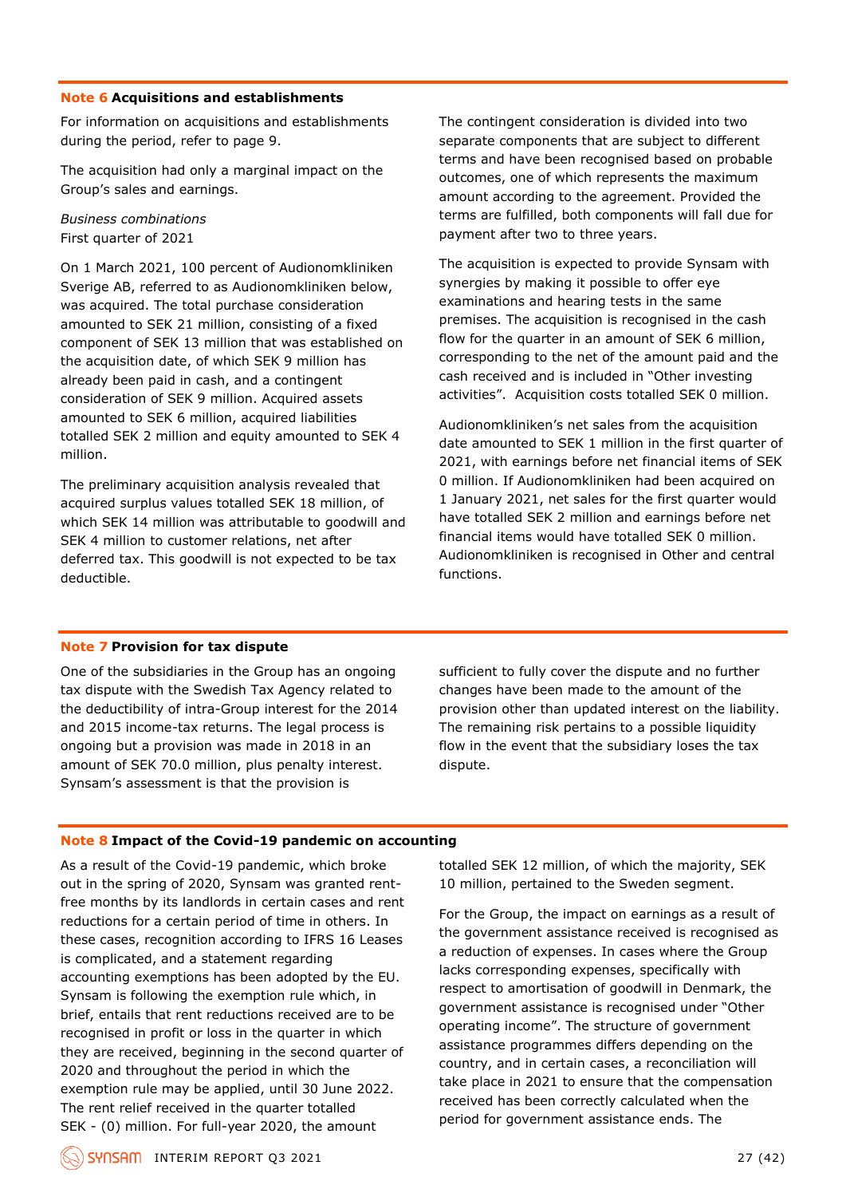## Note 6 Acquisitions and establishments

For information on acquisitions and establishments during the period, refer to page 9.

The acquisition had only a marginal impact on the Group's sales and earnings.

*Business combinations*
First quarter of 2021

On 1 March 2021, 100 percent of Audionomkliniken Sverige AB, referred to as Audionomkliniken below, was acquired. The total purchase consideration amounted to SEK 21 million, consisting of a fixed component of SEK 13 million that was established on the acquisition date, of which SEK 9 million has already been paid in cash, and a contingent consideration of SEK 9 million. Acquired assets amounted to SEK 6 million, acquired liabilities totalled SEK 2 million and equity amounted to SEK 4 million.

The preliminary acquisition analysis revealed that acquired surplus values totalled SEK 18 million, of which SEK 14 million was attributable to goodwill and SEK 4 million to customer relations, net after deferred tax. This goodwill is not expected to be tax deductible.

The contingent consideration is divided into two separate components that are subject to different terms and have been recognised based on probable outcomes, one of which represents the maximum amount according to the agreement. Provided the terms are fulfilled, both components will fall due for payment after two to three years.

The acquisition is expected to provide Synsam with synergies by making it possible to offer eye examinations and hearing tests in the same premises. The acquisition is recognised in the cash flow for the quarter in an amount of SEK 6 million, corresponding to the net of the amount paid and the cash received and is included in "Other investing activities". Acquisition costs totalled SEK 0 million.

Audionomkliniken's net sales from the acquisition date amounted to SEK 1 million in the first quarter of 2021, with earnings before net financial items of SEK 0 million. If Audionomkliniken had been acquired on 1 January 2021, net sales for the first quarter would have totalled SEK 2 million and earnings before net financial items would have totalled SEK 0 million. Audionomkliniken is recognised in Other and central functions.

## Note 7 Provision for tax dispute

One of the subsidiaries in the Group has an ongoing tax dispute with the Swedish Tax Agency related to the deductibility of intra-Group interest for the 2014 and 2015 income-tax returns. The legal process is ongoing but a provision was made in 2018 in an amount of SEK 70.0 million, plus penalty interest. Synsam's assessment is that the provision is sufficient to fully cover the dispute and no further changes have been made to the amount of the provision other than updated interest on the liability. The remaining risk pertains to a possible liquidity flow in the event that the subsidiary loses the tax dispute.

## Note 8 Impact of the Covid-19 pandemic on accounting

As a result of the Covid-19 pandemic, which broke out in the spring of 2020, Synsam was granted rent-free months by its landlords in certain cases and rent reductions for a certain period of time in others. In these cases, recognition according to IFRS 16 Leases is complicated, and a statement regarding accounting exemptions has been adopted by the EU. Synsam is following the exemption rule which, in brief, entails that rent reductions received are to be recognised in profit or loss in the quarter in which they are received, beginning in the second quarter of 2020 and throughout the period in which the exemption rule may be applied, until 30 June 2022. The rent relief received in the quarter totalled SEK - (0) million. For full-year 2020, the amount totalled SEK 12 million, of which the majority, SEK 10 million, pertained to the Sweden segment.

For the Group, the impact on earnings as a result of the government assistance received is recognised as a reduction of expenses. In cases where the Group lacks corresponding expenses, specifically with respect to amortisation of goodwill in Denmark, the government assistance is recognised under "Other operating income". The structure of government assistance programmes differs depending on the country, and in certain cases, a reconciliation will take place in 2021 to ensure that the compensation received has been correctly calculated when the period for government assistance ends. The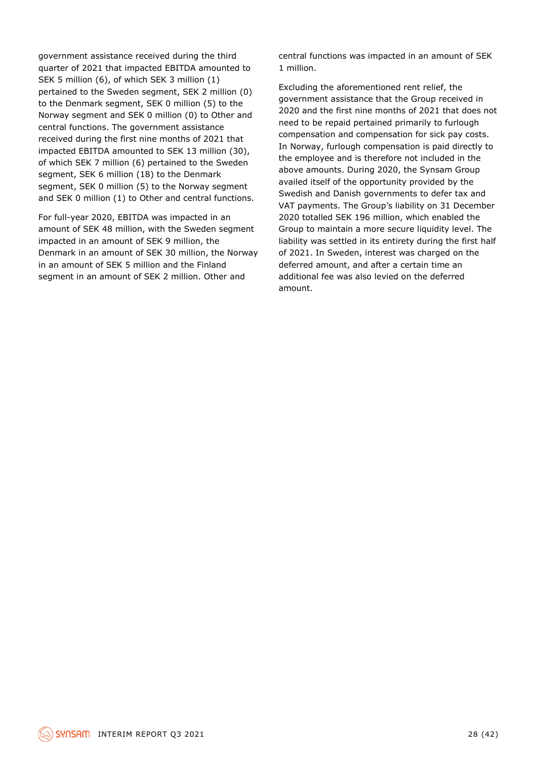government assistance received during the third quarter of 2021 that impacted EBITDA amounted to SEK 5 million (6), of which SEK 3 million (1) pertained to the Sweden segment, SEK 2 million (0) to the Denmark segment, SEK 0 million (5) to the Norway segment and SEK 0 million (0) to Other and central functions. The government assistance received during the first nine months of 2021 that impacted EBITDA amounted to SEK 13 million (30), of which SEK 7 million (6) pertained to the Sweden segment, SEK 6 million (18) to the Denmark segment, SEK 0 million (5) to the Norway segment and SEK 0 million (1) to Other and central functions.

For full-year 2020, EBITDA was impacted in an amount of SEK 48 million, with the Sweden segment impacted in an amount of SEK 9 million, the Denmark in an amount of SEK 30 million, the Norway in an amount of SEK 5 million and the Finland segment in an amount of SEK 2 million. Other and central functions was impacted in an amount of SEK 1 million.

Excluding the aforementioned rent relief, the government assistance that the Group received in 2020 and the first nine months of 2021 that does not need to be repaid pertained primarily to furlough compensation and compensation for sick pay costs. In Norway, furlough compensation is paid directly to the employee and is therefore not included in the above amounts. During 2020, the Synsam Group availed itself of the opportunity provided by the Swedish and Danish governments to defer tax and VAT payments. The Group's liability on 31 December 2020 totalled SEK 196 million, which enabled the Group to maintain a more secure liquidity level. The liability was settled in its entirety during the first half of 2021. In Sweden, interest was charged on the deferred amount, and after a certain time an additional fee was also levied on the deferred amount.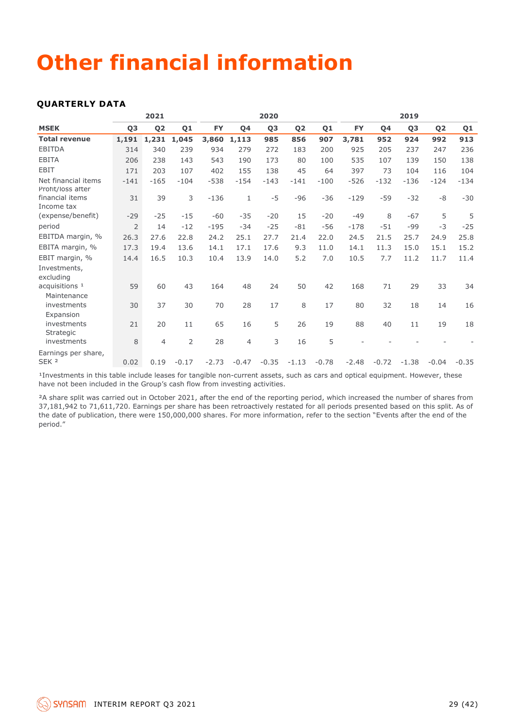# Other financial information

### QUARTERLY DATA

| | 2021 | | | 2020 | | | | | 2019 | | | | |
|---|---|---|---|---|---|---|---|---|---|---|---|---|---|
| **MSEK** | **Q3** | **Q2** | **Q1** | **FY** | **Q4** | **Q3** | **Q2** | **Q1** | **FY** | **Q4** | **Q3** | **Q2** | **Q1** |
| **Total revenue** | **1,191** | **1,231** | **1,045** | **3,860** | **1,113** | **985** | **856** | **907** | **3,781** | **952** | **924** | **992** | **913** |
| EBITDA | 314 | 340 | 239 | 934 | 279 | 272 | 183 | 200 | 925 | 205 | 237 | 247 | 236 |
| EBITA | 206 | 238 | 143 | 543 | 190 | 173 | 80 | 100 | 535 | 107 | 139 | 150 | 138 |
| EBIT | 171 | 203 | 107 | 402 | 155 | 138 | 45 | 64 | 397 | 73 | 104 | 116 | 104 |
| Net financial items | -141 | -165 | -104 | -538 | -154 | -143 | -141 | -100 | -526 | -132 | -136 | -124 | -134 |
| Profit/loss after financial items | 31 | 39 | 3 | -136 | 1 | -5 | -96 | -36 | -129 | -59 | -32 | -8 | -30 |
| Income tax (expense/benefit) | -29 | -25 | -15 | -60 | -35 | -20 | 15 | -20 | -49 | 8 | -67 | 5 | 5 |
| period | 2 | 14 | -12 | -195 | -34 | -25 | -81 | -56 | -178 | -51 | -99 | -3 | -25 |
| EBITDA margin, % | 26.3 | 27.6 | 22.8 | 24.2 | 25.1 | 27.7 | 21.4 | 22.0 | 24.5 | 21.5 | 25.7 | 24.9 | 25.8 |
| EBITA margin, % | 17.3 | 19.4 | 13.6 | 14.1 | 17.1 | 17.6 | 9.3 | 11.0 | 14.1 | 11.3 | 15.0 | 15.1 | 15.2 |
| EBIT margin, % | 14.4 | 16.5 | 10.3 | 10.4 | 13.9 | 14.0 | 5.2 | 7.0 | 10.5 | 7.7 | 11.2 | 11.7 | 11.4 |
| Investments, excluding acquisitions [1] | 59 | 60 | 43 | 164 | 48 | 24 | 50 | 42 | 168 | 71 | 29 | 33 | 34 |
| Maintenance investments | 30 | 37 | 30 | 70 | 28 | 17 | 8 | 17 | 80 | 32 | 18 | 14 | 16 |
| Expansion investments | 21 | 20 | 11 | 65 | 16 | 5 | 26 | 19 | 88 | 40 | 11 | 19 | 18 |
| Strategic investments | 8 | 4 | 2 | 28 | 4 | 3 | 16 | 5 | - | - | - | - | - |
| Earnings per share, SEK [2] | 0.02 | 0.19 | -0.17 | -2.73 | -0.47 | -0.35 | -1.13 | -0.78 | -2.48 | -0.72 | -1.38 | -0.04 | -0.35 |

[1]Investments in this table include leases for tangible non-current assets, such as cars and optical equipment. However, these have not been included in the Group's cash flow from investing activities.

[2]A share split was carried out in October 2021, after the end of the reporting period, which increased the number of shares from 37,181,942 to 71,611,720. Earnings per share has been retroactively restated for all periods presented based on this split. As of the date of publication, there were 150,000,000 shares. For more information, refer to the section "Events after the end of the period."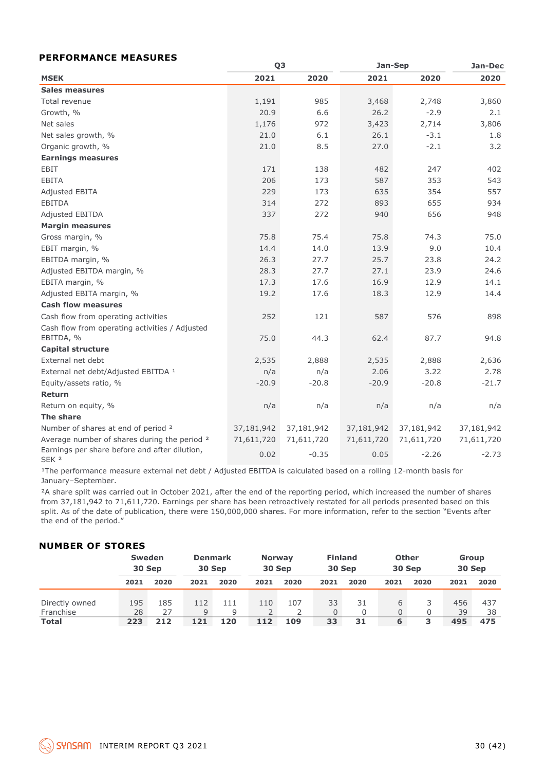## PERFORMANCE MEASURES

| MSEK | Q3 2021 | Q3 2020 | Jan-Sep 2021 | Jan-Sep 2020 | Jan-Dec 2020 |
|---|---|---|---|---|---|
| **Sales measures** | | | | | |
| Total revenue | 1,191 | 985 | 3,468 | 2,748 | 3,860 |
| Growth, % | 20.9 | 6.6 | 26.2 | -2.9 | 2.1 |
| Net sales | 1,176 | 972 | 3,423 | 2,714 | 3,806 |
| Net sales growth, % | 21.0 | 6.1 | 26.1 | -3.1 | 1.8 |
| Organic growth, % | 21.0 | 8.5 | 27.0 | -2.1 | 3.2 |
| **Earnings measures** | | | | | |
| EBIT | 171 | 138 | 482 | 247 | 402 |
| EBITA | 206 | 173 | 587 | 353 | 543 |
| Adjusted EBITA | 229 | 173 | 635 | 354 | 557 |
| EBITDA | 314 | 272 | 893 | 655 | 934 |
| Adjusted EBITDA | 337 | 272 | 940 | 656 | 948 |
| **Margin measures** | | | | | |
| Gross margin, % | 75.8 | 75.4 | 75.8 | 74.3 | 75.0 |
| EBIT margin, % | 14.4 | 14.0 | 13.9 | 9.0 | 10.4 |
| EBITDA margin, % | 26.3 | 27.7 | 25.7 | 23.8 | 24.2 |
| Adjusted EBITDA margin, % | 28.3 | 27.7 | 27.1 | 23.9 | 24.6 |
| EBITA margin, % | 17.3 | 17.6 | 16.9 | 12.9 | 14.1 |
| Adjusted EBITA margin, % | 19.2 | 17.6 | 18.3 | 12.9 | 14.4 |
| **Cash flow measures** | | | | | |
| Cash flow from operating activities | 252 | 121 | 587 | 576 | 898 |
| Cash flow from operating activities / Adjusted EBITDA, % | 75.0 | 44.3 | 62.4 | 87.7 | 94.8 |
| **Capital structure** | | | | | |
| External net debt | 2,535 | 2,888 | 2,535 | 2,888 | 2,636 |
| External net debt/Adjusted EBITDA [1] | n/a | n/a | 2.06 | 3.22 | 2.78 |
| Equity/assets ratio, % | -20.9 | -20.8 | -20.9 | -20.8 | -21.7 |
| **Return** | | | | | |
| Return on equity, % | n/a | n/a | n/a | n/a | n/a |
| **The share** | | | | | |
| Number of shares at end of period [2] | 37,181,942 | 37,181,942 | 37,181,942 | 37,181,942 | 37,181,942 |
| Average number of shares during the period [2] | 71,611,720 | 71,611,720 | 71,611,720 | 71,611,720 | 71,611,720 |
| Earnings per share before and after dilution, SEK [2] | 0.02 | -0.35 | 0.05 | -2.26 | -2.73 |

[1]The performance measure external net debt / Adjusted EBITDA is calculated based on a rolling 12-month basis for January–September.

[2]A share split was carried out in October 2021, after the end of the reporting period, which increased the number of shares from 37,181,942 to 71,611,720. Earnings per share has been retroactively restated for all periods presented based on this split. As of the date of publication, there were 150,000,000 shares. For more information, refer to the section "Events after the end of the period."

## NUMBER OF STORES

| | Sweden 30 Sep | | Denmark 30 Sep | | Norway 30 Sep | | Finland 30 Sep | | Other 30 Sep | | Group 30 Sep | |
|---|---|---|---|---|---|---|---|---|---|---|---|---|
| | 2021 | 2020 | 2021 | 2020 | 2021 | 2020 | 2021 | 2020 | 2021 | 2020 | 2021 | 2020 |
| Directly owned | 195 | 185 | 112 | 111 | 110 | 107 | 33 | 31 | 6 | 3 | 456 | 437 |
| Franchise | 28 | 27 | 9 | 9 | 2 | 2 | 0 | 0 | 0 | 0 | 39 | 38 |
| **Total** | **223** | **212** | **121** | **120** | **112** | **109** | **33** | **31** | **6** | **3** | **495** | **475** |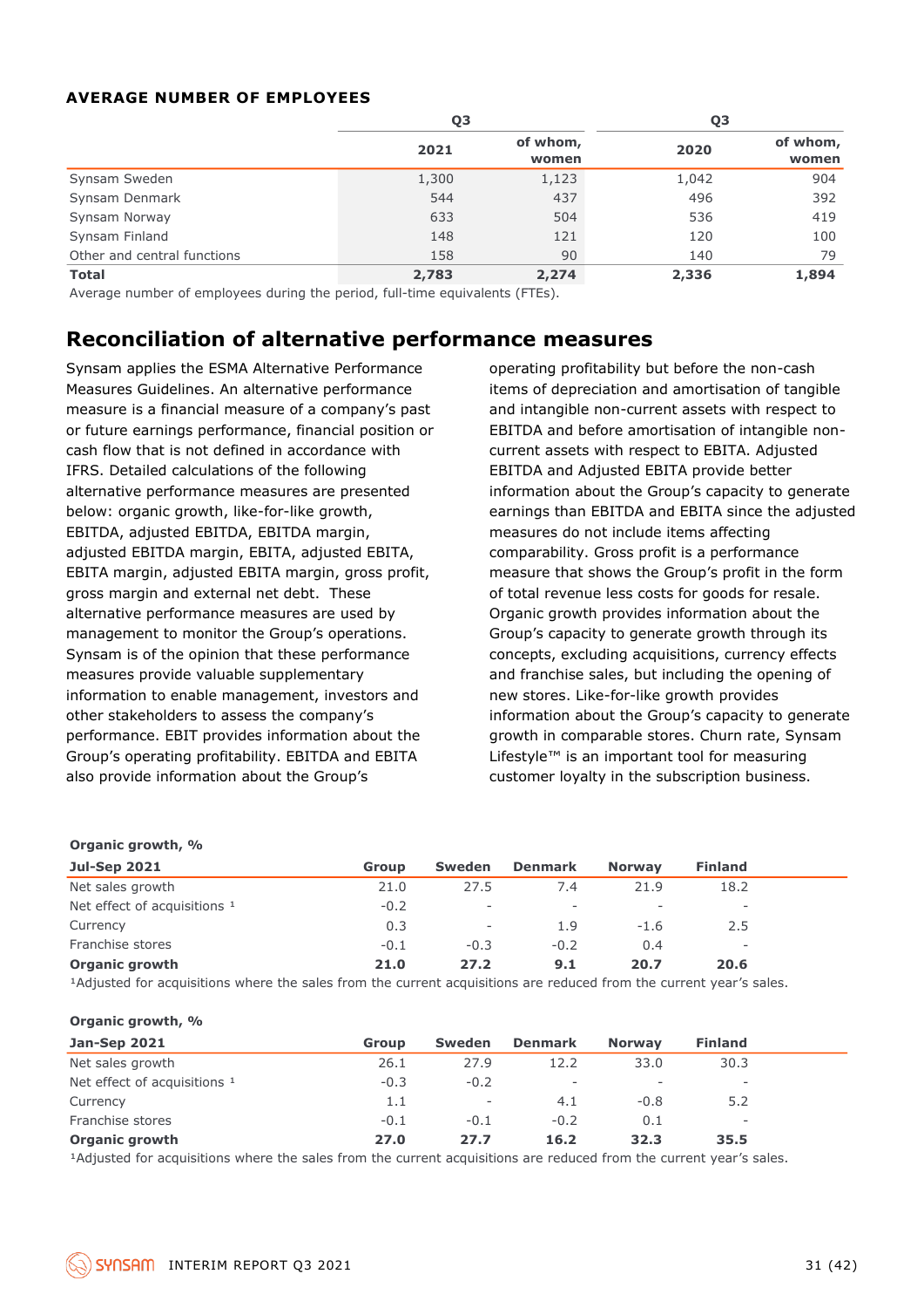**AVERAGE NUMBER OF EMPLOYEES**

| | Q3 | | Q3 | |
|---|---|---|---|---|
| | 2021 | of whom, women | 2020 | of whom, women |
| Synsam Sweden | 1,300 | 1,123 | 1,042 | 904 |
| Synsam Denmark | 544 | 437 | 496 | 392 |
| Synsam Norway | 633 | 504 | 536 | 419 |
| Synsam Finland | 148 | 121 | 120 | 100 |
| Other and central functions | 158 | 90 | 140 | 79 |
| **Total** | **2,783** | **2,274** | **2,336** | **1,894** |

Average number of employees during the period, full-time equivalents (FTEs).

## Reconciliation of alternative performance measures

Synsam applies the ESMA Alternative Performance Measures Guidelines. An alternative performance measure is a financial measure of a company's past or future earnings performance, financial position or cash flow that is not defined in accordance with IFRS. Detailed calculations of the following alternative performance measures are presented below: organic growth, like-for-like growth, EBITDA, adjusted EBITDA, EBITDA margin, adjusted EBITDA margin, EBITA, adjusted EBITA, EBITA margin, adjusted EBITA margin, gross profit, gross margin and external net debt. These alternative performance measures are used by management to monitor the Group's operations. Synsam is of the opinion that these performance measures provide valuable supplementary information to enable management, investors and other stakeholders to assess the company's performance. EBIT provides information about the Group's operating profitability. EBITDA and EBITA also provide information about the Group's operating profitability but before the non-cash items of depreciation and amortisation of tangible and intangible non-current assets with respect to EBITDA and before amortisation of intangible non-current assets with respect to EBITA. Adjusted EBITDA and Adjusted EBITA provide better information about the Group's capacity to generate earnings than EBITDA and EBITA since the adjusted measures do not include items affecting comparability. Gross profit is a performance measure that shows the Group's profit in the form of total revenue less costs for goods for resale. Organic growth provides information about the Group's capacity to generate growth through its concepts, excluding acquisitions, currency effects and franchise sales, but including the opening of new stores. Like-for-like growth provides information about the Group's capacity to generate growth in comparable stores. Churn rate, Synsam Lifestyle™ is an important tool for measuring customer loyalty in the subscription business.

**Organic growth, %**

| Jul-Sep 2021 | Group | Sweden | Denmark | Norway | Finland |
|---|---|---|---|---|---|
| Net sales growth | 21.0 | 27.5 | 7.4 | 21.9 | 18.2 |
| Net effect of acquisitions [1] | -0.2 | - | - | - | - |
| Currency | 0.3 | - | 1.9 | -1.6 | 2.5 |
| Franchise stores | -0.1 | -0.3 | -0.2 | 0.4 | - |
| **Organic growth** | **21.0** | **27.2** | **9.1** | **20.7** | **20.6** |

[1]Adjusted for acquisitions where the sales from the current acquisitions are reduced from the current year's sales.

**Organic growth, %**

| Jan-Sep 2021 | Group | Sweden | Denmark | Norway | Finland |
|---|---|---|---|---|---|
| Net sales growth | 26.1 | 27.9 | 12.2 | 33.0 | 30.3 |
| Net effect of acquisitions [1] | -0.3 | -0.2 | - | - | - |
| Currency | 1.1 | - | 4.1 | -0.8 | 5.2 |
| Franchise stores | -0.1 | -0.1 | -0.2 | 0.1 | - |
| **Organic growth** | **27.0** | **27.7** | **16.2** | **32.3** | **35.5** |

[1]Adjusted for acquisitions where the sales from the current acquisitions are reduced from the current year's sales.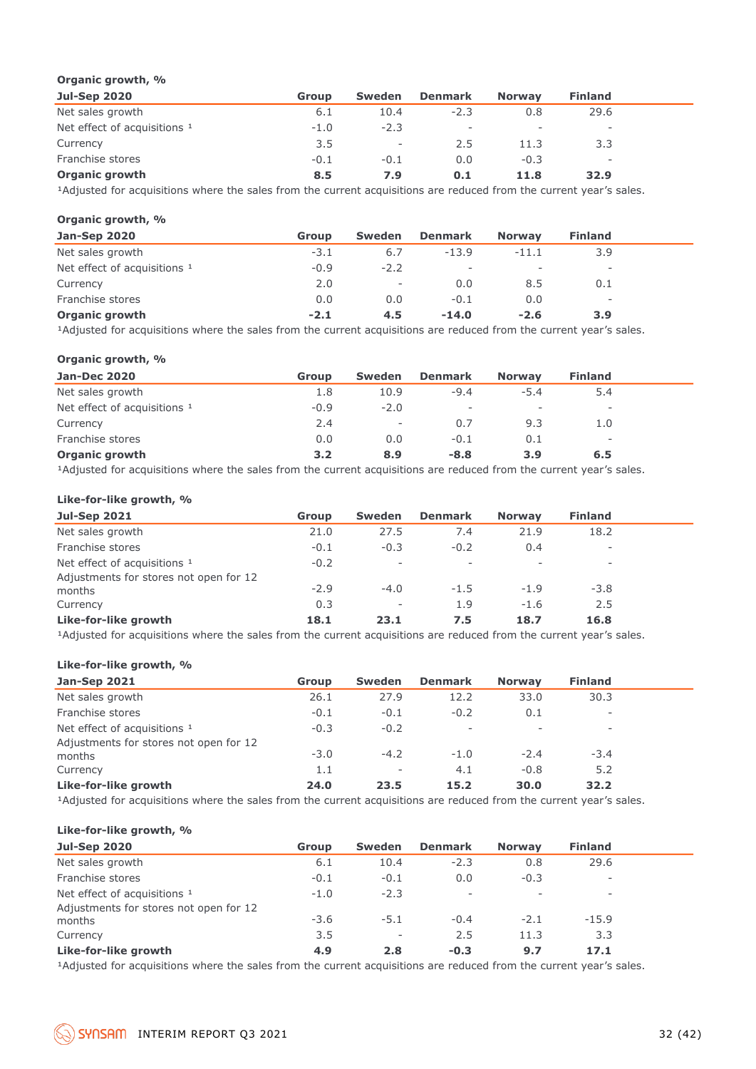**Organic growth, %**

| Jul-Sep 2020 | Group | Sweden | Denmark | Norway | Finland |
|---|---|---|---|---|---|
| Net sales growth | 6.1 | 10.4 | -2.3 | 0.8 | 29.6 |
| Net effect of acquisitions [1] | -1.0 | -2.3 | - | - | - |
| Currency | 3.5 | - | 2.5 | 11.3 | 3.3 |
| Franchise stores | -0.1 | -0.1 | 0.0 | -0.3 | - |
| **Organic growth** | **8.5** | **7.9** | **0.1** | **11.8** | **32.9** |

[1]Adjusted for acquisitions where the sales from the current acquisitions are reduced from the current year's sales.

**Organic growth, %**

| Jan-Sep 2020 | Group | Sweden | Denmark | Norway | Finland |
|---|---|---|---|---|---|
| Net sales growth | -3.1 | 6.7 | -13.9 | -11.1 | 3.9 |
| Net effect of acquisitions [1] | -0.9 | -2.2 | - | - | - |
| Currency | 2.0 | - | 0.0 | 8.5 | 0.1 |
| Franchise stores | 0.0 | 0.0 | -0.1 | 0.0 | - |
| **Organic growth** | **-2.1** | **4.5** | **-14.0** | **-2.6** | **3.9** |

[1]Adjusted for acquisitions where the sales from the current acquisitions are reduced from the current year's sales.

**Organic growth, %**

| Jan-Dec 2020 | Group | Sweden | Denmark | Norway | Finland |
|---|---|---|---|---|---|
| Net sales growth | 1.8 | 10.9 | -9.4 | -5.4 | 5.4 |
| Net effect of acquisitions [1] | -0.9 | -2.0 | - | - | - |
| Currency | 2.4 | - | 0.7 | 9.3 | 1.0 |
| Franchise stores | 0.0 | 0.0 | -0.1 | 0.1 | - |
| **Organic growth** | **3.2** | **8.9** | **-8.8** | **3.9** | **6.5** |

[1]Adjusted for acquisitions where the sales from the current acquisitions are reduced from the current year's sales.

**Like-for-like growth, %**

| Jul-Sep 2021 | Group | Sweden | Denmark | Norway | Finland |
|---|---|---|---|---|---|
| Net sales growth | 21.0 | 27.5 | 7.4 | 21.9 | 18.2 |
| Franchise stores | -0.1 | -0.3 | -0.2 | 0.4 | - |
| Net effect of acquisitions [1] | -0.2 | - | - | - | - |
| Adjustments for stores not open for 12 months | -2.9 | -4.0 | -1.5 | -1.9 | -3.8 |
| Currency | 0.3 | - | 1.9 | -1.6 | 2.5 |
| **Like-for-like growth** | **18.1** | **23.1** | **7.5** | **18.7** | **16.8** |

[1]Adjusted for acquisitions where the sales from the current acquisitions are reduced from the current year's sales.

**Like-for-like growth, %**

| Jan-Sep 2021 | Group | Sweden | Denmark | Norway | Finland |
|---|---|---|---|---|---|
| Net sales growth | 26.1 | 27.9 | 12.2 | 33.0 | 30.3 |
| Franchise stores | -0.1 | -0.1 | -0.2 | 0.1 | - |
| Net effect of acquisitions [1] | -0.3 | -0.2 | - | - | - |
| Adjustments for stores not open for 12 months | -3.0 | -4.2 | -1.0 | -2.4 | -3.4 |
| Currency | 1.1 | - | 4.1 | -0.8 | 5.2 |
| **Like-for-like growth** | **24.0** | **23.5** | **15.2** | **30.0** | **32.2** |

[1]Adjusted for acquisitions where the sales from the current acquisitions are reduced from the current year's sales.

**Like-for-like growth, %**

| Jul-Sep 2020 | Group | Sweden | Denmark | Norway | Finland |
|---|---|---|---|---|---|
| Net sales growth | 6.1 | 10.4 | -2.3 | 0.8 | 29.6 |
| Franchise stores | -0.1 | -0.1 | 0.0 | -0.3 | - |
| Net effect of acquisitions [1] | -1.0 | -2.3 | - | - | - |
| Adjustments for stores not open for 12 months | -3.6 | -5.1 | -0.4 | -2.1 | -15.9 |
| Currency | 3.5 | - | 2.5 | 11.3 | 3.3 |
| **Like-for-like growth** | **4.9** | **2.8** | **-0.3** | **9.7** | **17.1** |

[1]Adjusted for acquisitions where the sales from the current acquisitions are reduced from the current year's sales.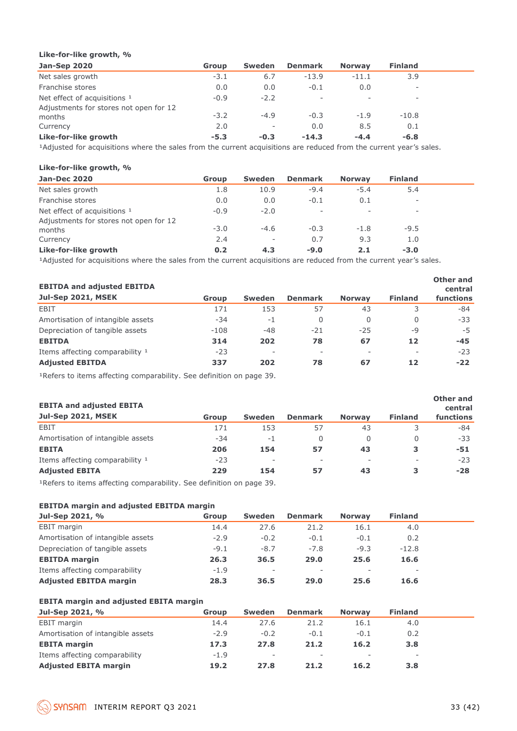**Like-for-like growth, %**

| Jan-Sep 2020 | Group | Sweden | Denmark | Norway | Finland |
|---|---|---|---|---|---|
| Net sales growth | -3.1 | 6.7 | -13.9 | -11.1 | 3.9 |
| Franchise stores | 0.0 | 0.0 | -0.1 | 0.0 | - |
| Net effect of acquisitions [1] | -0.9 | -2.2 | - | - | - |
| Adjustments for stores not open for 12 months | -3.2 | -4.9 | -0.3 | -1.9 | -10.8 |
| Currency | 2.0 | - | 0.0 | 8.5 | 0.1 |
| **Like-for-like growth** | **-5.3** | **-0.3** | **-14.3** | **-4.4** | **-6.8** |

[1]Adjusted for acquisitions where the sales from the current acquisitions are reduced from the current year's sales.

**Like-for-like growth, %**

| Jan-Dec 2020 | Group | Sweden | Denmark | Norway | Finland |
|---|---|---|---|---|---|
| Net sales growth | 1.8 | 10.9 | -9.4 | -5.4 | 5.4 |
| Franchise stores | 0.0 | 0.0 | -0.1 | 0.1 | - |
| Net effect of acquisitions [1] | -0.9 | -2.0 | - | - | - |
| Adjustments for stores not open for 12 months | -3.0 | -4.6 | -0.3 | -1.8 | -9.5 |
| Currency | 2.4 | - | 0.7 | 9.3 | 1.0 |
| **Like-for-like growth** | **0.2** | **4.3** | **-9.0** | **2.1** | **-3.0** |

[1]Adjusted for acquisitions where the sales from the current acquisitions are reduced from the current year's sales.

**EBITDA and adjusted EBITDA**

| Jul-Sep 2021, MSEK | Group | Sweden | Denmark | Norway | Finland | Other and central functions |
|---|---|---|---|---|---|---|
| EBIT | 171 | 153 | 57 | 43 | 3 | -84 |
| Amortisation of intangible assets | -34 | -1 | 0 | 0 | 0 | -33 |
| Depreciation of tangible assets | -108 | -48 | -21 | -25 | -9 | -5 |
| **EBITDA** | **314** | **202** | **78** | **67** | **12** | **-45** |
| Items affecting comparability [1] | -23 | - | - | - | - | -23 |
| **Adjusted EBITDA** | **337** | **202** | **78** | **67** | **12** | **-22** |

[1]Refers to items affecting comparability. See definition on page 39.

**EBITA and adjusted EBITA**

| Jul-Sep 2021, MSEK | Group | Sweden | Denmark | Norway | Finland | Other and central functions |
|---|---|---|---|---|---|---|
| EBIT | 171 | 153 | 57 | 43 | 3 | -84 |
| Amortisation of intangible assets | -34 | -1 | 0 | 0 | 0 | -33 |
| **EBITA** | **206** | **154** | **57** | **43** | **3** | **-51** |
| Items affecting comparability [1] | -23 | - | - | - | - | -23 |
| **Adjusted EBITA** | **229** | **154** | **57** | **43** | **3** | **-28** |

[1]Refers to items affecting comparability. See definition on page 39.

**EBITDA margin and adjusted EBITDA margin**

| Jul-Sep 2021, % | Group | Sweden | Denmark | Norway | Finland |
|---|---|---|---|---|---|
| EBIT margin | 14.4 | 27.6 | 21.2 | 16.1 | 4.0 |
| Amortisation of intangible assets | -2.9 | -0.2 | -0.1 | -0.1 | 0.2 |
| Depreciation of tangible assets | -9.1 | -8.7 | -7.8 | -9.3 | -12.8 |
| **EBITDA margin** | **26.3** | **36.5** | **29.0** | **25.6** | **16.6** |
| Items affecting comparability | -1.9 | - | - | - | - |
| **Adjusted EBITDA margin** | **28.3** | **36.5** | **29.0** | **25.6** | **16.6** |

**EBITA margin and adjusted EBITA margin**

| Jul-Sep 2021, % | Group | Sweden | Denmark | Norway | Finland |
|---|---|---|---|---|---|
| EBIT margin | 14.4 | 27.6 | 21.2 | 16.1 | 4.0 |
| Amortisation of intangible assets | -2.9 | -0.2 | -0.1 | -0.1 | 0.2 |
| **EBITA margin** | **17.3** | **27.8** | **21.2** | **16.2** | **3.8** |
| Items affecting comparability | -1.9 | - | - | - | - |
| **Adjusted EBITA margin** | **19.2** | **27.8** | **21.2** | **16.2** | **3.8** |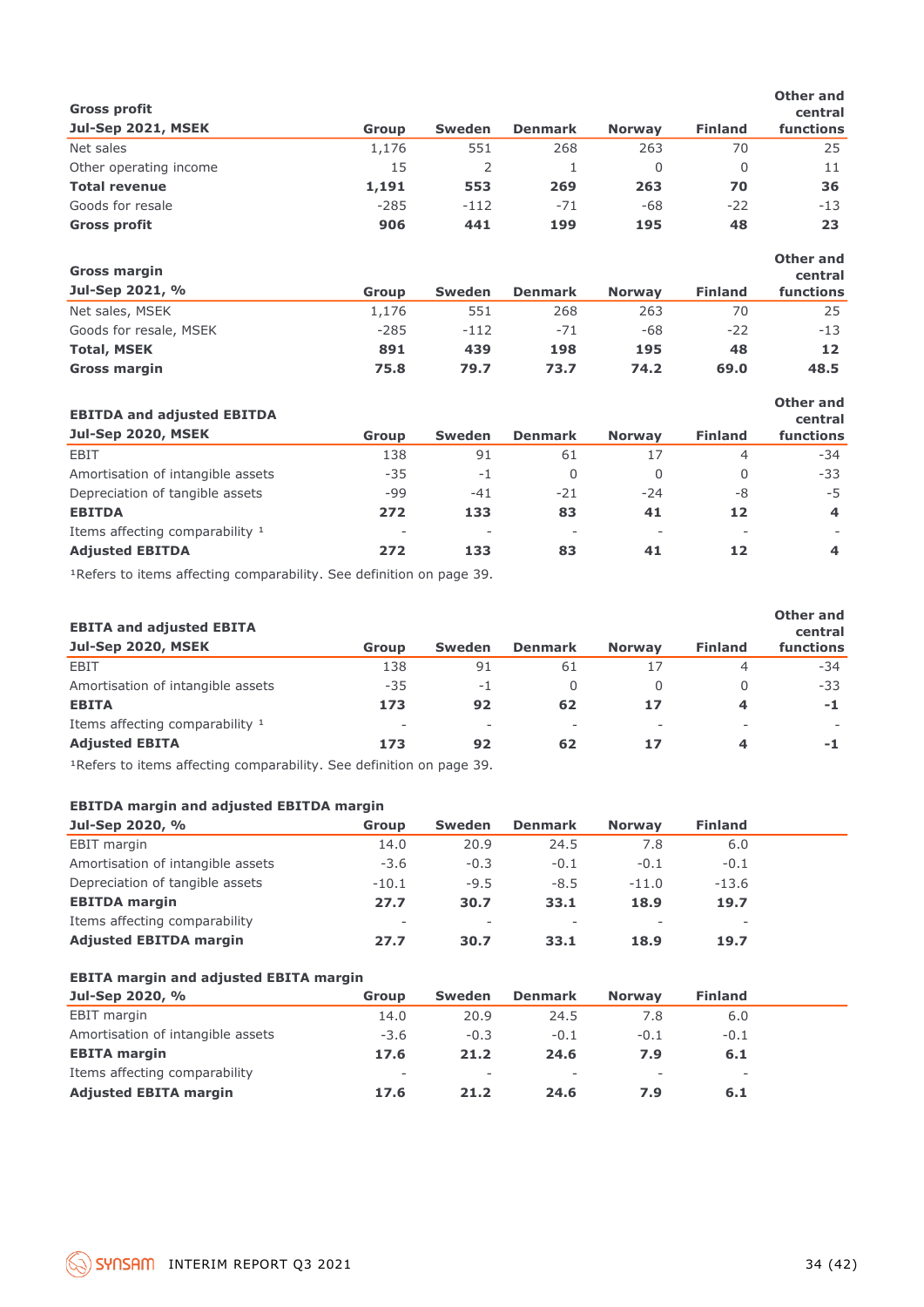| **Gross profit**<br>**Jul-Sep 2021, MSEK** | **Group** | **Sweden** | **Denmark** | **Norway** | **Finland** | **Other and central functions** |
|---|---|---|---|---|---|---|
| Net sales | 1,176 | 551 | 268 | 263 | 70 | 25 |
| Other operating income | 15 | 2 | 1 | 0 | 0 | 11 |
| **Total revenue** | **1,191** | **553** | **269** | **263** | **70** | **36** |
| Goods for resale | -285 | -112 | -71 | -68 | -22 | -13 |
| **Gross profit** | **906** | **441** | **199** | **195** | **48** | **23** |

| **Gross margin**<br>**Jul-Sep 2021, %** | **Group** | **Sweden** | **Denmark** | **Norway** | **Finland** | **Other and central functions** |
|---|---|---|---|---|---|---|
| Net sales, MSEK | 1,176 | 551 | 268 | 263 | 70 | 25 |
| Goods for resale, MSEK | -285 | -112 | -71 | -68 | -22 | -13 |
| **Total, MSEK** | **891** | **439** | **198** | **195** | **48** | **12** |
| **Gross margin** | **75.8** | **79.7** | **73.7** | **74.2** | **69.0** | **48.5** |

| **EBITDA and adjusted EBITDA**<br>**Jul-Sep 2020, MSEK** | **Group** | **Sweden** | **Denmark** | **Norway** | **Finland** | **Other and central functions** |
|---|---|---|---|---|---|---|
| EBIT | 138 | 91 | 61 | 17 | 4 | -34 |
| Amortisation of intangible assets | -35 | -1 | 0 | 0 | 0 | -33 |
| Depreciation of tangible assets | -99 | -41 | -21 | -24 | -8 | -5 |
| **EBITDA** | **272** | **133** | **83** | **41** | **12** | **4** |
| Items affecting comparability [1] | - | - | - | - | - | - |
| **Adjusted EBITDA** | **272** | **133** | **83** | **41** | **12** | **4** |

[1]Refers to items affecting comparability. See definition on page 39.

| **EBITA and adjusted EBITA**<br>**Jul-Sep 2020, MSEK** | **Group** | **Sweden** | **Denmark** | **Norway** | **Finland** | **Other and central functions** |
|---|---|---|---|---|---|---|
| EBIT | 138 | 91 | 61 | 17 | 4 | -34 |
| Amortisation of intangible assets | -35 | -1 | 0 | 0 | 0 | -33 |
| **EBITA** | **173** | **92** | **62** | **17** | **4** | **-1** |
| Items affecting comparability [1] | - | - | - | - | - | - |
| **Adjusted EBITA** | **173** | **92** | **62** | **17** | **4** | **-1** |

[1]Refers to items affecting comparability. See definition on page 39.

| **EBITDA margin and adjusted EBITDA margin**<br>**Jul-Sep 2020, %** | **Group** | **Sweden** | **Denmark** | **Norway** | **Finland** |
|---|---|---|---|---|---|
| EBIT margin | 14.0 | 20.9 | 24.5 | 7.8 | 6.0 |
| Amortisation of intangible assets | -3.6 | -0.3 | -0.1 | -0.1 | -0.1 |
| Depreciation of tangible assets | -10.1 | -9.5 | -8.5 | -11.0 | -13.6 |
| **EBITDA margin** | **27.7** | **30.7** | **33.1** | **18.9** | **19.7** |
| Items affecting comparability | - | - | - | - | - |
| **Adjusted EBITDA margin** | **27.7** | **30.7** | **33.1** | **18.9** | **19.7** |

| **EBITA margin and adjusted EBITA margin**<br>**Jul-Sep 2020, %** | **Group** | **Sweden** | **Denmark** | **Norway** | **Finland** |
|---|---|---|---|---|---|
| EBIT margin | 14.0 | 20.9 | 24.5 | 7.8 | 6.0 |
| Amortisation of intangible assets | -3.6 | -0.3 | -0.1 | -0.1 | -0.1 |
| **EBITA margin** | **17.6** | **21.2** | **24.6** | **7.9** | **6.1** |
| Items affecting comparability | - | - | - | - | - |
| **Adjusted EBITA margin** | **17.6** | **21.2** | **24.6** | **7.9** | **6.1** |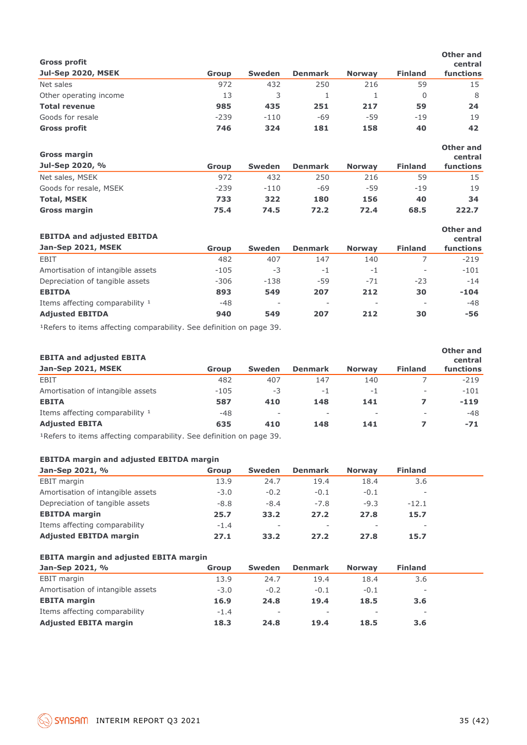| Gross profit Jul-Sep 2020, MSEK | Group | Sweden | Denmark | Norway | Finland | Other and central functions |
|---|---|---|---|---|---|---|
| Net sales | 972 | 432 | 250 | 216 | 59 | 15 |
| Other operating income | 13 | 3 | 1 | 1 | 0 | 8 |
| **Total revenue** | **985** | **435** | **251** | **217** | **59** | **24** |
| Goods for resale | -239 | -110 | -69 | -59 | -19 | 19 |
| **Gross profit** | **746** | **324** | **181** | **158** | **40** | **42** |

| Gross margin Jul-Sep 2020, % | Group | Sweden | Denmark | Norway | Finland | Other and central functions |
|---|---|---|---|---|---|---|
| Net sales, MSEK | 972 | 432 | 250 | 216 | 59 | 15 |
| Goods for resale, MSEK | -239 | -110 | -69 | -59 | -19 | 19 |
| **Total, MSEK** | **733** | **322** | **180** | **156** | **40** | **34** |
| **Gross margin** | **75.4** | **74.5** | **72.2** | **72.4** | **68.5** | **222.7** |

| EBITDA and adjusted EBITDA Jan-Sep 2021, MSEK | Group | Sweden | Denmark | Norway | Finland | Other and central functions |
|---|---|---|---|---|---|---|
| EBIT | 482 | 407 | 147 | 140 | 7 | -219 |
| Amortisation of intangible assets | -105 | -3 | -1 | -1 | - | -101 |
| Depreciation of tangible assets | -306 | -138 | -59 | -71 | -23 | -14 |
| **EBITDA** | **893** | **549** | **207** | **212** | **30** | **-104** |
| Items affecting comparability [1] | -48 | - | - | - | - | -48 |
| **Adjusted EBITDA** | **940** | **549** | **207** | **212** | **30** | **-56** |

[1]Refers to items affecting comparability. See definition on page 39.

| EBITA and adjusted EBITA Jan-Sep 2021, MSEK | Group | Sweden | Denmark | Norway | Finland | Other and central functions |
|---|---|---|---|---|---|---|
| EBIT | 482 | 407 | 147 | 140 | 7 | -219 |
| Amortisation of intangible assets | -105 | -3 | -1 | -1 | - | -101 |
| **EBITA** | **587** | **410** | **148** | **141** | **7** | **-119** |
| Items affecting comparability [1] | -48 | - | - | - | - | -48 |
| **Adjusted EBITA** | **635** | **410** | **148** | **141** | **7** | **-71** |

[1]Refers to items affecting comparability. See definition on page 39.

| EBITDA margin and adjusted EBITDA margin Jan-Sep 2021, % | Group | Sweden | Denmark | Norway | Finland |
|---|---|---|---|---|---|
| EBIT margin | 13.9 | 24.7 | 19.4 | 18.4 | 3.6 |
| Amortisation of intangible assets | -3.0 | -0.2 | -0.1 | -0.1 | - |
| Depreciation of tangible assets | -8.8 | -8.4 | -7.8 | -9.3 | -12.1 |
| **EBITDA margin** | **25.7** | **33.2** | **27.2** | **27.8** | **15.7** |
| Items affecting comparability | -1.4 | - | - | - | - |
| **Adjusted EBITDA margin** | **27.1** | **33.2** | **27.2** | **27.8** | **15.7** |

| EBITA margin and adjusted EBITA margin Jan-Sep 2021, % | Group | Sweden | Denmark | Norway | Finland |
|---|---|---|---|---|---|
| EBIT margin | 13.9 | 24.7 | 19.4 | 18.4 | 3.6 |
| Amortisation of intangible assets | -3.0 | -0.2 | -0.1 | -0.1 | - |
| **EBITA margin** | **16.9** | **24.8** | **19.4** | **18.5** | **3.6** |
| Items affecting comparability | -1.4 | - | - | - | - |
| **Adjusted EBITA margin** | **18.3** | **24.8** | **19.4** | **18.5** | **3.6** |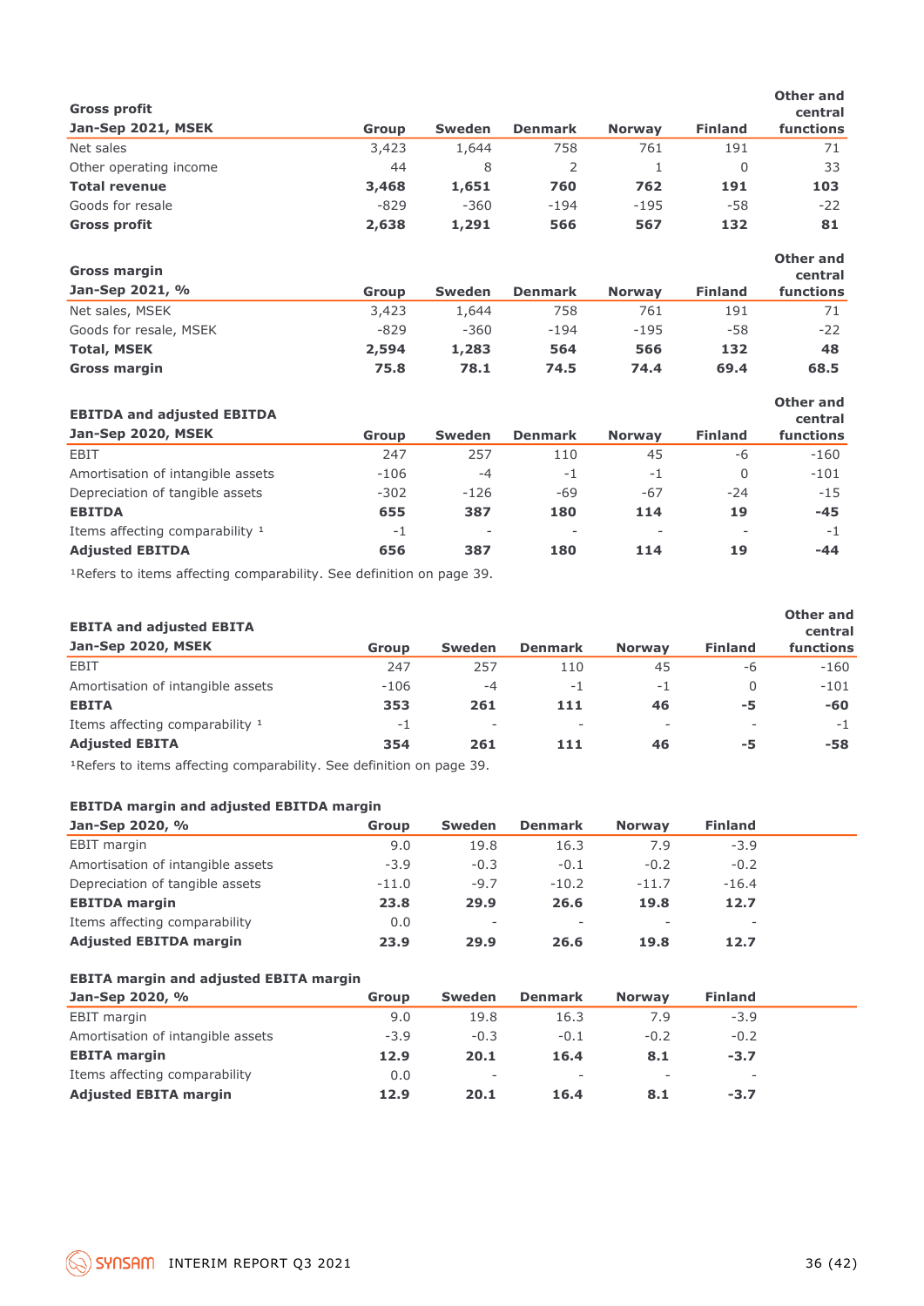**Gross profit**

| Jan-Sep 2021, MSEK | Group | Sweden | Denmark | Norway | Finland | Other and central functions |
|---|---|---|---|---|---|---|
| Net sales | 3,423 | 1,644 | 758 | 761 | 191 | 71 |
| Other operating income | 44 | 8 | 2 | 1 | 0 | 33 |
| **Total revenue** | **3,468** | **1,651** | **760** | **762** | **191** | **103** |
| Goods for resale | -829 | -360 | -194 | -195 | -58 | -22 |
| **Gross profit** | **2,638** | **1,291** | **566** | **567** | **132** | **81** |

**Gross margin**

| Jan-Sep 2021, % | Group | Sweden | Denmark | Norway | Finland | Other and central functions |
|---|---|---|---|---|---|---|
| Net sales, MSEK | 3,423 | 1,644 | 758 | 761 | 191 | 71 |
| Goods for resale, MSEK | -829 | -360 | -194 | -195 | -58 | -22 |
| **Total, MSEK** | **2,594** | **1,283** | **564** | **566** | **132** | **48** |
| **Gross margin** | **75.8** | **78.1** | **74.5** | **74.4** | **69.4** | **68.5** |

**EBITDA and adjusted EBITDA**

| Jan-Sep 2020, MSEK | Group | Sweden | Denmark | Norway | Finland | Other and central functions |
|---|---|---|---|---|---|---|
| EBIT | 247 | 257 | 110 | 45 | -6 | -160 |
| Amortisation of intangible assets | -106 | -4 | -1 | -1 | 0 | -101 |
| Depreciation of tangible assets | -302 | -126 | -69 | -67 | -24 | -15 |
| **EBITDA** | **655** | **387** | **180** | **114** | **19** | **-45** |
| Items affecting comparability [1] | -1 | - | - | - | - | -1 |
| **Adjusted EBITDA** | **656** | **387** | **180** | **114** | **19** | **-44** |

[1]Refers to items affecting comparability. See definition on page 39.

**EBITA and adjusted EBITA**

| Jan-Sep 2020, MSEK | Group | Sweden | Denmark | Norway | Finland | Other and central functions |
|---|---|---|---|---|---|---|
| EBIT | 247 | 257 | 110 | 45 | -6 | -160 |
| Amortisation of intangible assets | -106 | -4 | -1 | -1 | 0 | -101 |
| **EBITA** | **353** | **261** | **111** | **46** | **-5** | **-60** |
| Items affecting comparability [1] | -1 | - | - | - | - | -1 |
| **Adjusted EBITA** | **354** | **261** | **111** | **46** | **-5** | **-58** |

[1]Refers to items affecting comparability. See definition on page 39.

**EBITDA margin and adjusted EBITDA margin**

| Jan-Sep 2020, % | Group | Sweden | Denmark | Norway | Finland |
|---|---|---|---|---|---|
| EBIT margin | 9.0 | 19.8 | 16.3 | 7.9 | -3.9 |
| Amortisation of intangible assets | -3.9 | -0.3 | -0.1 | -0.2 | -0.2 |
| Depreciation of tangible assets | -11.0 | -9.7 | -10.2 | -11.7 | -16.4 |
| **EBITDA margin** | **23.8** | **29.9** | **26.6** | **19.8** | **12.7** |
| Items affecting comparability | 0.0 | - | - | - | - |
| **Adjusted EBITDA margin** | **23.9** | **29.9** | **26.6** | **19.8** | **12.7** |

**EBITA margin and adjusted EBITA margin**

| Jan-Sep 2020, % | Group | Sweden | Denmark | Norway | Finland |
|---|---|---|---|---|---|
| EBIT margin | 9.0 | 19.8 | 16.3 | 7.9 | -3.9 |
| Amortisation of intangible assets | -3.9 | -0.3 | -0.1 | -0.2 | -0.2 |
| **EBITA margin** | **12.9** | **20.1** | **16.4** | **8.1** | **-3.7** |
| Items affecting comparability | 0.0 | - | - | - | - |
| **Adjusted EBITA margin** | **12.9** | **20.1** | **16.4** | **8.1** | **-3.7** |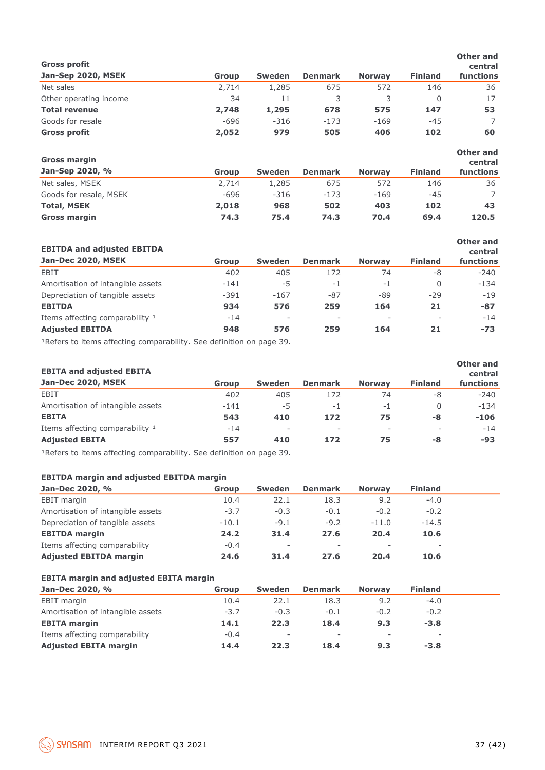| **Gross profit**<br>**Jan-Sep 2020, MSEK** | Group | Sweden | Denmark | Norway | Finland | Other and central functions |
|---|---|---|---|---|---|---|
| Net sales | 2,714 | 1,285 | 675 | 572 | 146 | 36 |
| Other operating income | 34 | 11 | 3 | 3 | 0 | 17 |
| **Total revenue** | **2,748** | **1,295** | **678** | **575** | **147** | **53** |
| Goods for resale | -696 | -316 | -173 | -169 | -45 | 7 |
| **Gross profit** | **2,052** | **979** | **505** | **406** | **102** | **60** |

| **Gross margin**<br>**Jan-Sep 2020, %** | Group | Sweden | Denmark | Norway | Finland | Other and central functions |
|---|---|---|---|---|---|---|
| Net sales, MSEK | 2,714 | 1,285 | 675 | 572 | 146 | 36 |
| Goods for resale, MSEK | -696 | -316 | -173 | -169 | -45 | 7 |
| **Total, MSEK** | **2,018** | **968** | **502** | **403** | **102** | **43** |
| **Gross margin** | **74.3** | **75.4** | **74.3** | **70.4** | **69.4** | **120.5** |

| **EBITDA and adjusted EBITDA**<br>**Jan-Dec 2020, MSEK** | Group | Sweden | Denmark | Norway | Finland | Other and central functions |
|---|---|---|---|---|---|---|
| EBIT | 402 | 405 | 172 | 74 | -8 | -240 |
| Amortisation of intangible assets | -141 | -5 | -1 | -1 | 0 | -134 |
| Depreciation of tangible assets | -391 | -167 | -87 | -89 | -29 | -19 |
| **EBITDA** | **934** | **576** | **259** | **164** | **21** | **-87** |
| Items affecting comparability [1] | -14 | - | - | - | - | -14 |
| **Adjusted EBITDA** | **948** | **576** | **259** | **164** | **21** | **-73** |

[1]Refers to items affecting comparability. See definition on page 39.

| **EBITA and adjusted EBITA**<br>**Jan-Dec 2020, MSEK** | Group | Sweden | Denmark | Norway | Finland | Other and central functions |
|---|---|---|---|---|---|---|
| EBIT | 402 | 405 | 172 | 74 | -8 | -240 |
| Amortisation of intangible assets | -141 | -5 | -1 | -1 | 0 | -134 |
| **EBITA** | **543** | **410** | **172** | **75** | **-8** | **-106** |
| Items affecting comparability [1] | -14 | - | - | - | - | -14 |
| **Adjusted EBITA** | **557** | **410** | **172** | **75** | **-8** | **-93** |

[1]Refers to items affecting comparability. See definition on page 39.

| **EBITDA margin and adjusted EBITDA margin**<br>**Jan-Dec 2020, %** | Group | Sweden | Denmark | Norway | Finland |
|---|---|---|---|---|---|
| EBIT margin | 10.4 | 22.1 | 18.3 | 9.2 | -4.0 |
| Amortisation of intangible assets | -3.7 | -0.3 | -0.1 | -0.2 | -0.2 |
| Depreciation of tangible assets | -10.1 | -9.1 | -9.2 | -11.0 | -14.5 |
| **EBITDA margin** | **24.2** | **31.4** | **27.6** | **20.4** | **10.6** |
| Items affecting comparability | -0.4 | - | - | - | - |
| **Adjusted EBITDA margin** | **24.6** | **31.4** | **27.6** | **20.4** | **10.6** |

| **EBITA margin and adjusted EBITA margin**<br>**Jan-Dec 2020, %** | Group | Sweden | Denmark | Norway | Finland |
|---|---|---|---|---|---|
| EBIT margin | 10.4 | 22.1 | 18.3 | 9.2 | -4.0 |
| Amortisation of intangible assets | -3.7 | -0.3 | -0.1 | -0.2 | -0.2 |
| **EBITA margin** | **14.1** | **22.3** | **18.4** | **9.3** | **-3.8** |
| Items affecting comparability | -0.4 | - | - | - | - |
| **Adjusted EBITA margin** | **14.4** | **22.3** | **18.4** | **9.3** | **-3.8** |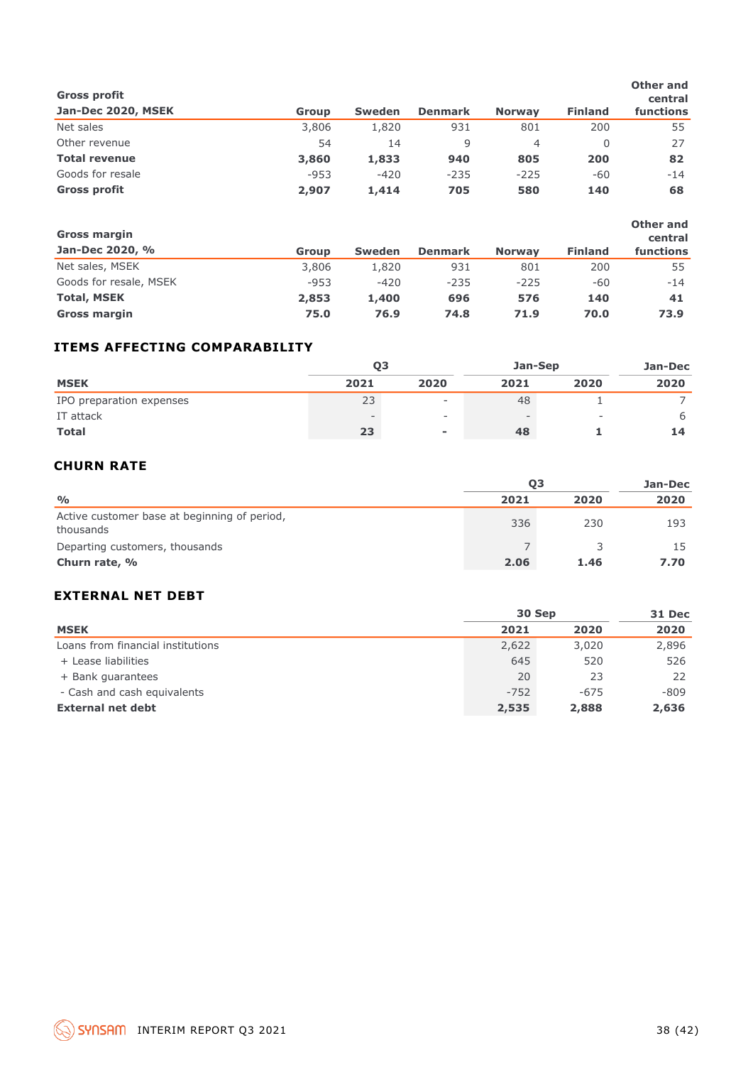| Gross profit<br>Jan-Dec 2020, MSEK | Group | Sweden | Denmark | Norway | Finland | Other and central functions |
|---|---|---|---|---|---|---|
| Net sales | 3,806 | 1,820 | 931 | 801 | 200 | 55 |
| Other revenue | 54 | 14 | 9 | 4 | 0 | 27 |
| **Total revenue** | **3,860** | **1,833** | **940** | **805** | **200** | **82** |
| Goods for resale | -953 | -420 | -235 | -225 | -60 | -14 |
| **Gross profit** | **2,907** | **1,414** | **705** | **580** | **140** | **68** |

| Gross margin<br>Jan-Dec 2020, % | Group | Sweden | Denmark | Norway | Finland | Other and central functions |
|---|---|---|---|---|---|---|
| Net sales, MSEK | 3,806 | 1,820 | 931 | 801 | 200 | 55 |
| Goods for resale, MSEK | -953 | -420 | -235 | -225 | -60 | -14 |
| **Total, MSEK** | **2,853** | **1,400** | **696** | **576** | **140** | **41** |
| **Gross margin** | **75.0** | **76.9** | **74.8** | **71.9** | **70.0** | **73.9** |

## ITEMS AFFECTING COMPARABILITY

| | Q3 | | Jan-Sep | | Jan-Dec |
|---|---|---|---|---|---|
| **MSEK** | **2021** | **2020** | **2021** | **2020** | **2020** |
| IPO preparation expenses | 23 | - | 48 | 1 | 7 |
| IT attack | - | - | - | - | 6 |
| **Total** | **23** | **-** | **48** | **1** | **14** |

## CHURN RATE

| | Q3 | | Jan-Dec |
|---|---|---|---|
| **%** | **2021** | **2020** | **2020** |
| Active customer base at beginning of period, thousands | 336 | 230 | 193 |
| Departing customers, thousands | 7 | 3 | 15 |
| **Churn rate, %** | **2.06** | **1.46** | **7.70** |

## EXTERNAL NET DEBT

| | 30 Sep | | 31 Dec |
|---|---|---|---|
| **MSEK** | **2021** | **2020** | **2020** |
| Loans from financial institutions | 2,622 | 3,020 | 2,896 |
| + Lease liabilities | 645 | 520 | 526 |
| + Bank guarantees | 20 | 23 | 22 |
| - Cash and cash equivalents | -752 | -675 | -809 |
| **External net debt** | **2,535** | **2,888** | **2,636** |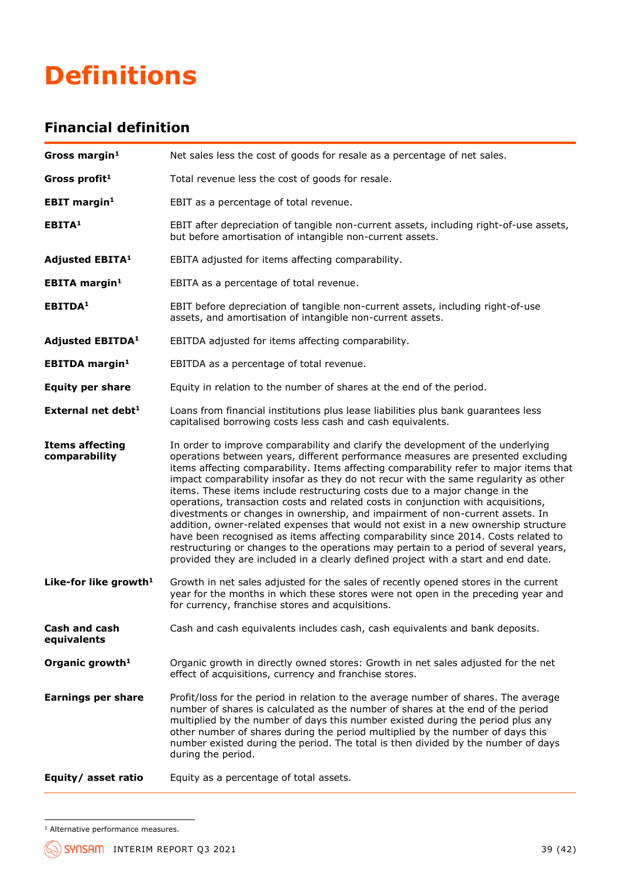# Definitions

## Financial definition

| | |
|---|---|
| **Gross margin**[1] | Net sales less the cost of goods for resale as a percentage of net sales. |
| **Gross profit**[1] | Total revenue less the cost of goods for resale. |
| **EBIT margin**[1] | EBIT as a percentage of total revenue. |
| **EBITA**[1] | EBIT after depreciation of tangible non-current assets, including right-of-use assets, but before amortisation of intangible non-current assets. |
| **Adjusted EBITA**[1] | EBITA adjusted for items affecting comparability. |
| **EBITA margin**[1] | EBITA as a percentage of total revenue. |
| **EBITDA**[1] | EBIT before depreciation of tangible non-current assets, including right-of-use assets, and amortisation of intangible non-current assets. |
| **Adjusted EBITDA**[1] | EBITDA adjusted for items affecting comparability. |
| **EBITDA margin**[1] | EBITDA as a percentage of total revenue. |
| **Equity per share** | Equity in relation to the number of shares at the end of the period. |
| **External net debt**[1] | Loans from financial institutions plus lease liabilities plus bank guarantees less capitalised borrowing costs less cash and cash equivalents. |
| **Items affecting comparability** | In order to improve comparability and clarify the development of the underlying operations between years, different performance measures are presented excluding items affecting comparability. Items affecting comparability refer to major items that impact comparability insofar as they do not recur with the same regularity as other items. These items include restructuring costs due to a major change in the operations, transaction costs and related costs in conjunction with acquisitions, divestments or changes in ownership, and impairment of non-current assets. In addition, owner-related expenses that would not exist in a new ownership structure have been recognised as items affecting comparability since 2014. Costs related to restructuring or changes to the operations may pertain to a period of several years, provided they are included in a clearly defined project with a start and end date. |
| **Like-for like growth**[1] | Growth in net sales adjusted for the sales of recently opened stores in the current year for the months in which these stores were not open in the preceding year and for currency, franchise stores and acquisitions. |
| **Cash and cash equivalents** | Cash and cash equivalents includes cash, cash equivalents and bank deposits. |
| **Organic growth**[1] | Organic growth in directly owned stores: Growth in net sales adjusted for the net effect of acquisitions, currency and franchise stores. |
| **Earnings per share** | Profit/loss for the period in relation to the average number of shares. The average number of shares is calculated as the number of shares at the end of the period multiplied by the number of days this number existed during the period plus any other number of shares during the period multiplied by the number of days this number existed during the period. The total is then divided by the number of days during the period. |
| **Equity/ asset ratio** | Equity as a percentage of total assets. |

[1] Alternative performance measures.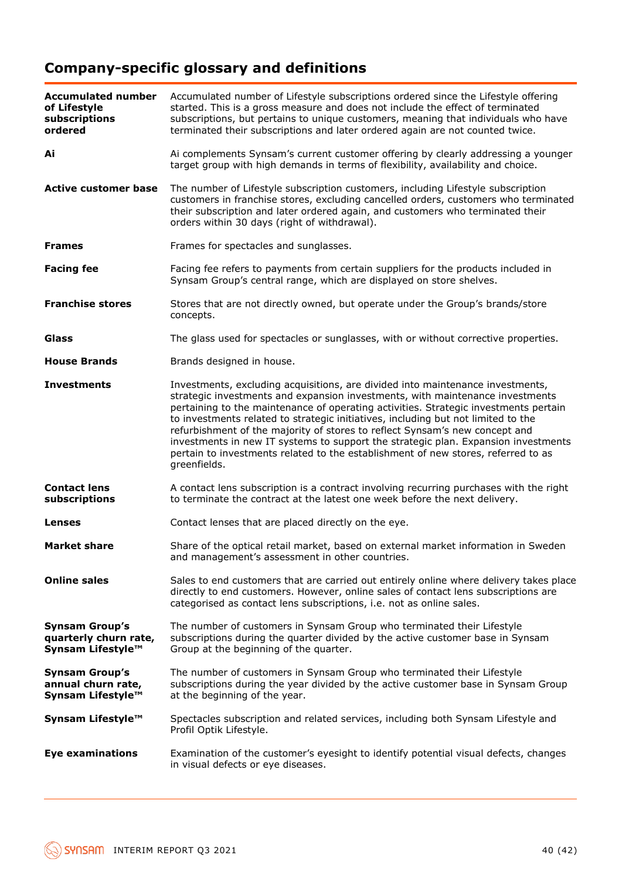# Company-specific glossary and definitions

| | |
|---|---|
| **Accumulated number of Lifestyle subscriptions ordered** | Accumulated number of Lifestyle subscriptions ordered since the Lifestyle offering started. This is a gross measure and does not include the effect of terminated subscriptions, but pertains to unique customers, meaning that individuals who have terminated their subscriptions and later ordered again are not counted twice. |
| **Ai** | Ai complements Synsam's current customer offering by clearly addressing a younger target group with high demands in terms of flexibility, availability and choice. |
| **Active customer base** | The number of Lifestyle subscription customers, including Lifestyle subscription customers in franchise stores, excluding cancelled orders, customers who terminated their subscription and later ordered again, and customers who terminated their orders within 30 days (right of withdrawal). |
| **Frames** | Frames for spectacles and sunglasses. |
| **Facing fee** | Facing fee refers to payments from certain suppliers for the products included in Synsam Group's central range, which are displayed on store shelves. |
| **Franchise stores** | Stores that are not directly owned, but operate under the Group's brands/store concepts. |
| **Glass** | The glass used for spectacles or sunglasses, with or without corrective properties. |
| **House Brands** | Brands designed in house. |
| **Investments** | Investments, excluding acquisitions, are divided into maintenance investments, strategic investments and expansion investments, with maintenance investments pertaining to the maintenance of operating activities. Strategic investments pertain to investments related to strategic initiatives, including but not limited to the refurbishment of the majority of stores to reflect Synsam's new concept and investments in new IT systems to support the strategic plan. Expansion investments pertain to investments related to the establishment of new stores, referred to as greenfields. |
| **Contact lens subscriptions** | A contact lens subscription is a contract involving recurring purchases with the right to terminate the contract at the latest one week before the next delivery. |
| **Lenses** | Contact lenses that are placed directly on the eye. |
| **Market share** | Share of the optical retail market, based on external market information in Sweden and management's assessment in other countries. |
| **Online sales** | Sales to end customers that are carried out entirely online where delivery takes place directly to end customers. However, online sales of contact lens subscriptions are categorised as contact lens subscriptions, i.e. not as online sales. |
| **Synsam Group's quarterly churn rate, Synsam Lifestyle™** | The number of customers in Synsam Group who terminated their Lifestyle subscriptions during the quarter divided by the active customer base in Synsam Group at the beginning of the quarter. |
| **Synsam Group's annual churn rate, Synsam Lifestyle™** | The number of customers in Synsam Group who terminated their Lifestyle subscriptions during the year divided by the active customer base in Synsam Group at the beginning of the year. |
| **Synsam Lifestyle™** | Spectacles subscription and related services, including both Synsam Lifestyle and Profil Optik Lifestyle. |
| **Eye examinations** | Examination of the customer's eyesight to identify potential visual defects, changes in visual defects or eye diseases. |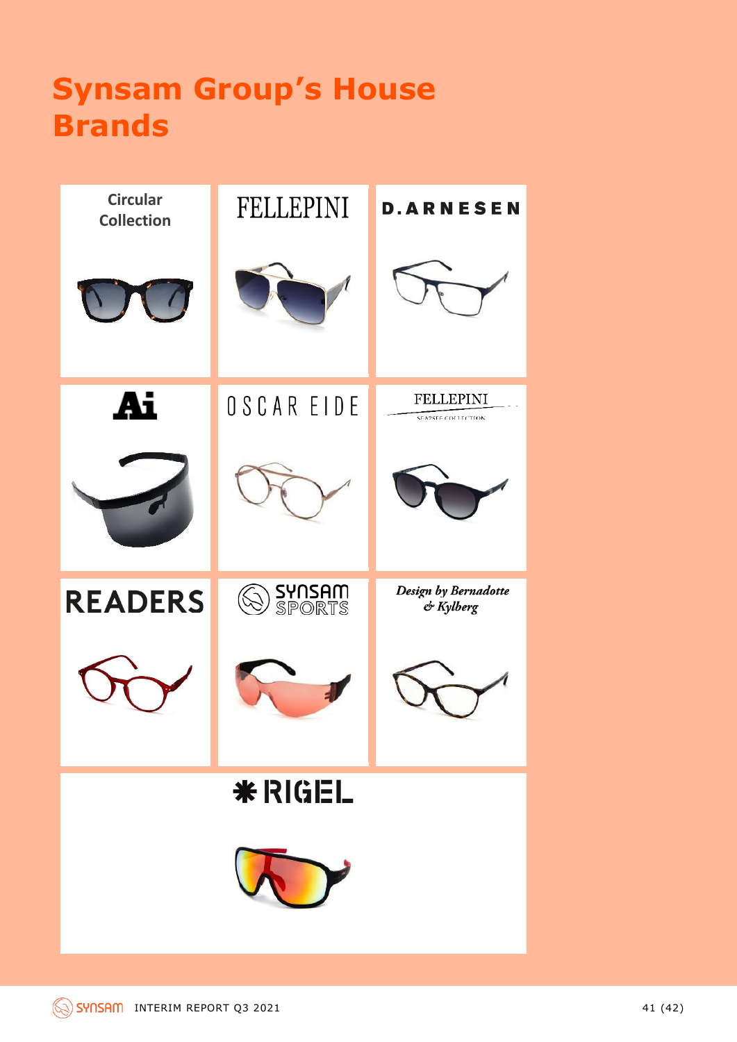# Synsam Group's House Brands

Circular Collection

FELLEPINI

D.ARNESEN

Ai

OSCAR EIDE

FELLEPINI SEAZSEE COLLECTION

READERS

SYNSAM SPORTS

*Design by Bernadotte & Kylberg*

RIGEL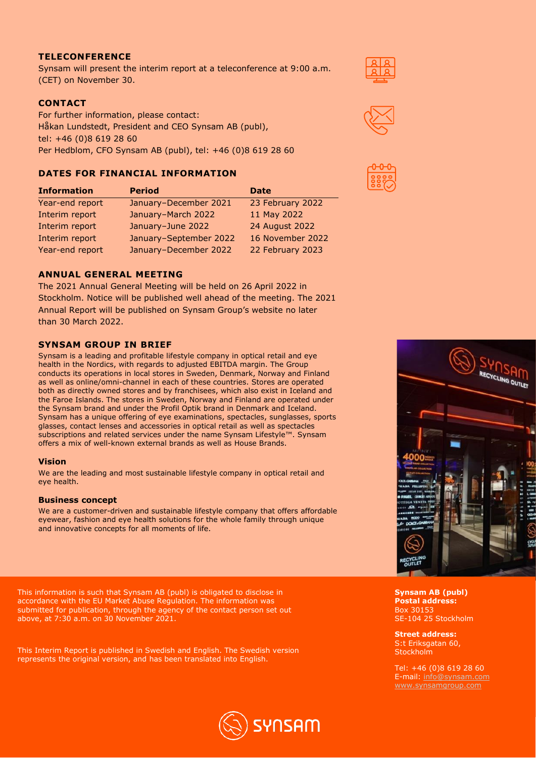## TELECONFERENCE

Synsam will present the interim report at a teleconference at 9:00 a.m. (CET) on November 30.

## CONTACT

For further information, please contact:
Håkan Lundstedt, President and CEO Synsam AB (publ), tel: +46 (0)8 619 28 60
Per Hedblom, CFO Synsam AB (publ), tel: +46 (0)8 619 28 60

## DATES FOR FINANCIAL INFORMATION

| Information | Period | Date |
|---|---|---|
| Year-end report | January–December 2021 | 23 February 2022 |
| Interim report | January–March 2022 | 11 May 2022 |
| Interim report | January–June 2022 | 24 August 2022 |
| Interim report | January–September 2022 | 16 November 2022 |
| Year-end report | January–December 2022 | 22 February 2023 |

## ANNUAL GENERAL MEETING

The 2021 Annual General Meeting will be held on 26 April 2022 in Stockholm. Notice will be published well ahead of the meeting. The 2021 Annual Report will be published on Synsam Group's website no later than 30 March 2022.

## SYNSAM GROUP IN BRIEF

Synsam is a leading and profitable lifestyle company in optical retail and eye health in the Nordics, with regards to adjusted EBITDA margin. The Group conducts its operations in local stores in Sweden, Denmark, Norway and Finland as well as online/omni-channel in each of these countries. Stores are operated both as directly owned stores and by franchisees, which also exist in Iceland and the Faroe Islands. The stores in Sweden, Norway and Finland are operated under the Synsam brand and under the Profil Optik brand in Denmark and Iceland. Synsam has a unique offering of eye examinations, spectacles, sunglasses, sports glasses, contact lenses and accessories in optical retail as well as spectacles subscriptions and related services under the name Synsam Lifestyle™. Synsam offers a mix of well-known external brands as well as House Brands.

### Vision

We are the leading and most sustainable lifestyle company in optical retail and eye health.

### Business concept

We are a customer-driven and sustainable lifestyle company that offers affordable eyewear, fashion and eye health solutions for the whole family through unique and innovative concepts for all moments of life.

This information is such that Synsam AB (publ) is obligated to disclose in accordance with the EU Market Abuse Regulation. The information was submitted for publication, through the agency of the contact person set out above, at 7:30 a.m. on 30 November 2021.

This Interim Report is published in Swedish and English. The Swedish version represents the original version, and has been translated into English.

**Synsam AB (publ)**
**Postal address:**
Box 30153
SE-104 25 Stockholm

**Street address:**
S:t Eriksgatan 60,
Stockholm

Tel: +46 (0)8 619 28 60
E-mail: info@synsam.com
www.synsamgroup.com